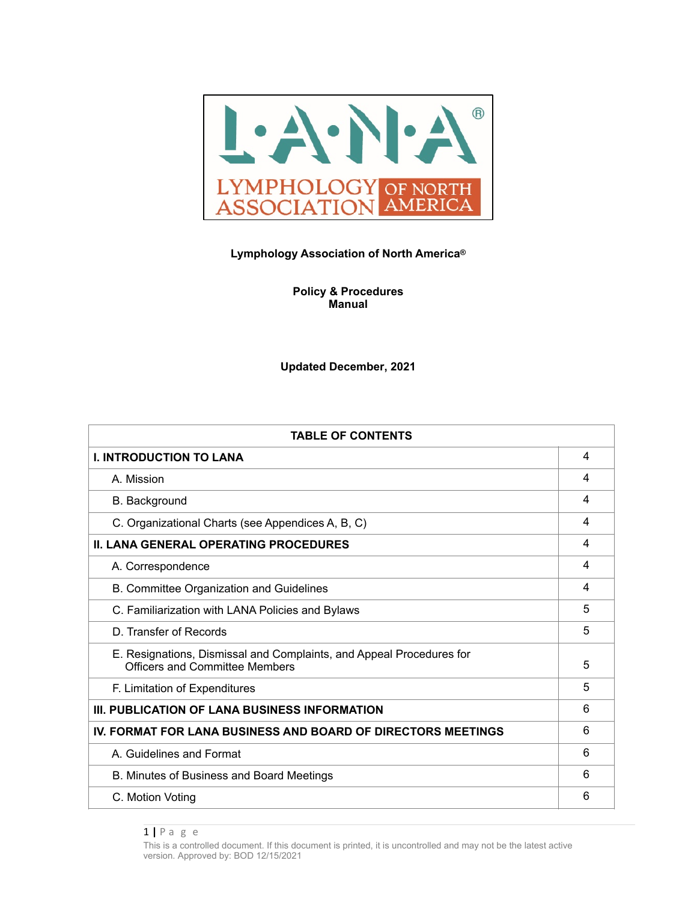Lymphology Association of North America®

**Policy & Procedures Manual**

**Updated December, 2021**

| TABLE OF CONTENTS | |
|---|---|
| **I. INTRODUCTION TO LANA** | 4 |
| A. Mission | 4 |
| B. Background | 4 |
| C. Organizational Charts (see Appendices A, B, C) | 4 |
| **II. LANA GENERAL OPERATING PROCEDURES** | 4 |
| A. Correspondence | 4 |
| B. Committee Organization and Guidelines | 4 |
| C. Familiarization with LANA Policies and Bylaws | 5 |
| D. Transfer of Records | 5 |
| E. Resignations, Dismissal and Complaints, and Appeal Procedures for Officers and Committee Members | 5 |
| F. Limitation of Expenditures | 5 |
| **III. PUBLICATION OF LANA BUSINESS INFORMATION** | 6 |
| **IV. FORMAT FOR LANA BUSINESS AND BOARD OF DIRECTORS MEETINGS** | 6 |
| A. Guidelines and Format | 6 |
| B. Minutes of Business and Board Meetings | 6 |
| C. Motion Voting | 6 |

This is a controlled document. If this document is printed, it is uncontrolled and may not be the latest active version. Approved by: BOD 12/15/2021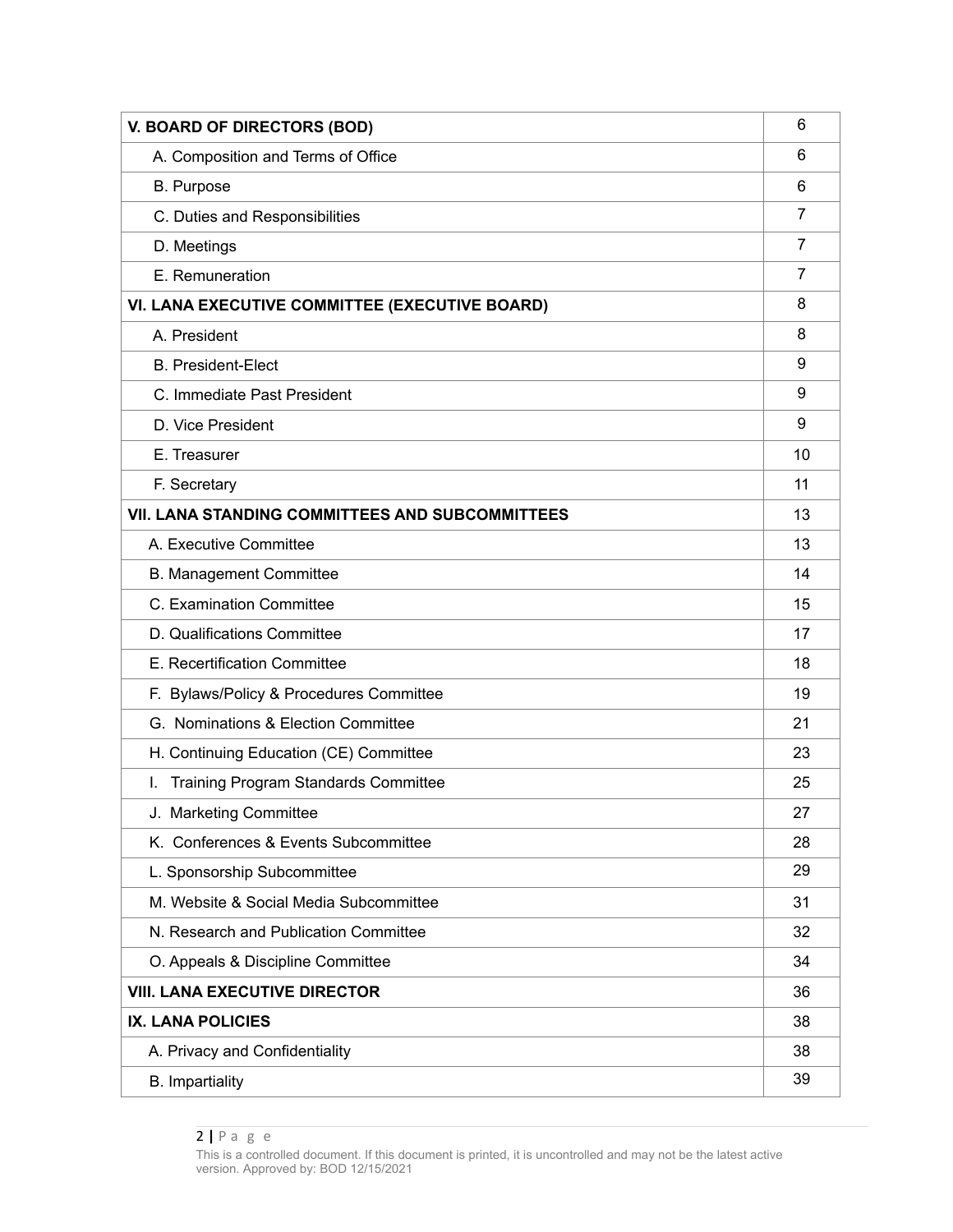| | |
|---|---|
| **V. BOARD OF DIRECTORS (BOD)** | 6 |
| A. Composition and Terms of Office | 6 |
| B. Purpose | 6 |
| C. Duties and Responsibilities | 7 |
| D. Meetings | 7 |
| E. Remuneration | 7 |
| **VI. LANA EXECUTIVE COMMITTEE (EXECUTIVE BOARD)** | 8 |
| A. President | 8 |
| B. President-Elect | 9 |
| C. Immediate Past President | 9 |
| D. Vice President | 9 |
| E. Treasurer | 10 |
| F. Secretary | 11 |
| **VII. LANA STANDING COMMITTEES AND SUBCOMMITTEES** | 13 |
| A. Executive Committee | 13 |
| B. Management Committee | 14 |
| C. Examination Committee | 15 |
| D. Qualifications Committee | 17 |
| E. Recertification Committee | 18 |
| F. Bylaws/Policy & Procedures Committee | 19 |
| G. Nominations & Election Committee | 21 |
| H. Continuing Education (CE) Committee | 23 |
| I. Training Program Standards Committee | 25 |
| J. Marketing Committee | 27 |
| K. Conferences & Events Subcommittee | 28 |
| L. Sponsorship Subcommittee | 29 |
| M. Website & Social Media Subcommittee | 31 |
| N. Research and Publication Committee | 32 |
| O. Appeals & Discipline Committee | 34 |
| **VIII. LANA EXECUTIVE DIRECTOR** | 36 |
| **IX. LANA POLICIES** | 38 |
| A. Privacy and Confidentiality | 38 |
| B. Impartiality | 39 |

This is a controlled document. If this document is printed, it is uncontrolled and may not be the latest active version. Approved by: BOD 12/15/2021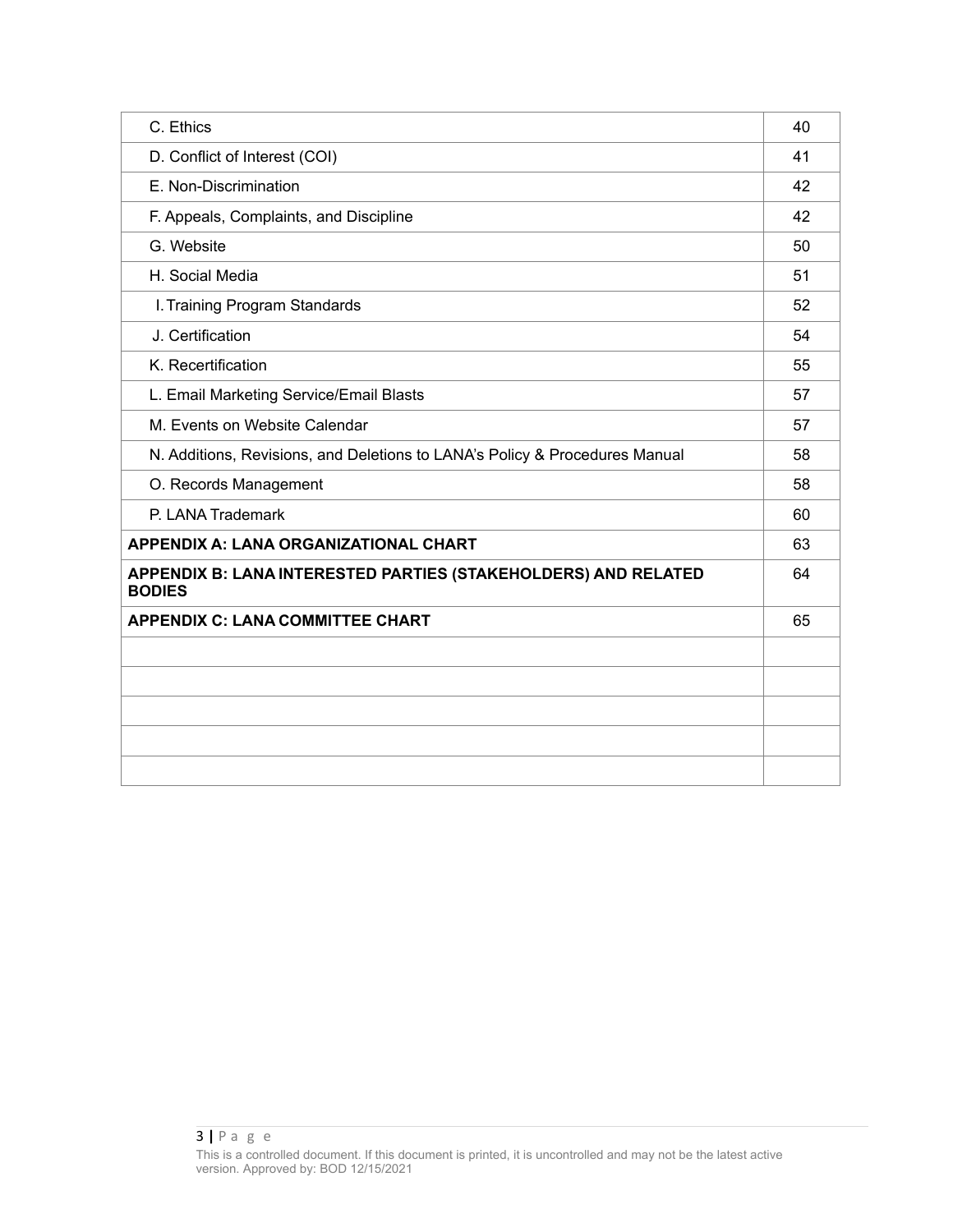| | |
|---|---|
| C. Ethics | 40 |
| D. Conflict of Interest (COI) | 41 |
| E. Non-Discrimination | 42 |
| F. Appeals, Complaints, and Discipline | 42 |
| G. Website | 50 |
| H. Social Media | 51 |
| I. Training Program Standards | 52 |
| J. Certification | 54 |
| K. Recertification | 55 |
| L. Email Marketing Service/Email Blasts | 57 |
| M. Events on Website Calendar | 57 |
| N. Additions, Revisions, and Deletions to LANA's Policy & Procedures Manual | 58 |
| O. Records Management | 58 |
| P. LANA Trademark | 60 |
| **APPENDIX A: LANA ORGANIZATIONAL CHART** | 63 |
| **APPENDIX B: LANA INTERESTED PARTIES (STAKEHOLDERS) AND RELATED BODIES** | 64 |
| **APPENDIX C: LANA COMMITTEE CHART** | 65 |
| | |
| | |
| | |
| | |
| | |

This is a controlled document. If this document is printed, it is uncontrolled and may not be the latest active version. Approved by: BOD 12/15/2021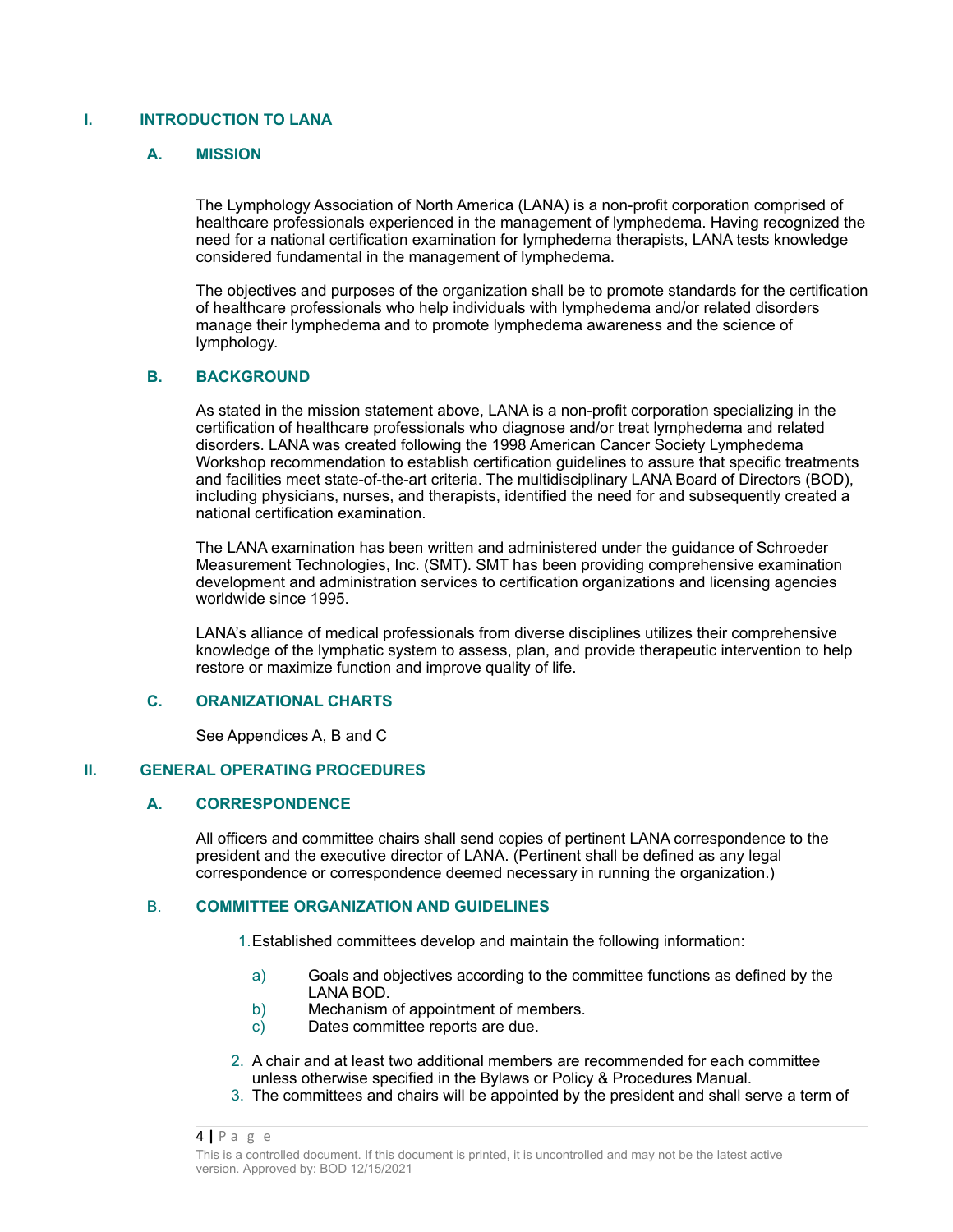# I. INTRODUCTION TO LANA

## A. MISSION

The Lymphology Association of North America (LANA) is a non-profit corporation comprised of healthcare professionals experienced in the management of lymphedema. Having recognized the need for a national certification examination for lymphedema therapists, LANA tests knowledge considered fundamental in the management of lymphedema.

The objectives and purposes of the organization shall be to promote standards for the certification of healthcare professionals who help individuals with lymphedema and/or related disorders manage their lymphedema and to promote lymphedema awareness and the science of lymphology.

## B. BACKGROUND

As stated in the mission statement above, LANA is a non-profit corporation specializing in the certification of healthcare professionals who diagnose and/or treat lymphedema and related disorders. LANA was created following the 1998 American Cancer Society Lymphedema Workshop recommendation to establish certification guidelines to assure that specific treatments and facilities meet state-of-the-art criteria. The multidisciplinary LANA Board of Directors (BOD), including physicians, nurses, and therapists, identified the need for and subsequently created a national certification examination.

The LANA examination has been written and administered under the guidance of Schroeder Measurement Technologies, Inc. (SMT). SMT has been providing comprehensive examination development and administration services to certification organizations and licensing agencies worldwide since 1995.

LANA's alliance of medical professionals from diverse disciplines utilizes their comprehensive knowledge of the lymphatic system to assess, plan, and provide therapeutic intervention to help restore or maximize function and improve quality of life.

## C. ORANIZATIONAL CHARTS

See Appendices A, B and C

# II. GENERAL OPERATING PROCEDURES

## A. CORRESPONDENCE

All officers and committee chairs shall send copies of pertinent LANA correspondence to the president and the executive director of LANA. (Pertinent shall be defined as any legal correspondence or correspondence deemed necessary in running the organization.)

## B. COMMITTEE ORGANIZATION AND GUIDELINES

1. Established committees develop and maintain the following information:
   - a) Goals and objectives according to the committee functions as defined by the LANA BOD.
   - b) Mechanism of appointment of members.
   - c) Dates committee reports are due.
2. A chair and at least two additional members are recommended for each committee unless otherwise specified in the Bylaws or Policy & Procedures Manual.
3. The committees and chairs will be appointed by the president and shall serve a term of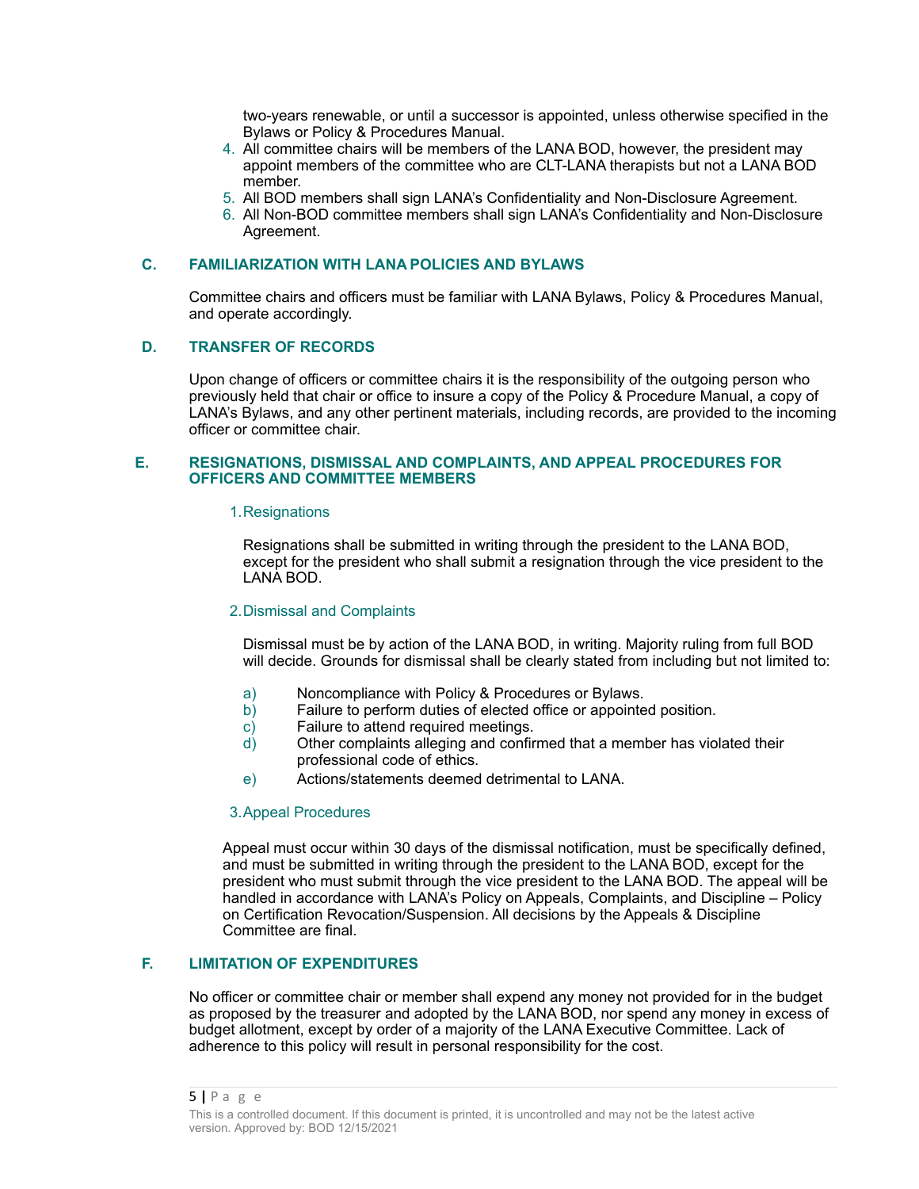two-years renewable, or until a successor is appointed, unless otherwise specified in the Bylaws or Policy & Procedures Manual.

4. All committee chairs will be members of the LANA BOD, however, the president may appoint members of the committee who are CLT-LANA therapists but not a LANA BOD member.
5. All BOD members shall sign LANA's Confidentiality and Non-Disclosure Agreement.
6. All Non-BOD committee members shall sign LANA's Confidentiality and Non-Disclosure Agreement.

## C. FAMILIARIZATION WITH LANA POLICIES AND BYLAWS

Committee chairs and officers must be familiar with LANA Bylaws, Policy & Procedures Manual, and operate accordingly.

## D. TRANSFER OF RECORDS

Upon change of officers or committee chairs it is the responsibility of the outgoing person who previously held that chair or office to insure a copy of the Policy & Procedure Manual, a copy of LANA's Bylaws, and any other pertinent materials, including records, are provided to the incoming officer or committee chair.

## E. RESIGNATIONS, DISMISSAL AND COMPLAINTS, AND APPEAL PROCEDURES FOR OFFICERS AND COMMITTEE MEMBERS

### 1. Resignations

Resignations shall be submitted in writing through the president to the LANA BOD, except for the president who shall submit a resignation through the vice president to the LANA BOD.

### 2. Dismissal and Complaints

Dismissal must be by action of the LANA BOD, in writing. Majority ruling from full BOD will decide. Grounds for dismissal shall be clearly stated from including but not limited to:

a) Noncompliance with Policy & Procedures or Bylaws.
b) Failure to perform duties of elected office or appointed position.
c) Failure to attend required meetings.
d) Other complaints alleging and confirmed that a member has violated their professional code of ethics.
e) Actions/statements deemed detrimental to LANA.

### 3. Appeal Procedures

Appeal must occur within 30 days of the dismissal notification, must be specifically defined, and must be submitted in writing through the president to the LANA BOD, except for the president who must submit through the vice president to the LANA BOD. The appeal will be handled in accordance with LANA's Policy on Appeals, Complaints, and Discipline – Policy on Certification Revocation/Suspension. All decisions by the Appeals & Discipline Committee are final.

## F. LIMITATION OF EXPENDITURES

No officer or committee chair or member shall expend any money not provided for in the budget as proposed by the treasurer and adopted by the LANA BOD, nor spend any money in excess of budget allotment, except by order of a majority of the LANA Executive Committee. Lack of adherence to this policy will result in personal responsibility for the cost.

This is a controlled document. If this document is printed, it is uncontrolled and may not be the latest active version. Approved by: BOD 12/15/2021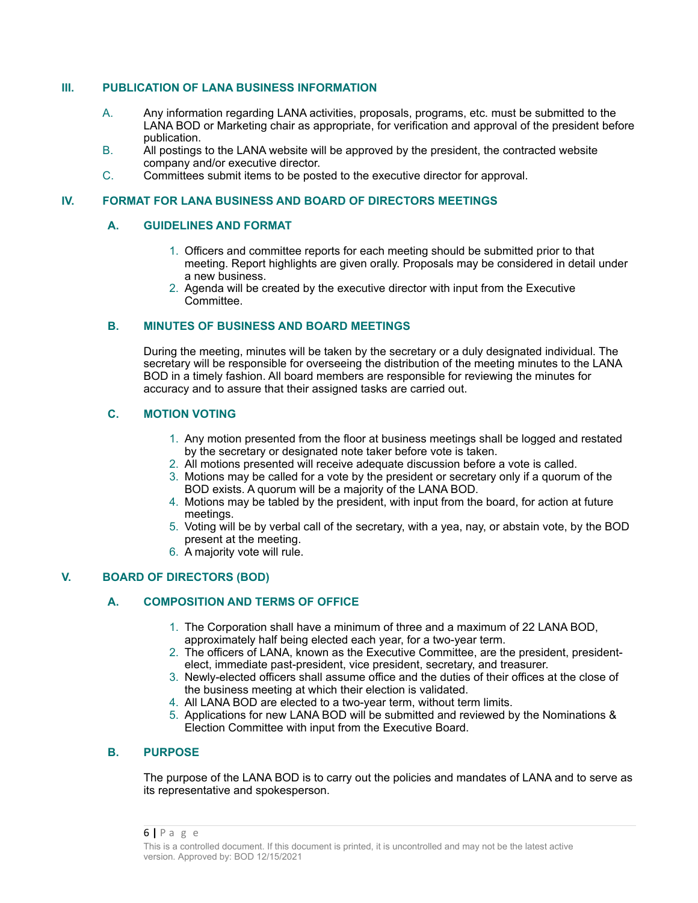## III. PUBLICATION OF LANA BUSINESS INFORMATION

A. Any information regarding LANA activities, proposals, programs, etc. must be submitted to the LANA BOD or Marketing chair as appropriate, for verification and approval of the president before publication.

B. All postings to the LANA website will be approved by the president, the contracted website company and/or executive director.

C. Committees submit items to be posted to the executive director for approval.

## IV. FORMAT FOR LANA BUSINESS AND BOARD OF DIRECTORS MEETINGS

### A. GUIDELINES AND FORMAT

1. Officers and committee reports for each meeting should be submitted prior to that meeting. Report highlights are given orally. Proposals may be considered in detail under a new business.
2. Agenda will be created by the executive director with input from the Executive Committee.

### B. MINUTES OF BUSINESS AND BOARD MEETINGS

During the meeting, minutes will be taken by the secretary or a duly designated individual. The secretary will be responsible for overseeing the distribution of the meeting minutes to the LANA BOD in a timely fashion. All board members are responsible for reviewing the minutes for accuracy and to assure that their assigned tasks are carried out.

### C. MOTION VOTING

1. Any motion presented from the floor at business meetings shall be logged and restated by the secretary or designated note taker before vote is taken.
2. All motions presented will receive adequate discussion before a vote is called.
3. Motions may be called for a vote by the president or secretary only if a quorum of the BOD exists. A quorum will be a majority of the LANA BOD.
4. Motions may be tabled by the president, with input from the board, for action at future meetings.
5. Voting will be by verbal call of the secretary, with a yea, nay, or abstain vote, by the BOD present at the meeting.
6. A majority vote will rule.

## V. BOARD OF DIRECTORS (BOD)

### A. COMPOSITION AND TERMS OF OFFICE

1. The Corporation shall have a minimum of three and a maximum of 22 LANA BOD, approximately half being elected each year, for a two-year term.
2. The officers of LANA, known as the Executive Committee, are the president, president-elect, immediate past-president, vice president, secretary, and treasurer.
3. Newly-elected officers shall assume office and the duties of their offices at the close of the business meeting at which their election is validated.
4. All LANA BOD are elected to a two-year term, without term limits.
5. Applications for new LANA BOD will be submitted and reviewed by the Nominations & Election Committee with input from the Executive Board.

### B. PURPOSE

The purpose of the LANA BOD is to carry out the policies and mandates of LANA and to serve as its representative and spokesperson.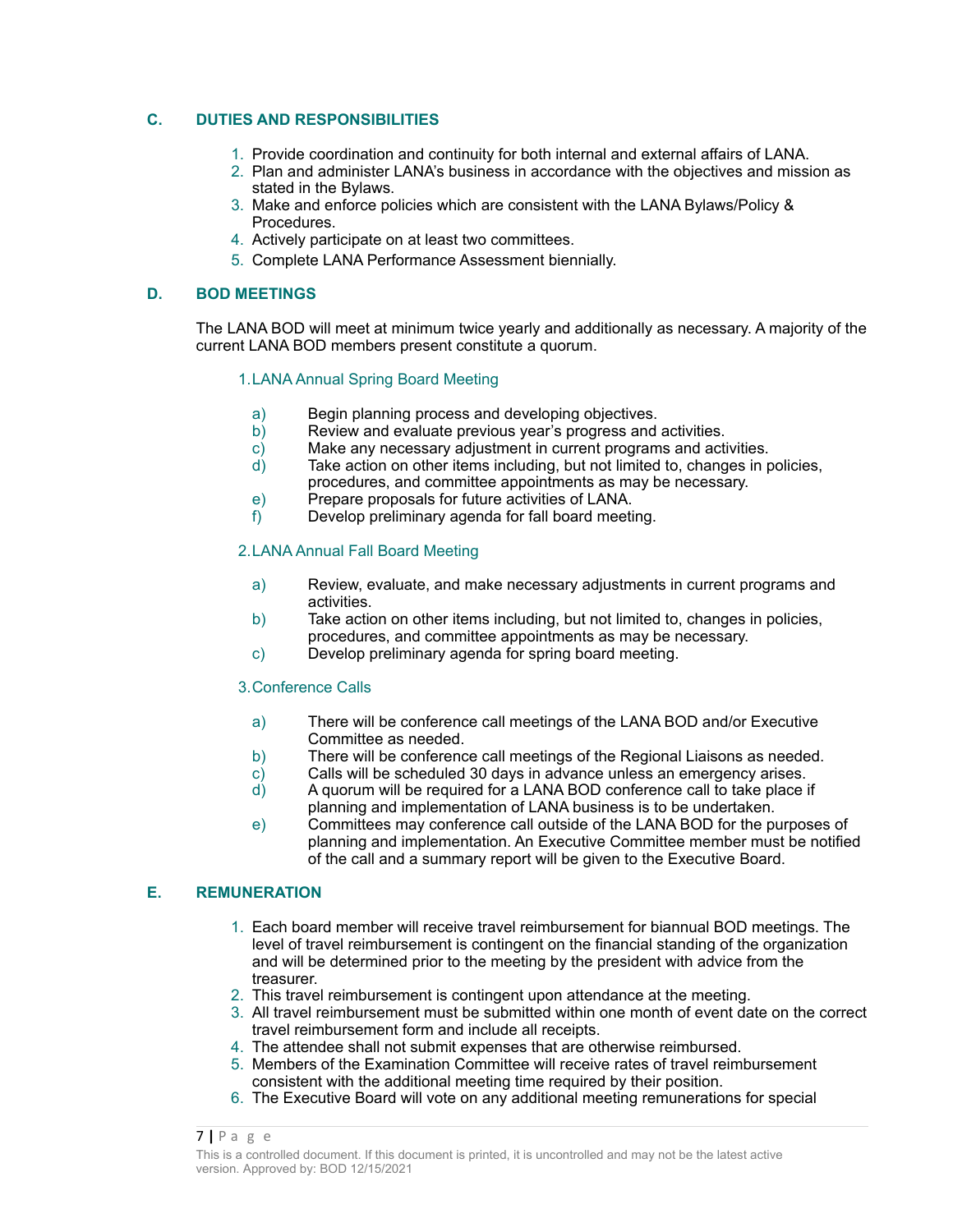## C. DUTIES AND RESPONSIBILITIES

1. Provide coordination and continuity for both internal and external affairs of LANA.
2. Plan and administer LANA's business in accordance with the objectives and mission as stated in the Bylaws.
3. Make and enforce policies which are consistent with the LANA Bylaws/Policy & Procedures.
4. Actively participate on at least two committees.
5. Complete LANA Performance Assessment biennially.

## D. BOD MEETINGS

The LANA BOD will meet at minimum twice yearly and additionally as necessary. A majority of the current LANA BOD members present constitute a quorum.

### 1. LANA Annual Spring Board Meeting

a) Begin planning process and developing objectives.
b) Review and evaluate previous year's progress and activities.
c) Make any necessary adjustment in current programs and activities.
d) Take action on other items including, but not limited to, changes in policies, procedures, and committee appointments as may be necessary.
e) Prepare proposals for future activities of LANA.
f) Develop preliminary agenda for fall board meeting.

### 2. LANA Annual Fall Board Meeting

a) Review, evaluate, and make necessary adjustments in current programs and activities.
b) Take action on other items including, but not limited to, changes in policies, procedures, and committee appointments as may be necessary.
c) Develop preliminary agenda for spring board meeting.

### 3. Conference Calls

a) There will be conference call meetings of the LANA BOD and/or Executive Committee as needed.
b) There will be conference call meetings of the Regional Liaisons as needed.
c) Calls will be scheduled 30 days in advance unless an emergency arises.
d) A quorum will be required for a LANA BOD conference call to take place if planning and implementation of LANA business is to be undertaken.
e) Committees may conference call outside of the LANA BOD for the purposes of planning and implementation. An Executive Committee member must be notified of the call and a summary report will be given to the Executive Board.

## E. REMUNERATION

1. Each board member will receive travel reimbursement for biannual BOD meetings. The level of travel reimbursement is contingent on the financial standing of the organization and will be determined prior to the meeting by the president with advice from the treasurer.
2. This travel reimbursement is contingent upon attendance at the meeting.
3. All travel reimbursement must be submitted within one month of event date on the correct travel reimbursement form and include all receipts.
4. The attendee shall not submit expenses that are otherwise reimbursed.
5. Members of the Examination Committee will receive rates of travel reimbursement consistent with the additional meeting time required by their position.
6. The Executive Board will vote on any additional meeting remunerations for special

This is a controlled document. If this document is printed, it is uncontrolled and may not be the latest active version. Approved by: BOD 12/15/2021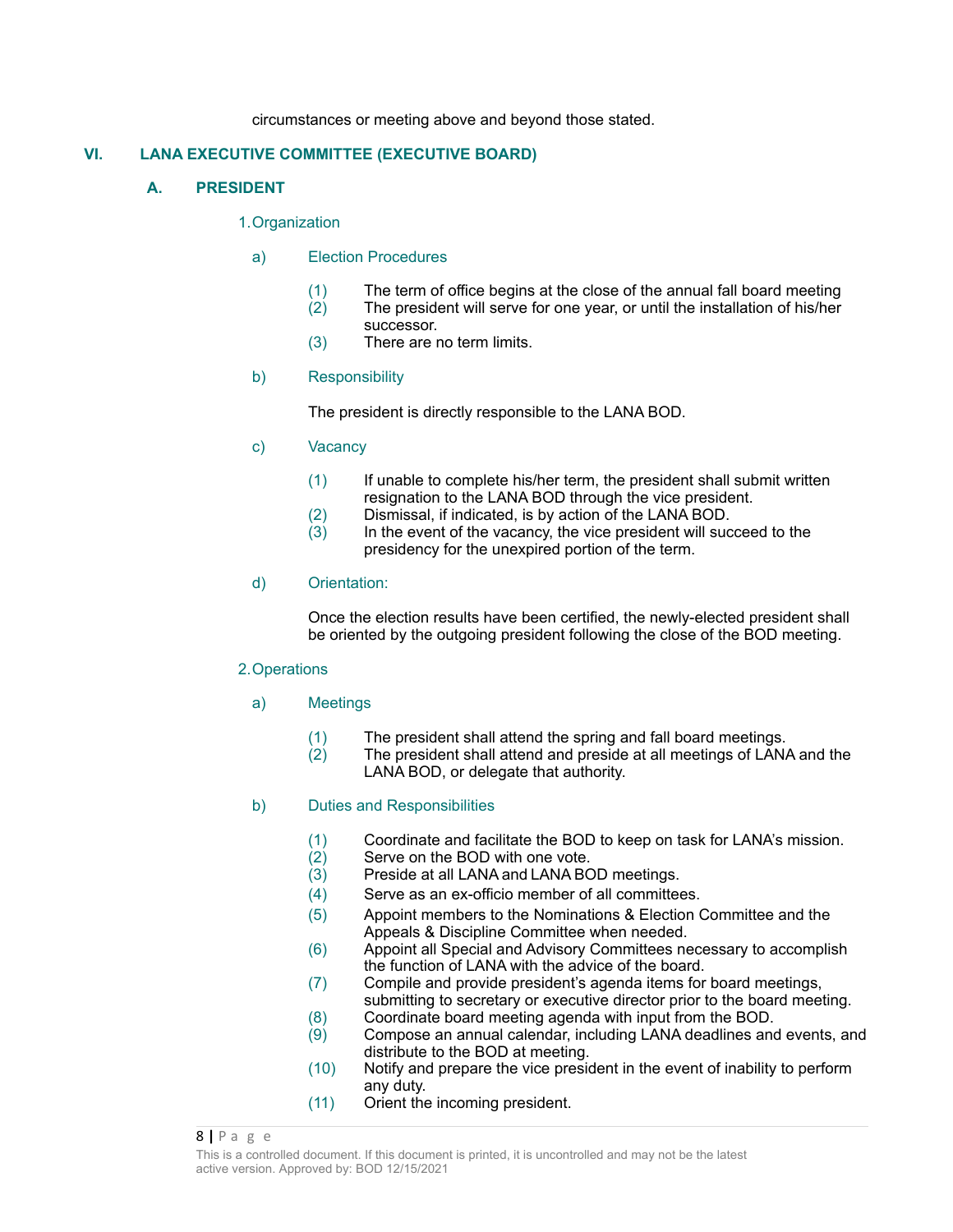circumstances or meeting above and beyond those stated.

## VI. LANA EXECUTIVE COMMITTEE (EXECUTIVE BOARD)

### A. PRESIDENT

#### 1. Organization

a) Election Procedures

(1) The term of office begins at the close of the annual fall board meeting
(2) The president will serve for one year, or until the installation of his/her successor.
(3) There are no term limits.

b) Responsibility

The president is directly responsible to the LANA BOD.

c) Vacancy

(1) If unable to complete his/her term, the president shall submit written resignation to the LANA BOD through the vice president.
(2) Dismissal, if indicated, is by action of the LANA BOD.
(3) In the event of the vacancy, the vice president will succeed to the presidency for the unexpired portion of the term.

d) Orientation:

Once the election results have been certified, the newly-elected president shall be oriented by the outgoing president following the close of the BOD meeting.

#### 2. Operations

a) Meetings

(1) The president shall attend the spring and fall board meetings.
(2) The president shall attend and preside at all meetings of LANA and the LANA BOD, or delegate that authority.

b) Duties and Responsibilities

(1) Coordinate and facilitate the BOD to keep on task for LANA's mission.
(2) Serve on the BOD with one vote.
(3) Preside at all LANA and LANA BOD meetings.
(4) Serve as an ex-officio member of all committees.
(5) Appoint members to the Nominations & Election Committee and the Appeals & Discipline Committee when needed.
(6) Appoint all Special and Advisory Committees necessary to accomplish the function of LANA with the advice of the board.
(7) Compile and provide president's agenda items for board meetings, submitting to secretary or executive director prior to the board meeting.
(8) Coordinate board meeting agenda with input from the BOD.
(9) Compose an annual calendar, including LANA deadlines and events, and distribute to the BOD at meeting.
(10) Notify and prepare the vice president in the event of inability to perform any duty.
(11) Orient the incoming president.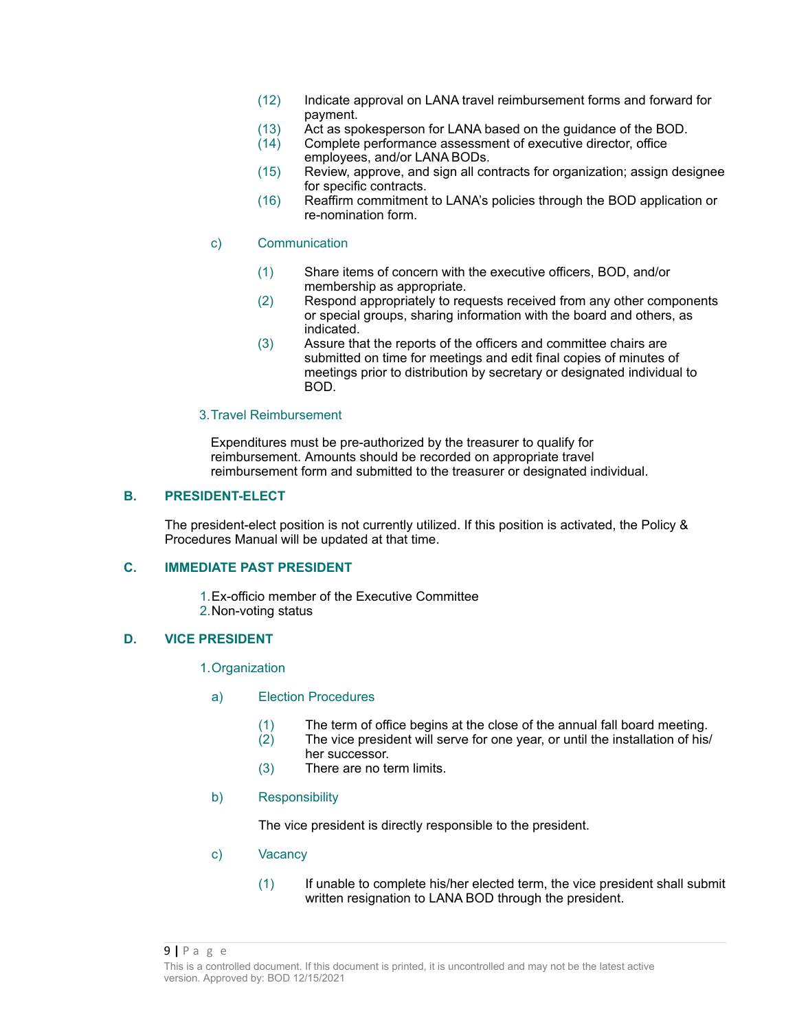(12) Indicate approval on LANA travel reimbursement forms and forward for payment.

(13) Act as spokesperson for LANA based on the guidance of the BOD.

(14) Complete performance assessment of executive director, office employees, and/or LANA BODs.

(15) Review, approve, and sign all contracts for organization; assign designee for specific contracts.

(16) Reaffirm commitment to LANA's policies through the BOD application or re-nomination form.

c) Communication

(1) Share items of concern with the executive officers, BOD, and/or membership as appropriate.

(2) Respond appropriately to requests received from any other components or special groups, sharing information with the board and others, as indicated.

(3) Assure that the reports of the officers and committee chairs are submitted on time for meetings and edit final copies of minutes of meetings prior to distribution by secretary or designated individual to BOD.

3. Travel Reimbursement

Expenditures must be pre-authorized by the treasurer to qualify for reimbursement. Amounts should be recorded on appropriate travel reimbursement form and submitted to the treasurer or designated individual.

## B. PRESIDENT-ELECT

The president-elect position is not currently utilized. If this position is activated, the Policy & Procedures Manual will be updated at that time.

## C. IMMEDIATE PAST PRESIDENT

1. Ex-officio member of the Executive Committee
2. Non-voting status

## D. VICE PRESIDENT

1. Organization

a) Election Procedures

(1) The term of office begins at the close of the annual fall board meeting.

(2) The vice president will serve for one year, or until the installation of his/her successor.

(3) There are no term limits.

b) Responsibility

The vice president is directly responsible to the president.

c) Vacancy

(1) If unable to complete his/her elected term, the vice president shall submit written resignation to LANA BOD through the president.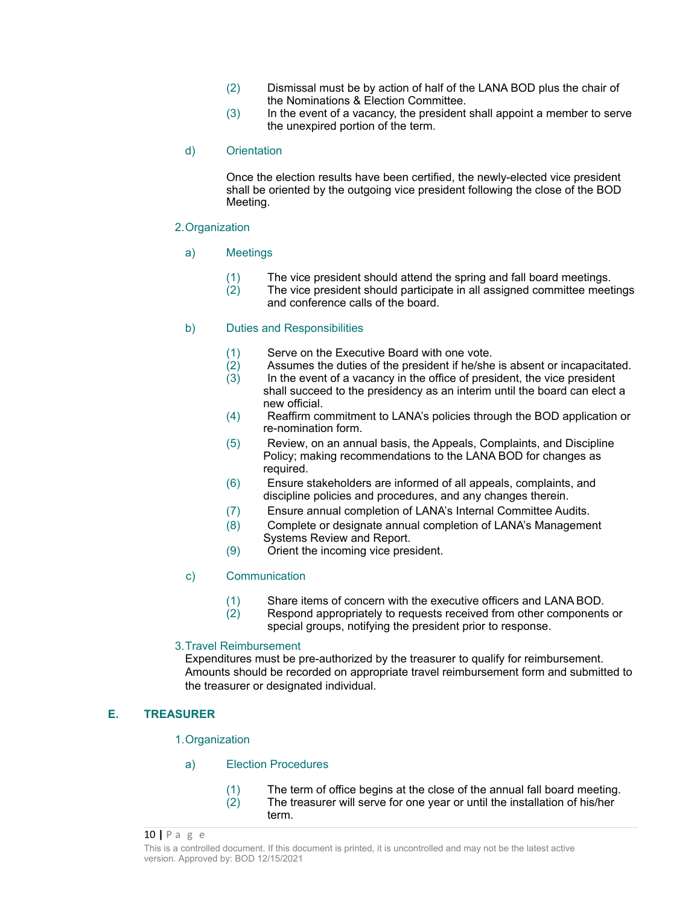(2) Dismissal must be by action of half of the LANA BOD plus the chair of the Nominations & Election Committee.

(3) In the event of a vacancy, the president shall appoint a member to serve the unexpired portion of the term.

d) Orientation

Once the election results have been certified, the newly-elected vice president shall be oriented by the outgoing vice president following the close of the BOD Meeting.

2. Organization

a) Meetings

(1) The vice president should attend the spring and fall board meetings.

(2) The vice president should participate in all assigned committee meetings and conference calls of the board.

b) Duties and Responsibilities

(1) Serve on the Executive Board with one vote.

(2) Assumes the duties of the president if he/she is absent or incapacitated.

(3) In the event of a vacancy in the office of president, the vice president shall succeed to the presidency as an interim until the board can elect a new official.

(4) Reaffirm commitment to LANA's policies through the BOD application or re-nomination form.

(5) Review, on an annual basis, the Appeals, Complaints, and Discipline Policy; making recommendations to the LANA BOD for changes as required.

(6) Ensure stakeholders are informed of all appeals, complaints, and discipline policies and procedures, and any changes therein.

(7) Ensure annual completion of LANA's Internal Committee Audits.

(8) Complete or designate annual completion of LANA's Management Systems Review and Report.

(9) Orient the incoming vice president.

c) Communication

(1) Share items of concern with the executive officers and LANA BOD.

(2) Respond appropriately to requests received from other components or special groups, notifying the president prior to response.

3. Travel Reimbursement

Expenditures must be pre-authorized by the treasurer to qualify for reimbursement. Amounts should be recorded on appropriate travel reimbursement form and submitted to the treasurer or designated individual.

## E. TREASURER

1. Organization

a) Election Procedures

(1) The term of office begins at the close of the annual fall board meeting.

(2) The treasurer will serve for one year or until the installation of his/her term.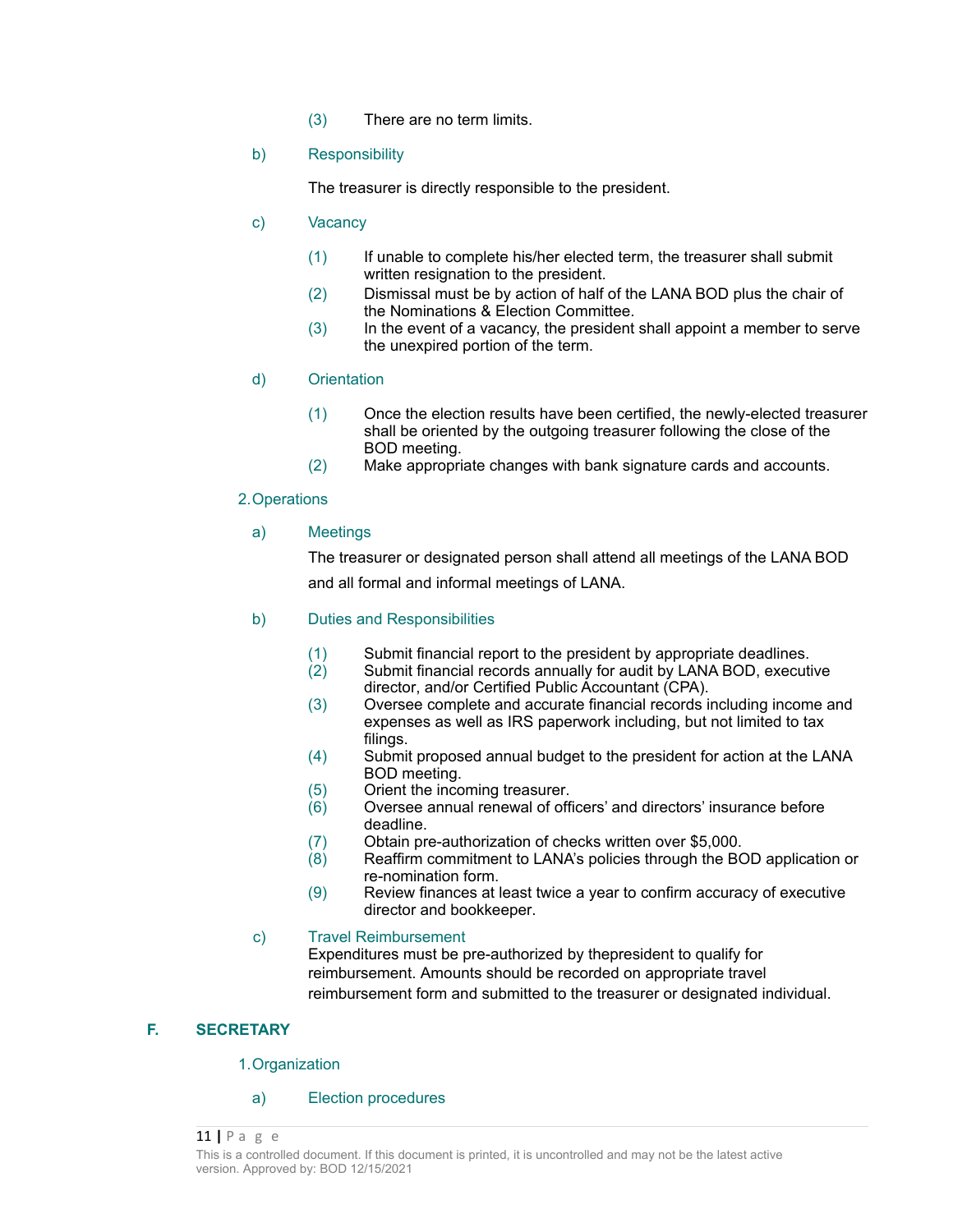(3) There are no term limits.

b) Responsibility

The treasurer is directly responsible to the president.

c) Vacancy

(1) If unable to complete his/her elected term, the treasurer shall submit written resignation to the president.
(2) Dismissal must be by action of half of the LANA BOD plus the chair of the Nominations & Election Committee.
(3) In the event of a vacancy, the president shall appoint a member to serve the unexpired portion of the term.

d) Orientation

(1) Once the election results have been certified, the newly-elected treasurer shall be oriented by the outgoing treasurer following the close of the BOD meeting.
(2) Make appropriate changes with bank signature cards and accounts.

2. Operations

a) Meetings

The treasurer or designated person shall attend all meetings of the LANA BOD and all formal and informal meetings of LANA.

b) Duties and Responsibilities

(1) Submit financial report to the president by appropriate deadlines.
(2) Submit financial records annually for audit by LANA BOD, executive director, and/or Certified Public Accountant (CPA).
(3) Oversee complete and accurate financial records including income and expenses as well as IRS paperwork including, but not limited to tax filings.
(4) Submit proposed annual budget to the president for action at the LANA BOD meeting.
(5) Orient the incoming treasurer.
(6) Oversee annual renewal of officers' and directors' insurance before deadline.
(7) Obtain pre-authorization of checks written over $5,000.
(8) Reaffirm commitment to LANA's policies through the BOD application or re-nomination form.
(9) Review finances at least twice a year to confirm accuracy of executive director and bookkeeper.

c) Travel Reimbursement

Expenditures must be pre-authorized by thepresident to qualify for reimbursement. Amounts should be recorded on appropriate travel reimbursement form and submitted to the treasurer or designated individual.

## F. SECRETARY

1. Organization

a) Election procedures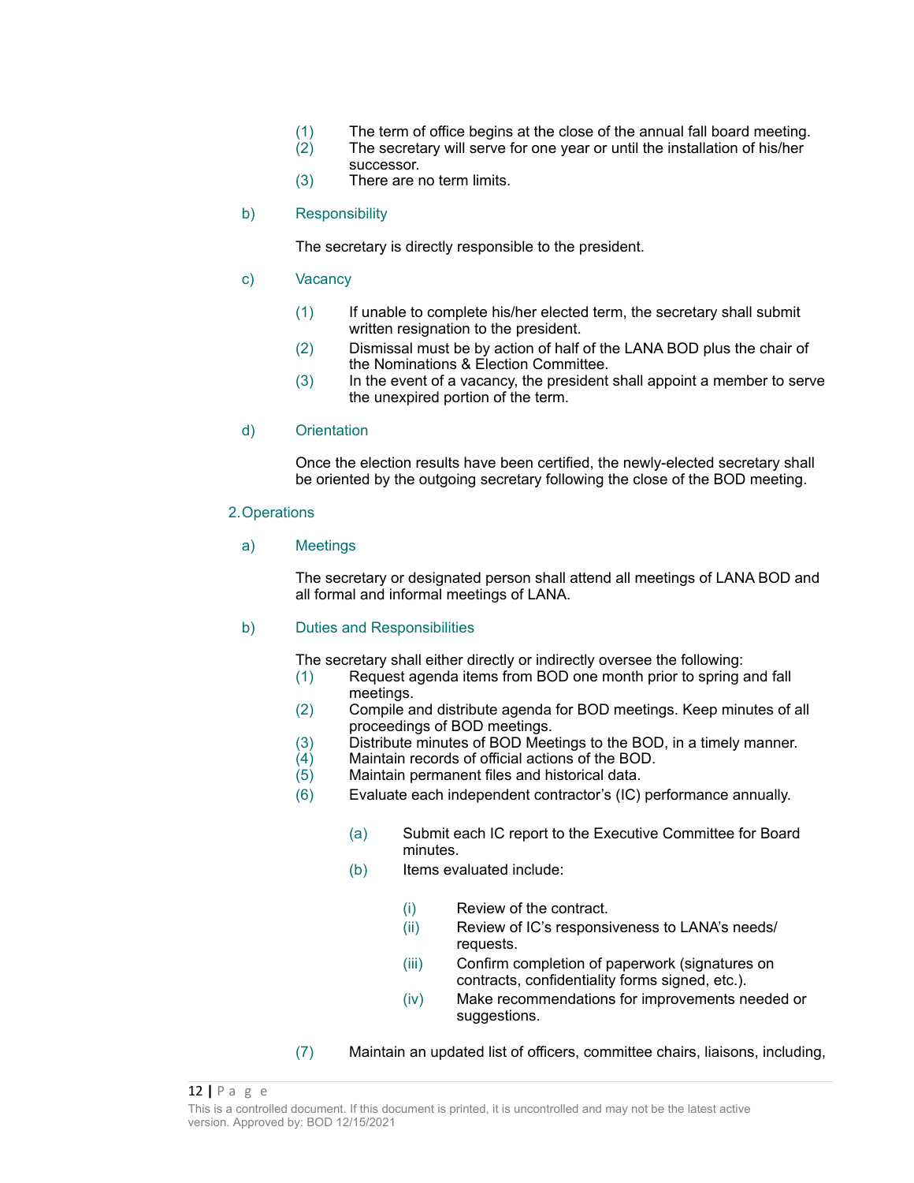(1) The term of office begins at the close of the annual fall board meeting.
(2) The secretary will serve for one year or until the installation of his/her successor.
(3) There are no term limits.

b) Responsibility

The secretary is directly responsible to the president.

c) Vacancy

(1) If unable to complete his/her elected term, the secretary shall submit written resignation to the president.
(2) Dismissal must be by action of half of the LANA BOD plus the chair of the Nominations & Election Committee.
(3) In the event of a vacancy, the president shall appoint a member to serve the unexpired portion of the term.

d) Orientation

Once the election results have been certified, the newly-elected secretary shall be oriented by the outgoing secretary following the close of the BOD meeting.

2. Operations

a) Meetings

The secretary or designated person shall attend all meetings of LANA BOD and all formal and informal meetings of LANA.

b) Duties and Responsibilities

The secretary shall either directly or indirectly oversee the following:

(1) Request agenda items from BOD one month prior to spring and fall meetings.
(2) Compile and distribute agenda for BOD meetings. Keep minutes of all proceedings of BOD meetings.
(3) Distribute minutes of BOD Meetings to the BOD, in a timely manner.
(4) Maintain records of official actions of the BOD.
(5) Maintain permanent files and historical data.
(6) Evaluate each independent contractor's (IC) performance annually.

    (a) Submit each IC report to the Executive Committee for Board minutes.
    (b) Items evaluated include:

        (i) Review of the contract.
        (ii) Review of IC's responsiveness to LANA's needs/ requests.
        (iii) Confirm completion of paperwork (signatures on contracts, confidentiality forms signed, etc.).
        (iv) Make recommendations for improvements needed or suggestions.

(7) Maintain an updated list of officers, committee chairs, liaisons, including,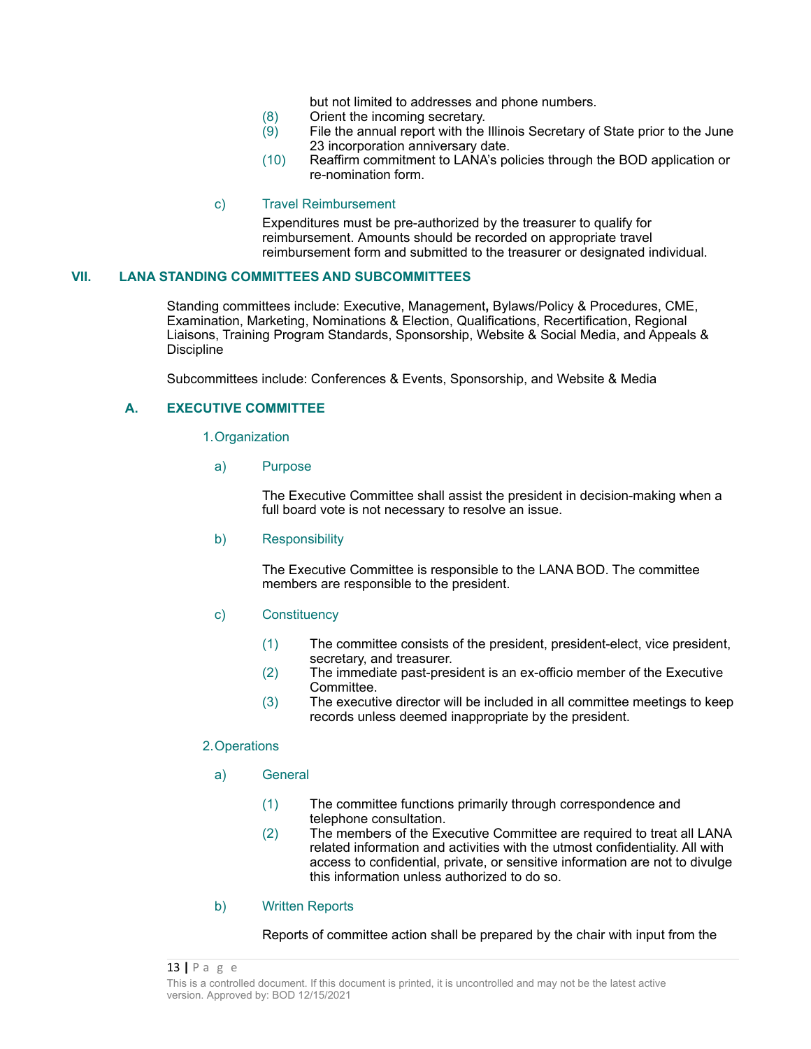but not limited to addresses and phone numbers.

(8) Orient the incoming secretary.

(9) File the annual report with the Illinois Secretary of State prior to the June 23 incorporation anniversary date.

(10) Reaffirm commitment to LANA's policies through the BOD application or re-nomination form.

c) Travel Reimbursement

Expenditures must be pre-authorized by the treasurer to qualify for reimbursement. Amounts should be recorded on appropriate travel reimbursement form and submitted to the treasurer or designated individual.

## VII. LANA STANDING COMMITTEES AND SUBCOMMITTEES

Standing committees include: Executive, Management**,** Bylaws/Policy & Procedures, CME, Examination, Marketing, Nominations & Election, Qualifications, Recertification, Regional Liaisons, Training Program Standards, Sponsorship, Website & Social Media, and Appeals & Discipline

Subcommittees include: Conferences & Events, Sponsorship, and Website & Media

### A. EXECUTIVE COMMITTEE

1. Organization

a) Purpose

The Executive Committee shall assist the president in decision-making when a full board vote is not necessary to resolve an issue.

b) Responsibility

The Executive Committee is responsible to the LANA BOD. The committee members are responsible to the president.

c) Constituency

(1) The committee consists of the president, president-elect, vice president, secretary, and treasurer.

(2) The immediate past-president is an ex-officio member of the Executive Committee.

(3) The executive director will be included in all committee meetings to keep records unless deemed inappropriate by the president.

2. Operations

a) General

(1) The committee functions primarily through correspondence and telephone consultation.

(2) The members of the Executive Committee are required to treat all LANA related information and activities with the utmost confidentiality. All with access to confidential, private, or sensitive information are not to divulge this information unless authorized to do so.

b) Written Reports

Reports of committee action shall be prepared by the chair with input from the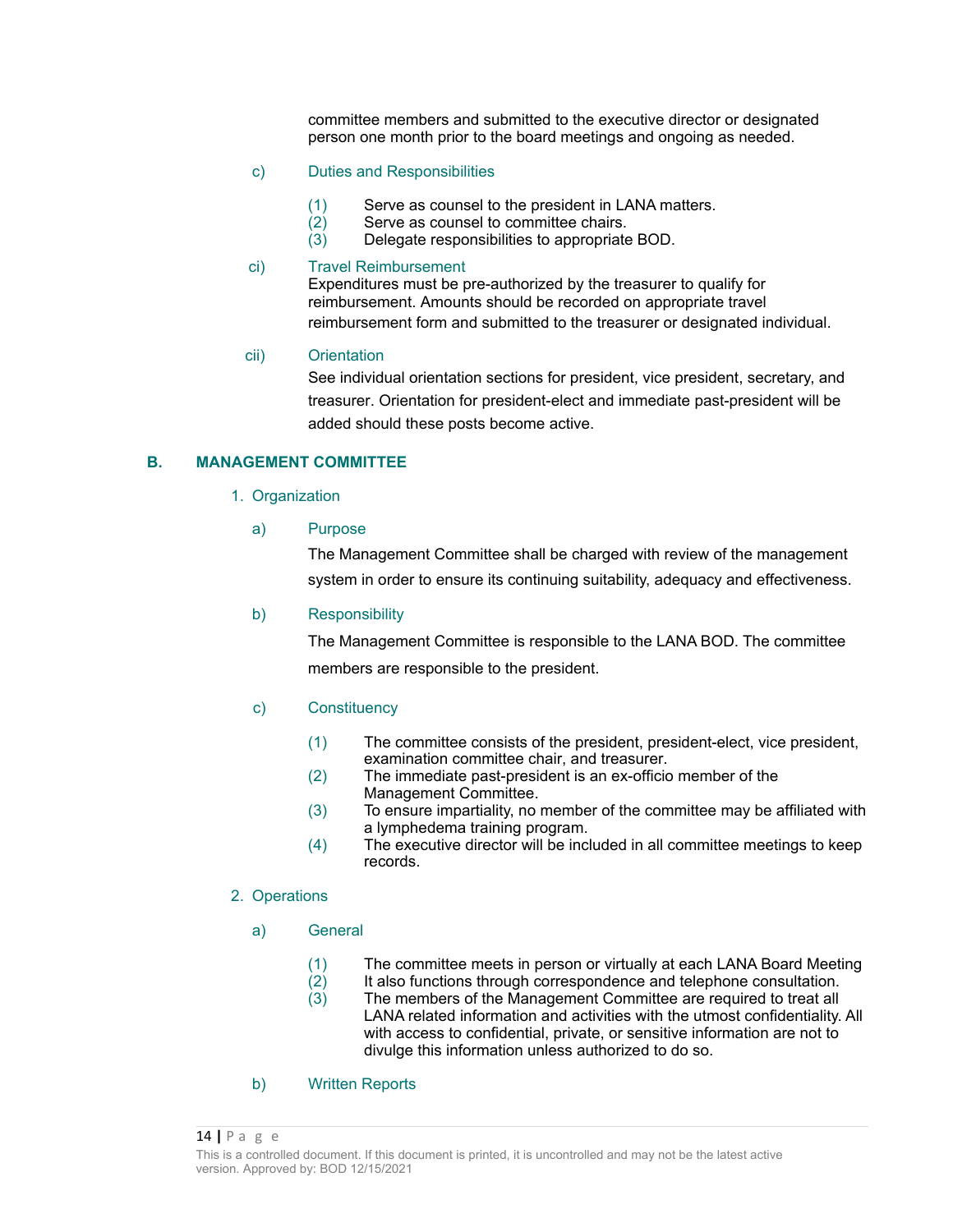committee members and submitted to the executive director or designated person one month prior to the board meetings and ongoing as needed.

c) Duties and Responsibilities

(1) Serve as counsel to the president in LANA matters.
(2) Serve as counsel to committee chairs.
(3) Delegate responsibilities to appropriate BOD.

ci) Travel Reimbursement

Expenditures must be pre-authorized by the treasurer to qualify for reimbursement. Amounts should be recorded on appropriate travel reimbursement form and submitted to the treasurer or designated individual.

cii) Orientation

See individual orientation sections for president, vice president, secretary, and treasurer. Orientation for president-elect and immediate past-president will be added should these posts become active.

## B. MANAGEMENT COMMITTEE

### 1. Organization

a) Purpose

The Management Committee shall be charged with review of the management system in order to ensure its continuing suitability, adequacy and effectiveness.

b) Responsibility

The Management Committee is responsible to the LANA BOD. The committee members are responsible to the president.

c) Constituency

(1) The committee consists of the president, president-elect, vice president, examination committee chair, and treasurer.
(2) The immediate past-president is an ex-officio member of the Management Committee.
(3) To ensure impartiality, no member of the committee may be affiliated with a lymphedema training program.
(4) The executive director will be included in all committee meetings to keep records.

### 2. Operations

a) General

(1) The committee meets in person or virtually at each LANA Board Meeting
(2) It also functions through correspondence and telephone consultation.
(3) The members of the Management Committee are required to treat all LANA related information and activities with the utmost confidentiality. All with access to confidential, private, or sensitive information are not to divulge this information unless authorized to do so.

b) Written Reports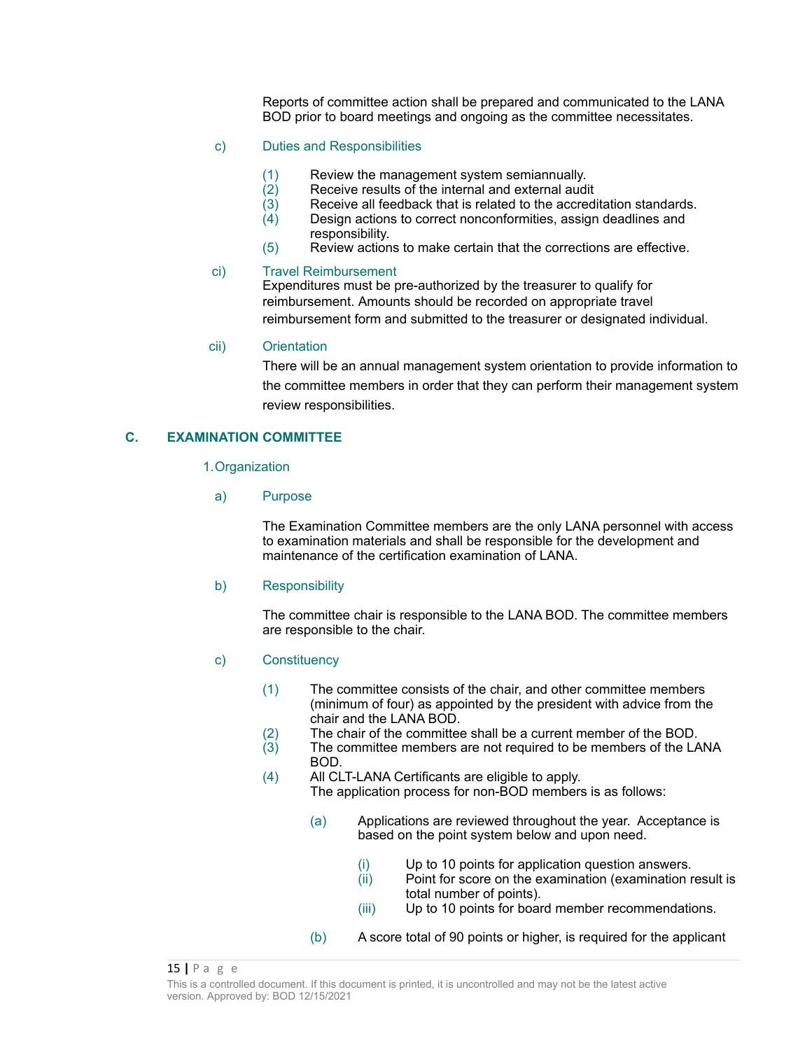Reports of committee action shall be prepared and communicated to the LANA BOD prior to board meetings and ongoing as the committee necessitates.

c) Duties and Responsibilities

(1) Review the management system semiannually.
(2) Receive results of the internal and external audit
(3) Receive all feedback that is related to the accreditation standards.
(4) Design actions to correct nonconformities, assign deadlines and responsibility.
(5) Review actions to make certain that the corrections are effective.

ci) Travel Reimbursement
Expenditures must be pre-authorized by the treasurer to qualify for reimbursement. Amounts should be recorded on appropriate travel reimbursement form and submitted to the treasurer or designated individual.

cii) Orientation
There will be an annual management system orientation to provide information to the committee members in order that they can perform their management system review responsibilities.

## C. EXAMINATION COMMITTEE

1. Organization

a) Purpose

The Examination Committee members are the only LANA personnel with access to examination materials and shall be responsible for the development and maintenance of the certification examination of LANA.

b) Responsibility

The committee chair is responsible to the LANA BOD. The committee members are responsible to the chair.

c) Constituency

(1) The committee consists of the chair, and other committee members (minimum of four) as appointed by the president with advice from the chair and the LANA BOD.
(2) The chair of the committee shall be a current member of the BOD.
(3) The committee members are not required to be members of the LANA BOD.
(4) All CLT-LANA Certificants are eligible to apply.
The application process for non-BOD members is as follows:

(a) Applications are reviewed throughout the year. Acceptance is based on the point system below and upon need.

(i) Up to 10 points for application question answers.
(ii) Point for score on the examination (examination result is total number of points).
(iii) Up to 10 points for board member recommendations.

(b) A score total of 90 points or higher, is required for the applicant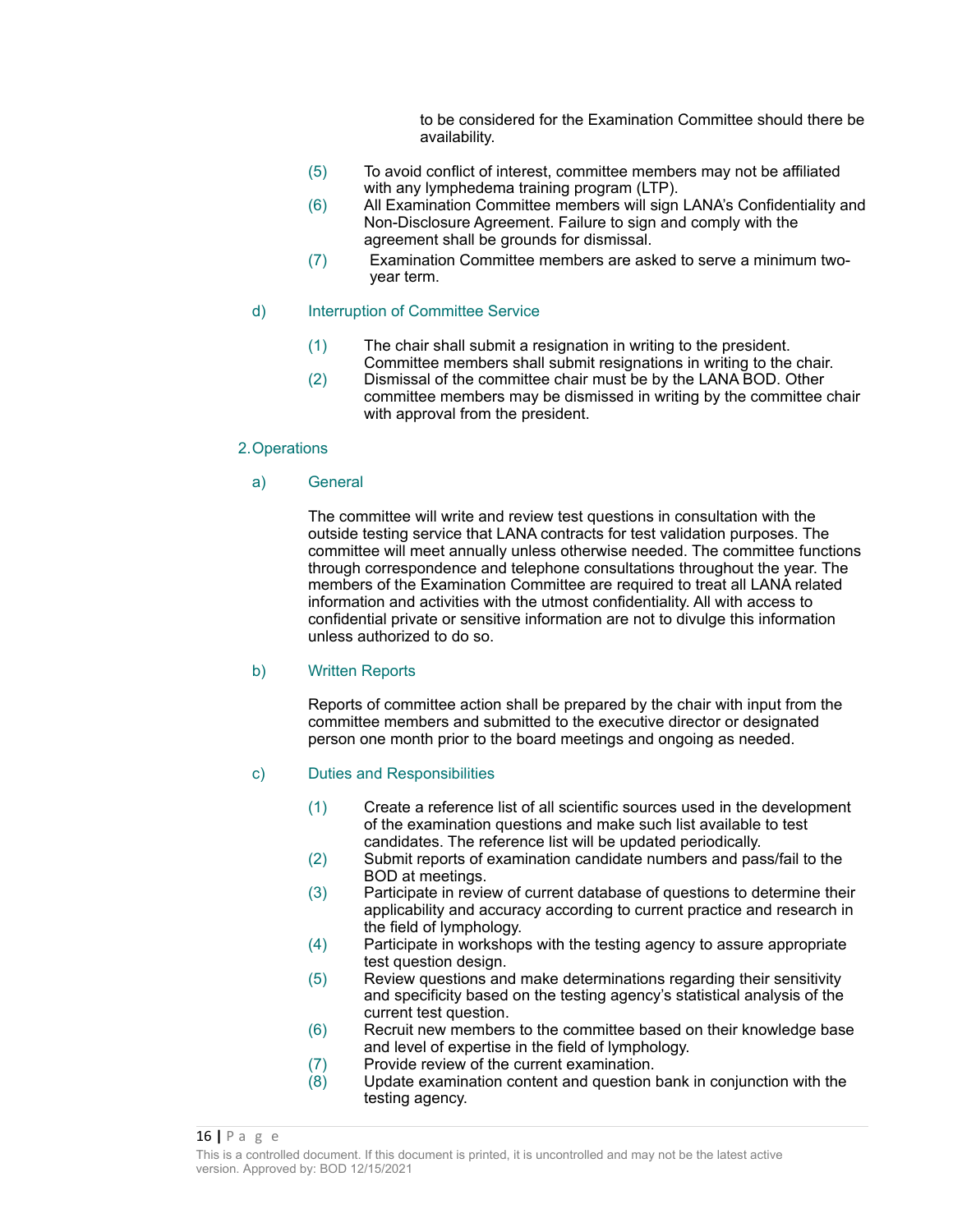to be considered for the Examination Committee should there be availability.

(5) To avoid conflict of interest, committee members may not be affiliated with any lymphedema training program (LTP).

(6) All Examination Committee members will sign LANA's Confidentiality and Non-Disclosure Agreement. Failure to sign and comply with the agreement shall be grounds for dismissal.

(7) Examination Committee members are asked to serve a minimum two-year term.

d) Interruption of Committee Service

(1) The chair shall submit a resignation in writing to the president. Committee members shall submit resignations in writing to the chair.

(2) Dismissal of the committee chair must be by the LANA BOD. Other committee members may be dismissed in writing by the committee chair with approval from the president.

2. Operations

a) General

The committee will write and review test questions in consultation with the outside testing service that LANA contracts for test validation purposes. The committee will meet annually unless otherwise needed. The committee functions through correspondence and telephone consultations throughout the year. The members of the Examination Committee are required to treat all LANA related information and activities with the utmost confidentiality. All with access to confidential private or sensitive information are not to divulge this information unless authorized to do so.

b) Written Reports

Reports of committee action shall be prepared by the chair with input from the committee members and submitted to the executive director or designated person one month prior to the board meetings and ongoing as needed.

c) Duties and Responsibilities

(1) Create a reference list of all scientific sources used in the development of the examination questions and make such list available to test candidates. The reference list will be updated periodically.

(2) Submit reports of examination candidate numbers and pass/fail to the BOD at meetings.

(3) Participate in review of current database of questions to determine their applicability and accuracy according to current practice and research in the field of lymphology.

(4) Participate in workshops with the testing agency to assure appropriate test question design.

(5) Review questions and make determinations regarding their sensitivity and specificity based on the testing agency's statistical analysis of the current test question.

(6) Recruit new members to the committee based on their knowledge base and level of expertise in the field of lymphology.

(7) Provide review of the current examination.

(8) Update examination content and question bank in conjunction with the testing agency.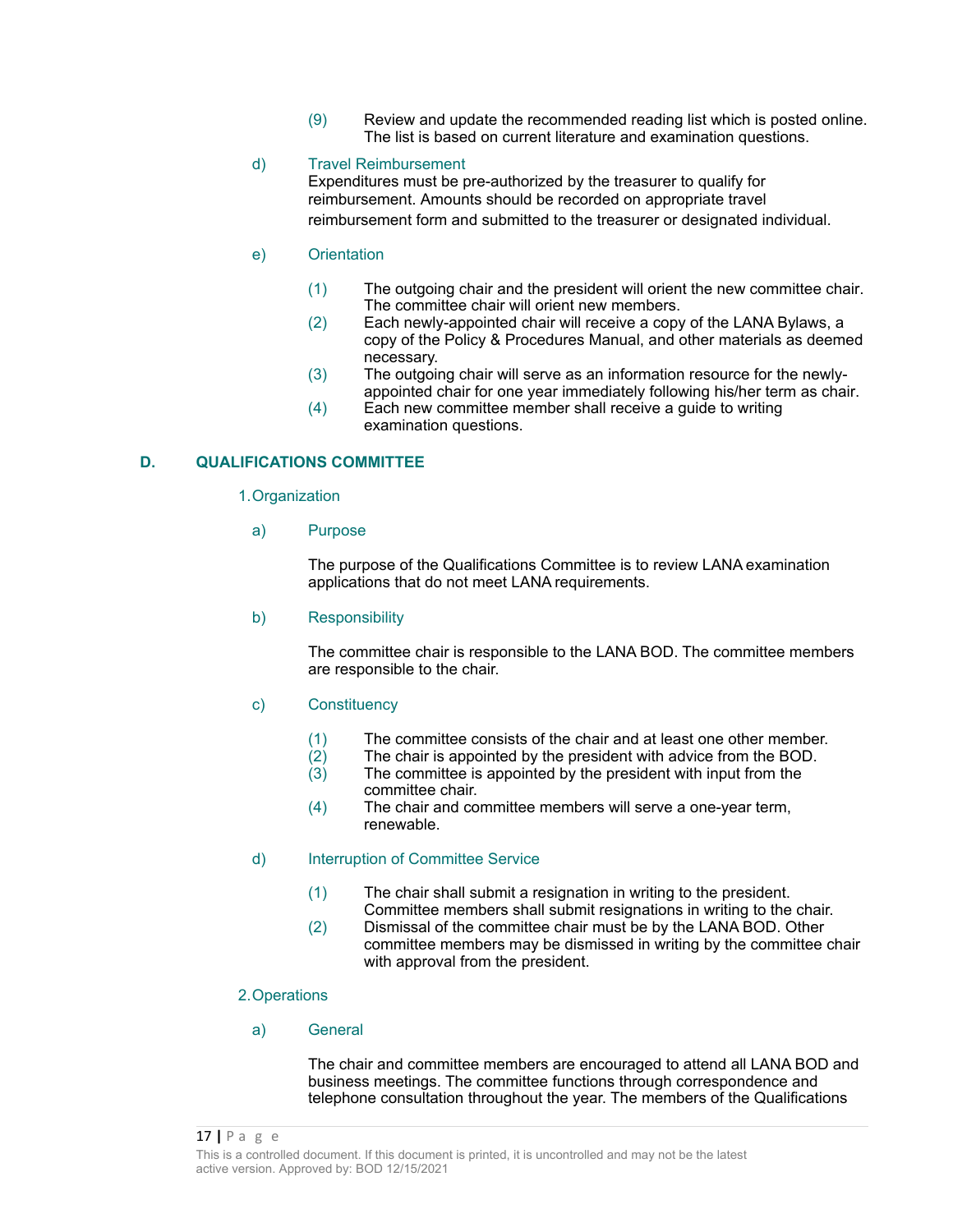(9) Review and update the recommended reading list which is posted online. The list is based on current literature and examination questions.

d) Travel Reimbursement

Expenditures must be pre-authorized by the treasurer to qualify for reimbursement. Amounts should be recorded on appropriate travel reimbursement form and submitted to the treasurer or designated individual.

e) Orientation

(1) The outgoing chair and the president will orient the new committee chair. The committee chair will orient new members.
(2) Each newly-appointed chair will receive a copy of the LANA Bylaws, a copy of the Policy & Procedures Manual, and other materials as deemed necessary.
(3) The outgoing chair will serve as an information resource for the newly-appointed chair for one year immediately following his/her term as chair.
(4) Each new committee member shall receive a guide to writing examination questions.

## D. QUALIFICATIONS COMMITTEE

### 1. Organization

a) Purpose

The purpose of the Qualifications Committee is to review LANA examination applications that do not meet LANA requirements.

b) Responsibility

The committee chair is responsible to the LANA BOD. The committee members are responsible to the chair.

c) Constituency

(1) The committee consists of the chair and at least one other member.
(2) The chair is appointed by the president with advice from the BOD.
(3) The committee is appointed by the president with input from the committee chair.
(4) The chair and committee members will serve a one-year term, renewable.

d) Interruption of Committee Service

(1) The chair shall submit a resignation in writing to the president. Committee members shall submit resignations in writing to the chair.
(2) Dismissal of the committee chair must be by the LANA BOD. Other committee members may be dismissed in writing by the committee chair with approval from the president.

### 2. Operations

a) General

The chair and committee members are encouraged to attend all LANA BOD and business meetings. The committee functions through correspondence and telephone consultation throughout the year. The members of the Qualifications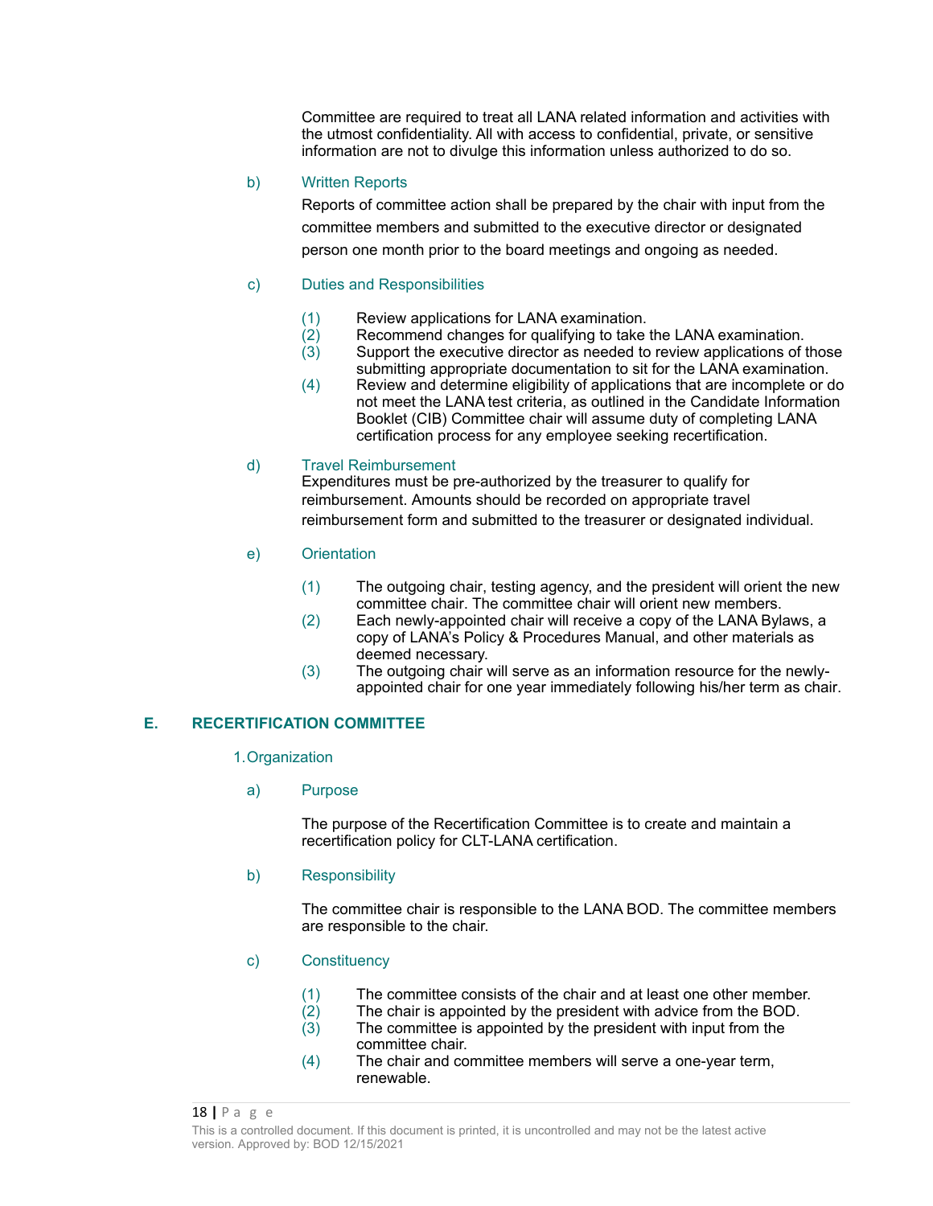Committee are required to treat all LANA related information and activities with the utmost confidentiality. All with access to confidential, private, or sensitive information are not to divulge this information unless authorized to do so.

b) Written Reports

Reports of committee action shall be prepared by the chair with input from the committee members and submitted to the executive director or designated person one month prior to the board meetings and ongoing as needed.

c) Duties and Responsibilities

(1) Review applications for LANA examination.
(2) Recommend changes for qualifying to take the LANA examination.
(3) Support the executive director as needed to review applications of those submitting appropriate documentation to sit for the LANA examination.
(4) Review and determine eligibility of applications that are incomplete or do not meet the LANA test criteria, as outlined in the Candidate Information Booklet (CIB) Committee chair will assume duty of completing LANA certification process for any employee seeking recertification.

d) Travel Reimbursement

Expenditures must be pre-authorized by the treasurer to qualify for reimbursement. Amounts should be recorded on appropriate travel reimbursement form and submitted to the treasurer or designated individual.

e) Orientation

(1) The outgoing chair, testing agency, and the president will orient the new committee chair. The committee chair will orient new members.
(2) Each newly-appointed chair will receive a copy of the LANA Bylaws, a copy of LANA's Policy & Procedures Manual, and other materials as deemed necessary.
(3) The outgoing chair will serve as an information resource for the newly-appointed chair for one year immediately following his/her term as chair.

## E. RECERTIFICATION COMMITTEE

1. Organization

a) Purpose

The purpose of the Recertification Committee is to create and maintain a recertification policy for CLT-LANA certification.

b) Responsibility

The committee chair is responsible to the LANA BOD. The committee members are responsible to the chair.

c) Constituency

(1) The committee consists of the chair and at least one other member.
(2) The chair is appointed by the president with advice from the BOD.
(3) The committee is appointed by the president with input from the committee chair.
(4) The chair and committee members will serve a one-year term, renewable.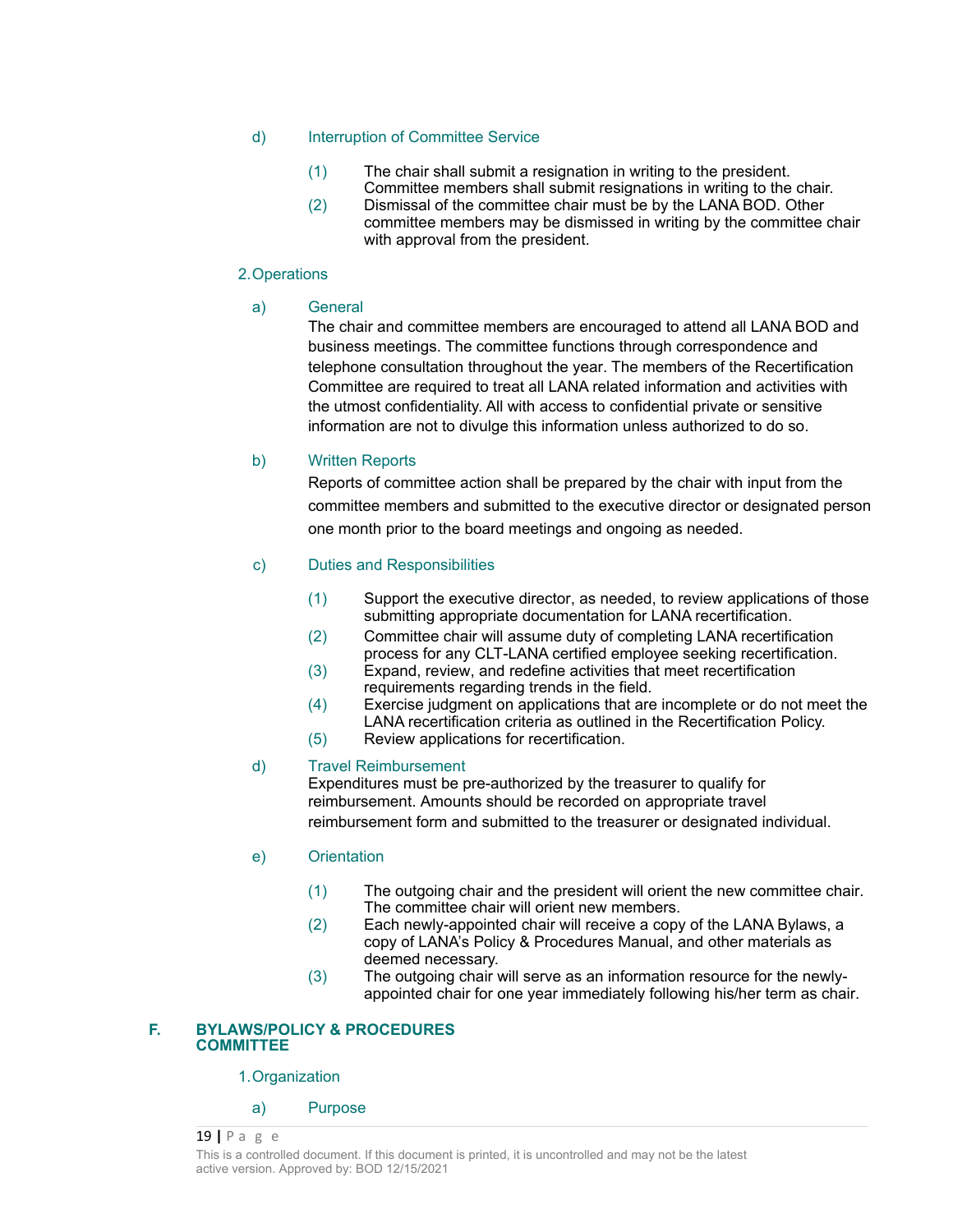d) Interruption of Committee Service

(1) The chair shall submit a resignation in writing to the president. Committee members shall submit resignations in writing to the chair.

(2) Dismissal of the committee chair must be by the LANA BOD. Other committee members may be dismissed in writing by the committee chair with approval from the president.

2. Operations

a) General

The chair and committee members are encouraged to attend all LANA BOD and business meetings. The committee functions through correspondence and telephone consultation throughout the year. The members of the Recertification Committee are required to treat all LANA related information and activities with the utmost confidentiality. All with access to confidential private or sensitive information are not to divulge this information unless authorized to do so.

b) Written Reports

Reports of committee action shall be prepared by the chair with input from the committee members and submitted to the executive director or designated person one month prior to the board meetings and ongoing as needed.

c) Duties and Responsibilities

(1) Support the executive director, as needed, to review applications of those submitting appropriate documentation for LANA recertification.

(2) Committee chair will assume duty of completing LANA recertification process for any CLT-LANA certified employee seeking recertification.

(3) Expand, review, and redefine activities that meet recertification requirements regarding trends in the field.

(4) Exercise judgment on applications that are incomplete or do not meet the LANA recertification criteria as outlined in the Recertification Policy.

(5) Review applications for recertification.

d) Travel Reimbursement

Expenditures must be pre-authorized by the treasurer to qualify for reimbursement. Amounts should be recorded on appropriate travel reimbursement form and submitted to the treasurer or designated individual.

e) Orientation

(1) The outgoing chair and the president will orient the new committee chair. The committee chair will orient new members.

(2) Each newly-appointed chair will receive a copy of the LANA Bylaws, a copy of LANA's Policy & Procedures Manual, and other materials as deemed necessary.

(3) The outgoing chair will serve as an information resource for the newly-appointed chair for one year immediately following his/her term as chair.

## F. BYLAWS/POLICY & PROCEDURES COMMITTEE

1. Organization

a) Purpose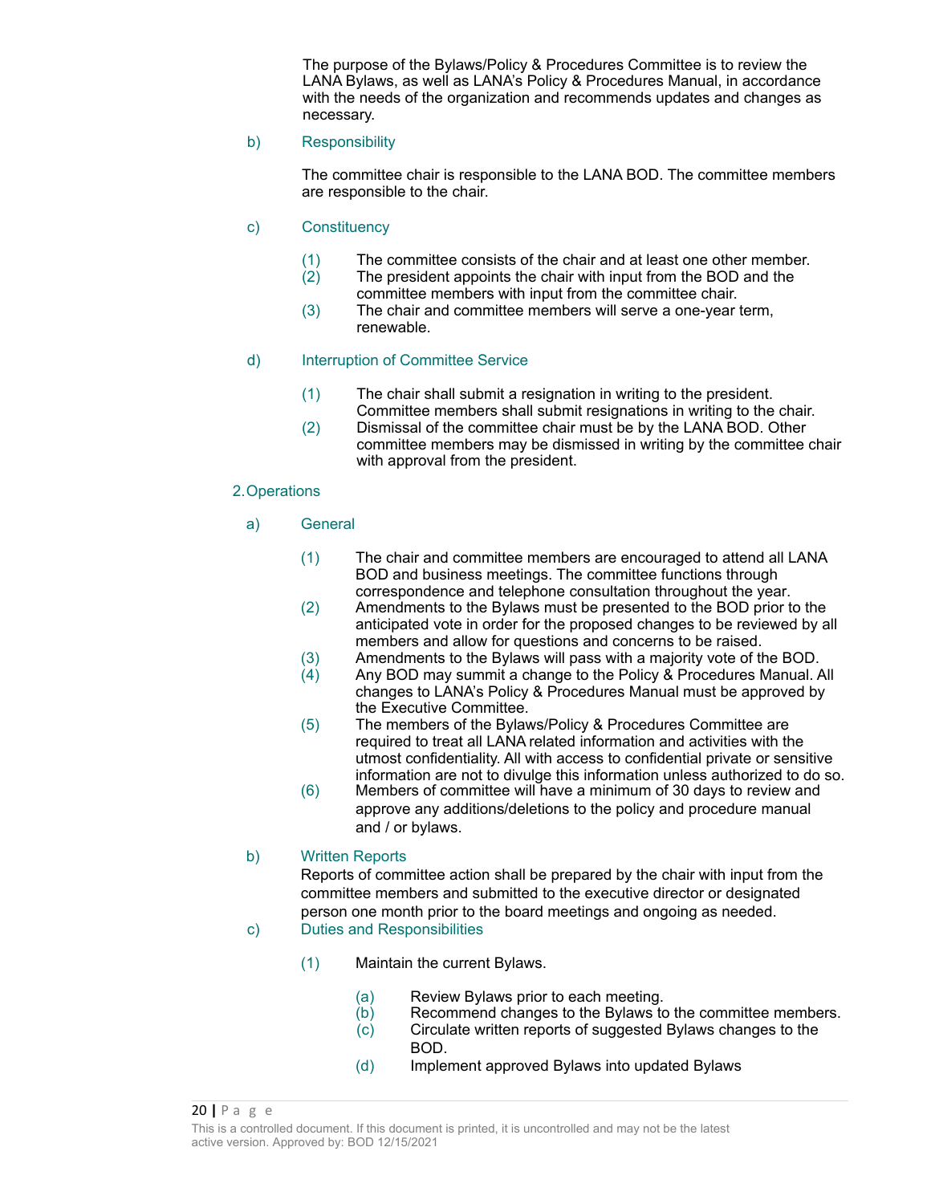The purpose of the Bylaws/Policy & Procedures Committee is to review the LANA Bylaws, as well as LANA's Policy & Procedures Manual, in accordance with the needs of the organization and recommends updates and changes as necessary.

b) Responsibility

The committee chair is responsible to the LANA BOD. The committee members are responsible to the chair.

c) Constituency

(1) The committee consists of the chair and at least one other member.
(2) The president appoints the chair with input from the BOD and the committee members with input from the committee chair.
(3) The chair and committee members will serve a one-year term, renewable.

d) Interruption of Committee Service

(1) The chair shall submit a resignation in writing to the president. Committee members shall submit resignations in writing to the chair.
(2) Dismissal of the committee chair must be by the LANA BOD. Other committee members may be dismissed in writing by the committee chair with approval from the president.

2. Operations

a) General

(1) The chair and committee members are encouraged to attend all LANA BOD and business meetings. The committee functions through correspondence and telephone consultation throughout the year.
(2) Amendments to the Bylaws must be presented to the BOD prior to the anticipated vote in order for the proposed changes to be reviewed by all members and allow for questions and concerns to be raised.
(3) Amendments to the Bylaws will pass with a majority vote of the BOD.
(4) Any BOD may summit a change to the Policy & Procedures Manual. All changes to LANA's Policy & Procedures Manual must be approved by the Executive Committee.
(5) The members of the Bylaws/Policy & Procedures Committee are required to treat all LANA related information and activities with the utmost confidentiality. All with access to confidential private or sensitive information are not to divulge this information unless authorized to do so.
(6) Members of committee will have a minimum of 30 days to review and approve any additions/deletions to the policy and procedure manual and / or bylaws.

b) Written Reports

Reports of committee action shall be prepared by the chair with input from the committee members and submitted to the executive director or designated person one month prior to the board meetings and ongoing as needed.

c) Duties and Responsibilities

(1) Maintain the current Bylaws.

(a) Review Bylaws prior to each meeting.
(b) Recommend changes to the Bylaws to the committee members.
(c) Circulate written reports of suggested Bylaws changes to the BOD.
(d) Implement approved Bylaws into updated Bylaws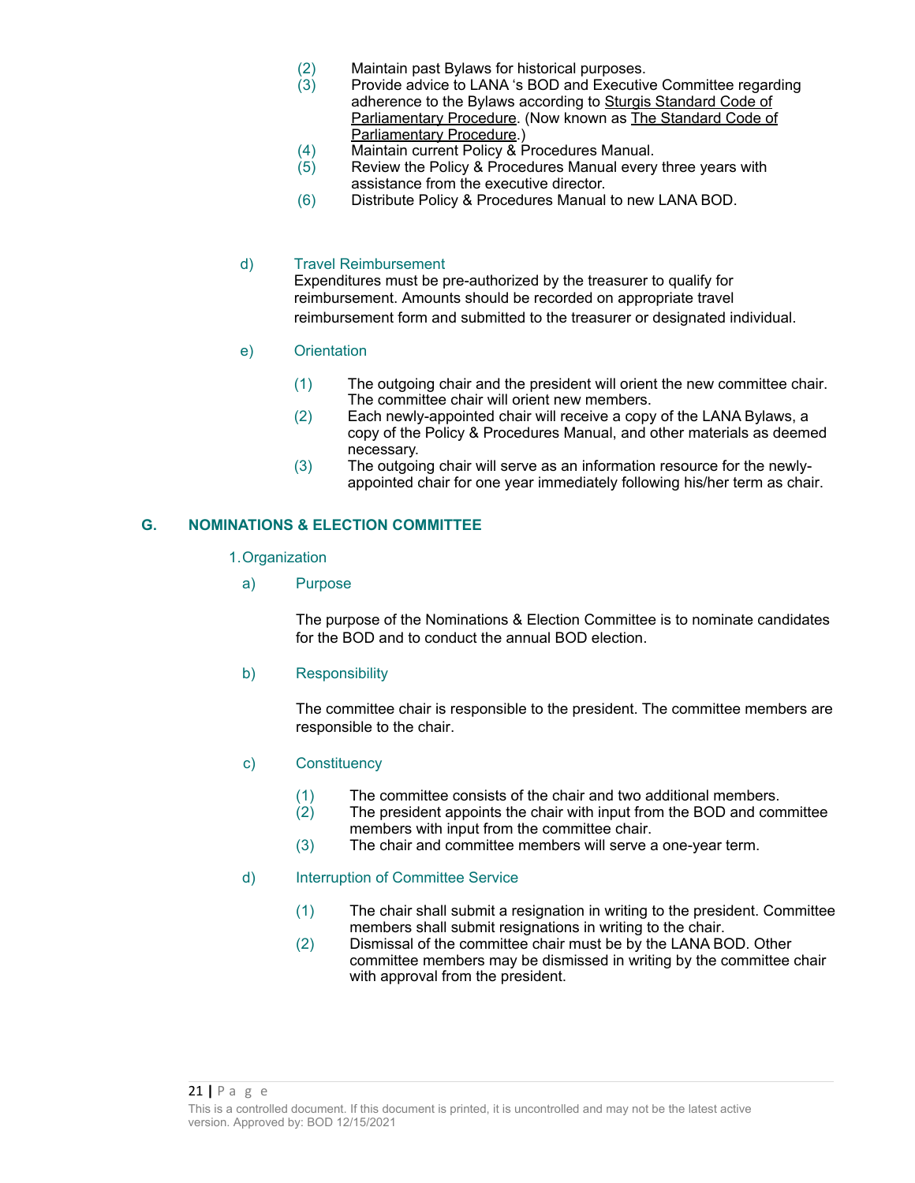(2) Maintain past Bylaws for historical purposes.
(3) Provide advice to LANA 's BOD and Executive Committee regarding adherence to the Bylaws according to Sturgis Standard Code of Parliamentary Procedure. (Now known as The Standard Code of Parliamentary Procedure.)
(4) Maintain current Policy & Procedures Manual.
(5) Review the Policy & Procedures Manual every three years with assistance from the executive director.
(6) Distribute Policy & Procedures Manual to new LANA BOD.

d) Travel Reimbursement

Expenditures must be pre-authorized by the treasurer to qualify for reimbursement. Amounts should be recorded on appropriate travel reimbursement form and submitted to the treasurer or designated individual.

e) Orientation

(1) The outgoing chair and the president will orient the new committee chair. The committee chair will orient new members.
(2) Each newly-appointed chair will receive a copy of the LANA Bylaws, a copy of the Policy & Procedures Manual, and other materials as deemed necessary.
(3) The outgoing chair will serve as an information resource for the newly-appointed chair for one year immediately following his/her term as chair.

## G. NOMINATIONS & ELECTION COMMITTEE

1. Organization

a) Purpose

The purpose of the Nominations & Election Committee is to nominate candidates for the BOD and to conduct the annual BOD election.

b) Responsibility

The committee chair is responsible to the president. The committee members are responsible to the chair.

c) Constituency

(1) The committee consists of the chair and two additional members.
(2) The president appoints the chair with input from the BOD and committee members with input from the committee chair.
(3) The chair and committee members will serve a one-year term.

d) Interruption of Committee Service

(1) The chair shall submit a resignation in writing to the president. Committee members shall submit resignations in writing to the chair.
(2) Dismissal of the committee chair must be by the LANA BOD. Other committee members may be dismissed in writing by the committee chair with approval from the president.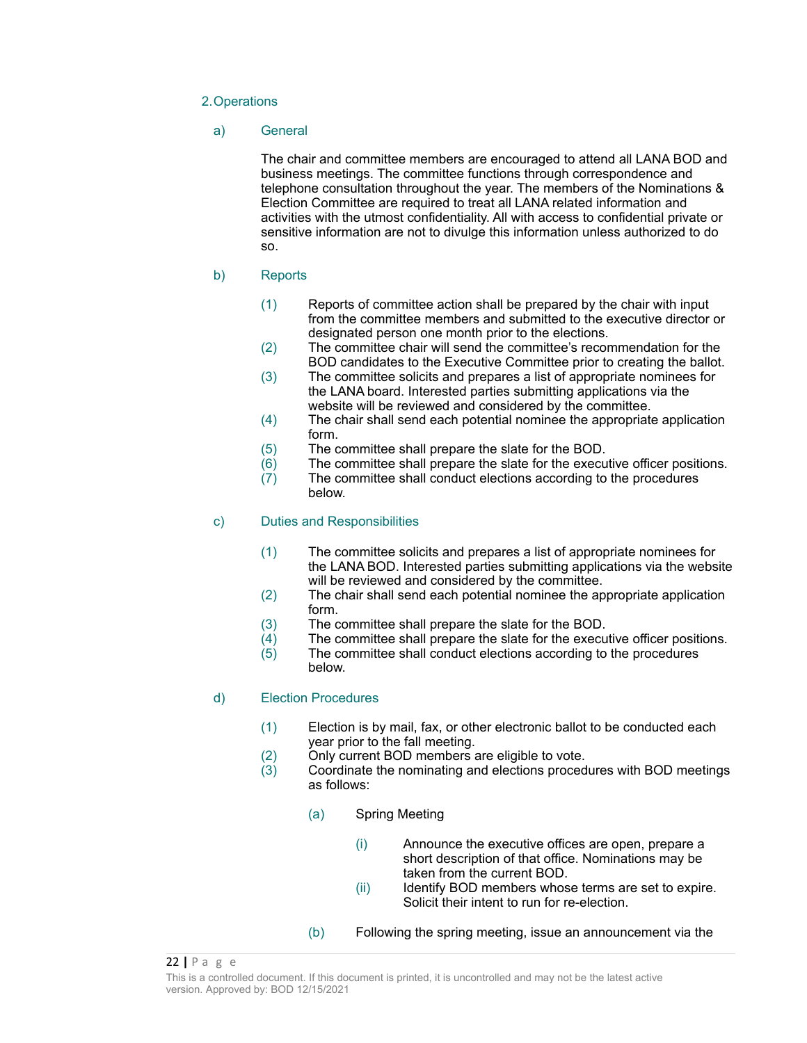## 2. Operations

### a) General

The chair and committee members are encouraged to attend all LANA BOD and business meetings. The committee functions through correspondence and telephone consultation throughout the year. The members of the Nominations & Election Committee are required to treat all LANA related information and activities with the utmost confidentiality. All with access to confidential private or sensitive information are not to divulge this information unless authorized to do so.

### b) Reports

(1) Reports of committee action shall be prepared by the chair with input from the committee members and submitted to the executive director or designated person one month prior to the elections.
(2) The committee chair will send the committee's recommendation for the BOD candidates to the Executive Committee prior to creating the ballot.
(3) The committee solicits and prepares a list of appropriate nominees for the LANA board. Interested parties submitting applications via the website will be reviewed and considered by the committee.
(4) The chair shall send each potential nominee the appropriate application form.
(5) The committee shall prepare the slate for the BOD.
(6) The committee shall prepare the slate for the executive officer positions.
(7) The committee shall conduct elections according to the procedures below.

### c) Duties and Responsibilities

(1) The committee solicits and prepares a list of appropriate nominees for the LANA BOD. Interested parties submitting applications via the website will be reviewed and considered by the committee.
(2) The chair shall send each potential nominee the appropriate application form.
(3) The committee shall prepare the slate for the BOD.
(4) The committee shall prepare the slate for the executive officer positions.
(5) The committee shall conduct elections according to the procedures below.

### d) Election Procedures

(1) Election is by mail, fax, or other electronic ballot to be conducted each year prior to the fall meeting.
(2) Only current BOD members are eligible to vote.
(3) Coordinate the nominating and elections procedures with BOD meetings as follows:

(a) Spring Meeting

(i) Announce the executive offices are open, prepare a short description of that office. Nominations may be taken from the current BOD.
(ii) Identify BOD members whose terms are set to expire. Solicit their intent to run for re-election.

(b) Following the spring meeting, issue an announcement via the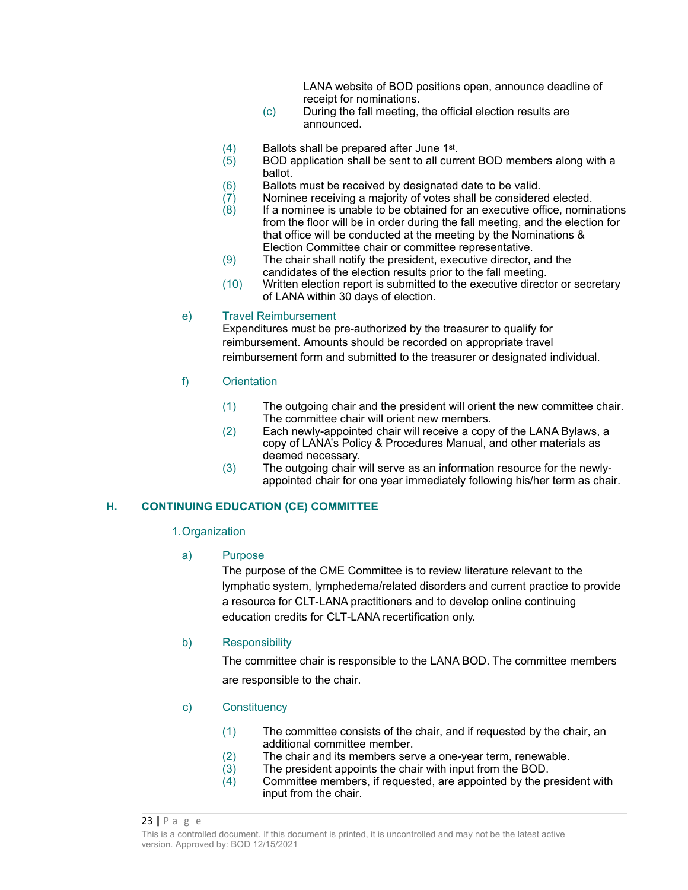LANA website of BOD positions open, announce deadline of receipt for nominations.

(c) During the fall meeting, the official election results are announced.

(4) Ballots shall be prepared after June 1st.
(5) BOD application shall be sent to all current BOD members along with a ballot.
(6) Ballots must be received by designated date to be valid.
(7) Nominee receiving a majority of votes shall be considered elected.
(8) If a nominee is unable to be obtained for an executive office, nominations from the floor will be in order during the fall meeting, and the election for that office will be conducted at the meeting by the Nominations & Election Committee chair or committee representative.
(9) The chair shall notify the president, executive director, and the candidates of the election results prior to the fall meeting.
(10) Written election report is submitted to the executive director or secretary of LANA within 30 days of election.

e) Travel Reimbursement

Expenditures must be pre-authorized by the treasurer to qualify for reimbursement. Amounts should be recorded on appropriate travel reimbursement form and submitted to the treasurer or designated individual.

f) Orientation

(1) The outgoing chair and the president will orient the new committee chair. The committee chair will orient new members.
(2) Each newly-appointed chair will receive a copy of the LANA Bylaws, a copy of LANA's Policy & Procedures Manual, and other materials as deemed necessary.
(3) The outgoing chair will serve as an information resource for the newly-appointed chair for one year immediately following his/her term as chair.

## H. CONTINUING EDUCATION (CE) COMMITTEE

1. Organization

a) Purpose

The purpose of the CME Committee is to review literature relevant to the lymphatic system, lymphedema/related disorders and current practice to provide a resource for CLT-LANA practitioners and to develop online continuing education credits for CLT-LANA recertification only.

b) Responsibility

The committee chair is responsible to the LANA BOD. The committee members are responsible to the chair.

c) Constituency

(1) The committee consists of the chair, and if requested by the chair, an additional committee member.
(2) The chair and its members serve a one-year term, renewable.
(3) The president appoints the chair with input from the BOD.
(4) Committee members, if requested, are appointed by the president with input from the chair.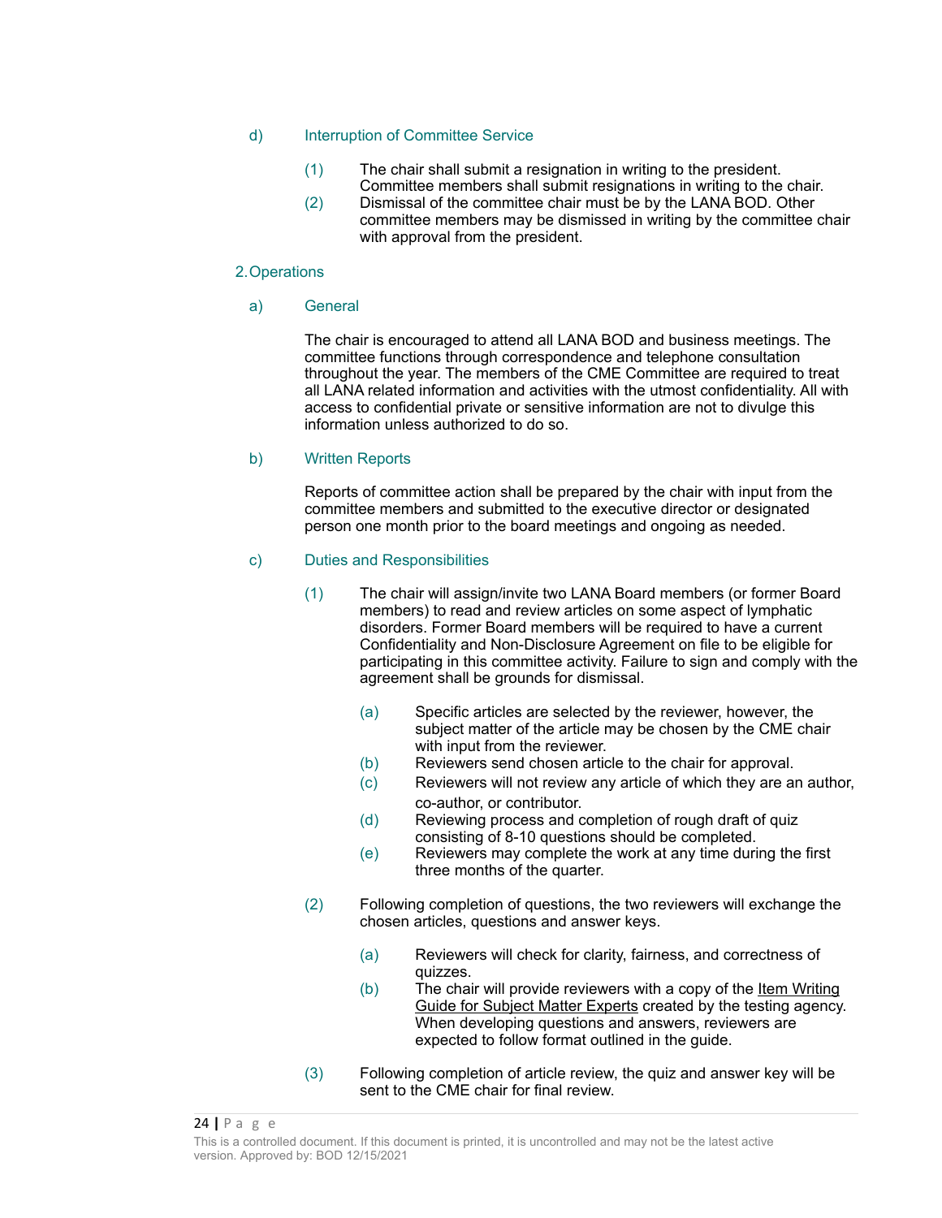d) Interruption of Committee Service

(1) The chair shall submit a resignation in writing to the president. Committee members shall submit resignations in writing to the chair.

(2) Dismissal of the committee chair must be by the LANA BOD. Other committee members may be dismissed in writing by the committee chair with approval from the president.

2. Operations

a) General

The chair is encouraged to attend all LANA BOD and business meetings. The committee functions through correspondence and telephone consultation throughout the year. The members of the CME Committee are required to treat all LANA related information and activities with the utmost confidentiality. All with access to confidential private or sensitive information are not to divulge this information unless authorized to do so.

b) Written Reports

Reports of committee action shall be prepared by the chair with input from the committee members and submitted to the executive director or designated person one month prior to the board meetings and ongoing as needed.

c) Duties and Responsibilities

(1) The chair will assign/invite two LANA Board members (or former Board members) to read and review articles on some aspect of lymphatic disorders. Former Board members will be required to have a current Confidentiality and Non-Disclosure Agreement on file to be eligible for participating in this committee activity. Failure to sign and comply with the agreement shall be grounds for dismissal.

(a) Specific articles are selected by the reviewer, however, the subject matter of the article may be chosen by the CME chair with input from the reviewer.

(b) Reviewers send chosen article to the chair for approval.

(c) Reviewers will not review any article of which they are an author, co-author, or contributor.

(d) Reviewing process and completion of rough draft of quiz consisting of 8-10 questions should be completed.

(e) Reviewers may complete the work at any time during the first three months of the quarter.

(2) Following completion of questions, the two reviewers will exchange the chosen articles, questions and answer keys.

(a) Reviewers will check for clarity, fairness, and correctness of quizzes.

(b) The chair will provide reviewers with a copy of the Item Writing Guide for Subject Matter Experts created by the testing agency. When developing questions and answers, reviewers are expected to follow format outlined in the guide.

(3) Following completion of article review, the quiz and answer key will be sent to the CME chair for final review.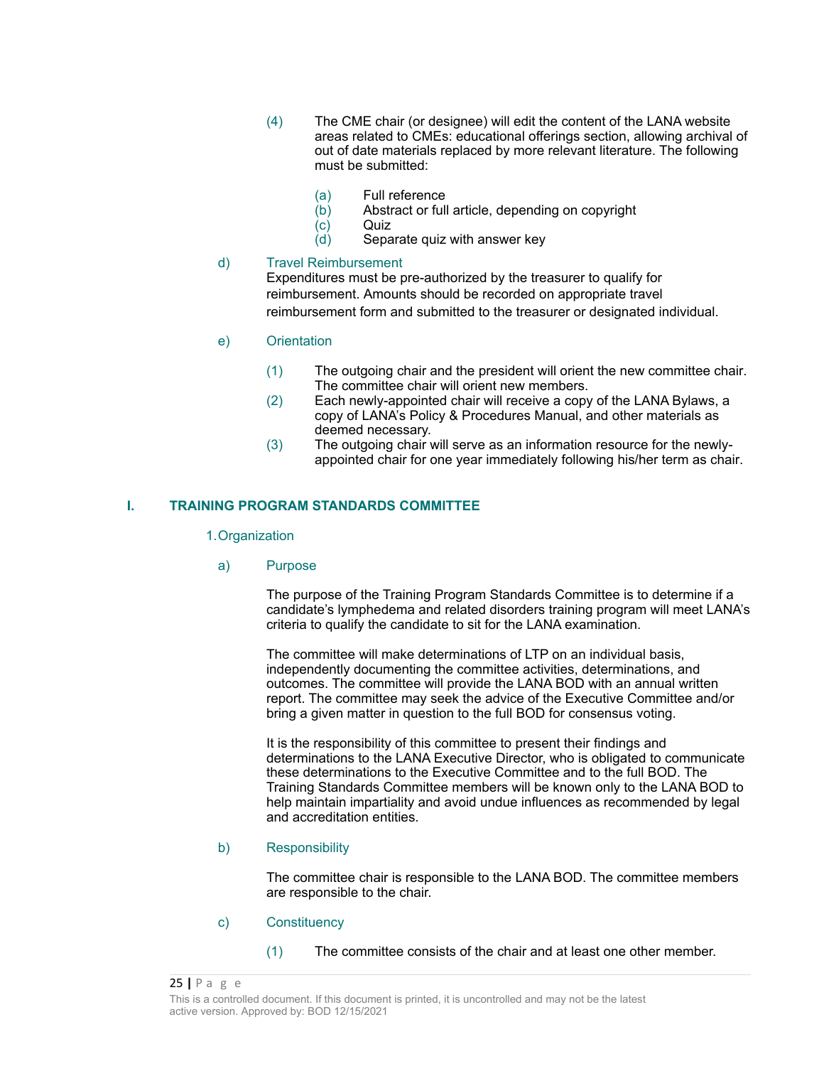(4) The CME chair (or designee) will edit the content of the LANA website areas related to CMEs: educational offerings section, allowing archival of out of date materials replaced by more relevant literature. The following must be submitted:

(a) Full reference
(b) Abstract or full article, depending on copyright
(c) Quiz
(d) Separate quiz with answer key

d) Travel Reimbursement

Expenditures must be pre-authorized by the treasurer to qualify for reimbursement. Amounts should be recorded on appropriate travel reimbursement form and submitted to the treasurer or designated individual.

e) Orientation

(1) The outgoing chair and the president will orient the new committee chair. The committee chair will orient new members.
(2) Each newly-appointed chair will receive a copy of the LANA Bylaws, a copy of LANA's Policy & Procedures Manual, and other materials as deemed necessary.
(3) The outgoing chair will serve as an information resource for the newly-appointed chair for one year immediately following his/her term as chair.

## I. TRAINING PROGRAM STANDARDS COMMITTEE

1. Organization

a) Purpose

The purpose of the Training Program Standards Committee is to determine if a candidate's lymphedema and related disorders training program will meet LANA's criteria to qualify the candidate to sit for the LANA examination.

The committee will make determinations of LTP on an individual basis, independently documenting the committee activities, determinations, and outcomes. The committee will provide the LANA BOD with an annual written report. The committee may seek the advice of the Executive Committee and/or bring a given matter in question to the full BOD for consensus voting.

It is the responsibility of this committee to present their findings and determinations to the LANA Executive Director, who is obligated to communicate these determinations to the Executive Committee and to the full BOD. The Training Standards Committee members will be known only to the LANA BOD to help maintain impartiality and avoid undue influences as recommended by legal and accreditation entities.

b) Responsibility

The committee chair is responsible to the LANA BOD. The committee members are responsible to the chair.

c) Constituency

(1) The committee consists of the chair and at least one other member.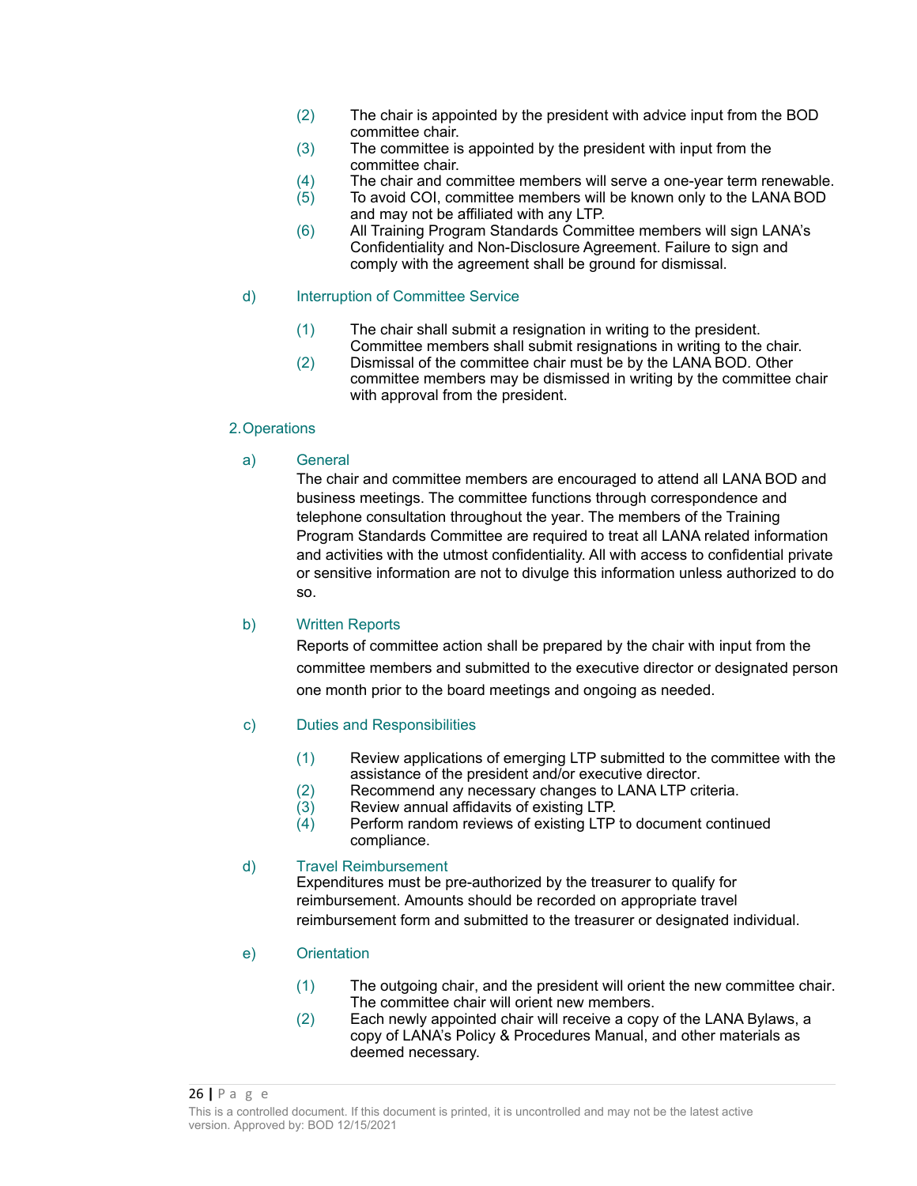(2) The chair is appointed by the president with advice input from the BOD committee chair.

(3) The committee is appointed by the president with input from the committee chair.

(4) The chair and committee members will serve a one-year term renewable.

(5) To avoid COI, committee members will be known only to the LANA BOD and may not be affiliated with any LTP.

(6) All Training Program Standards Committee members will sign LANA's Confidentiality and Non-Disclosure Agreement. Failure to sign and comply with the agreement shall be ground for dismissal.

d) Interruption of Committee Service

(1) The chair shall submit a resignation in writing to the president. Committee members shall submit resignations in writing to the chair.

(2) Dismissal of the committee chair must be by the LANA BOD. Other committee members may be dismissed in writing by the committee chair with approval from the president.

2. Operations

a) General

The chair and committee members are encouraged to attend all LANA BOD and business meetings. The committee functions through correspondence and telephone consultation throughout the year. The members of the Training Program Standards Committee are required to treat all LANA related information and activities with the utmost confidentiality. All with access to confidential private or sensitive information are not to divulge this information unless authorized to do so.

b) Written Reports

Reports of committee action shall be prepared by the chair with input from the committee members and submitted to the executive director or designated person one month prior to the board meetings and ongoing as needed.

c) Duties and Responsibilities

(1) Review applications of emerging LTP submitted to the committee with the assistance of the president and/or executive director.

(2) Recommend any necessary changes to LANA LTP criteria.

(3) Review annual affidavits of existing LTP.

(4) Perform random reviews of existing LTP to document continued compliance.

d) Travel Reimbursement

Expenditures must be pre-authorized by the treasurer to qualify for reimbursement. Amounts should be recorded on appropriate travel reimbursement form and submitted to the treasurer or designated individual.

e) Orientation

(1) The outgoing chair, and the president will orient the new committee chair. The committee chair will orient new members.

(2) Each newly appointed chair will receive a copy of the LANA Bylaws, a copy of LANA's Policy & Procedures Manual, and other materials as deemed necessary.

This is a controlled document. If this document is printed, it is uncontrolled and may not be the latest active version. Approved by: BOD 12/15/2021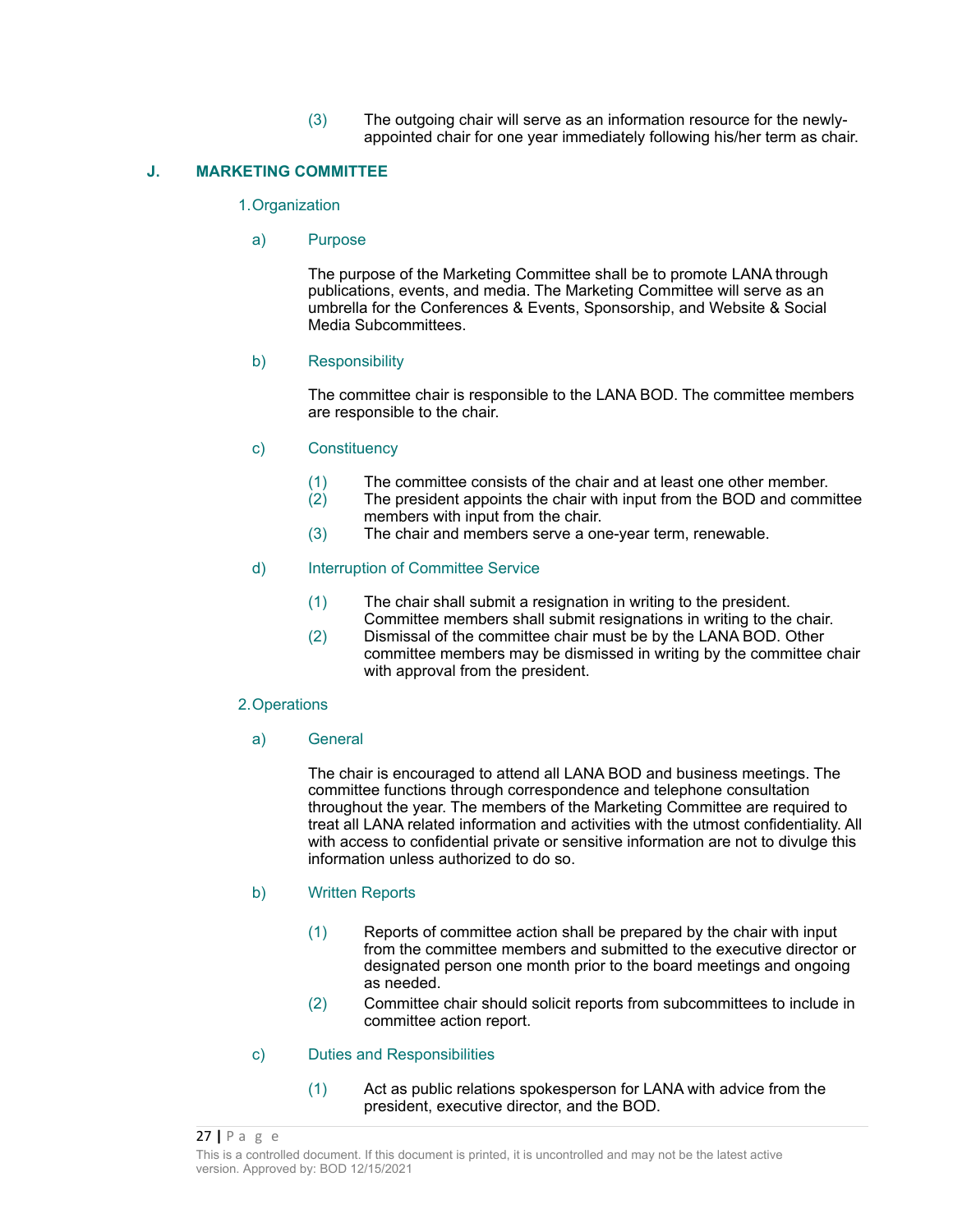(3) The outgoing chair will serve as an information resource for the newly-appointed chair for one year immediately following his/her term as chair.

## J. MARKETING COMMITTEE

### 1. Organization

#### a) Purpose

The purpose of the Marketing Committee shall be to promote LANA through publications, events, and media. The Marketing Committee will serve as an umbrella for the Conferences & Events, Sponsorship, and Website & Social Media Subcommittees.

#### b) Responsibility

The committee chair is responsible to the LANA BOD. The committee members are responsible to the chair.

#### c) Constituency

(1) The committee consists of the chair and at least one other member.
(2) The president appoints the chair with input from the BOD and committee members with input from the chair.
(3) The chair and members serve a one-year term, renewable.

#### d) Interruption of Committee Service

(1) The chair shall submit a resignation in writing to the president. Committee members shall submit resignations in writing to the chair.
(2) Dismissal of the committee chair must be by the LANA BOD. Other committee members may be dismissed in writing by the committee chair with approval from the president.

### 2. Operations

#### a) General

The chair is encouraged to attend all LANA BOD and business meetings. The committee functions through correspondence and telephone consultation throughout the year. The members of the Marketing Committee are required to treat all LANA related information and activities with the utmost confidentiality. All with access to confidential private or sensitive information are not to divulge this information unless authorized to do so.

#### b) Written Reports

(1) Reports of committee action shall be prepared by the chair with input from the committee members and submitted to the executive director or designated person one month prior to the board meetings and ongoing as needed.
(2) Committee chair should solicit reports from subcommittees to include in committee action report.

#### c) Duties and Responsibilities

(1) Act as public relations spokesperson for LANA with advice from the president, executive director, and the BOD.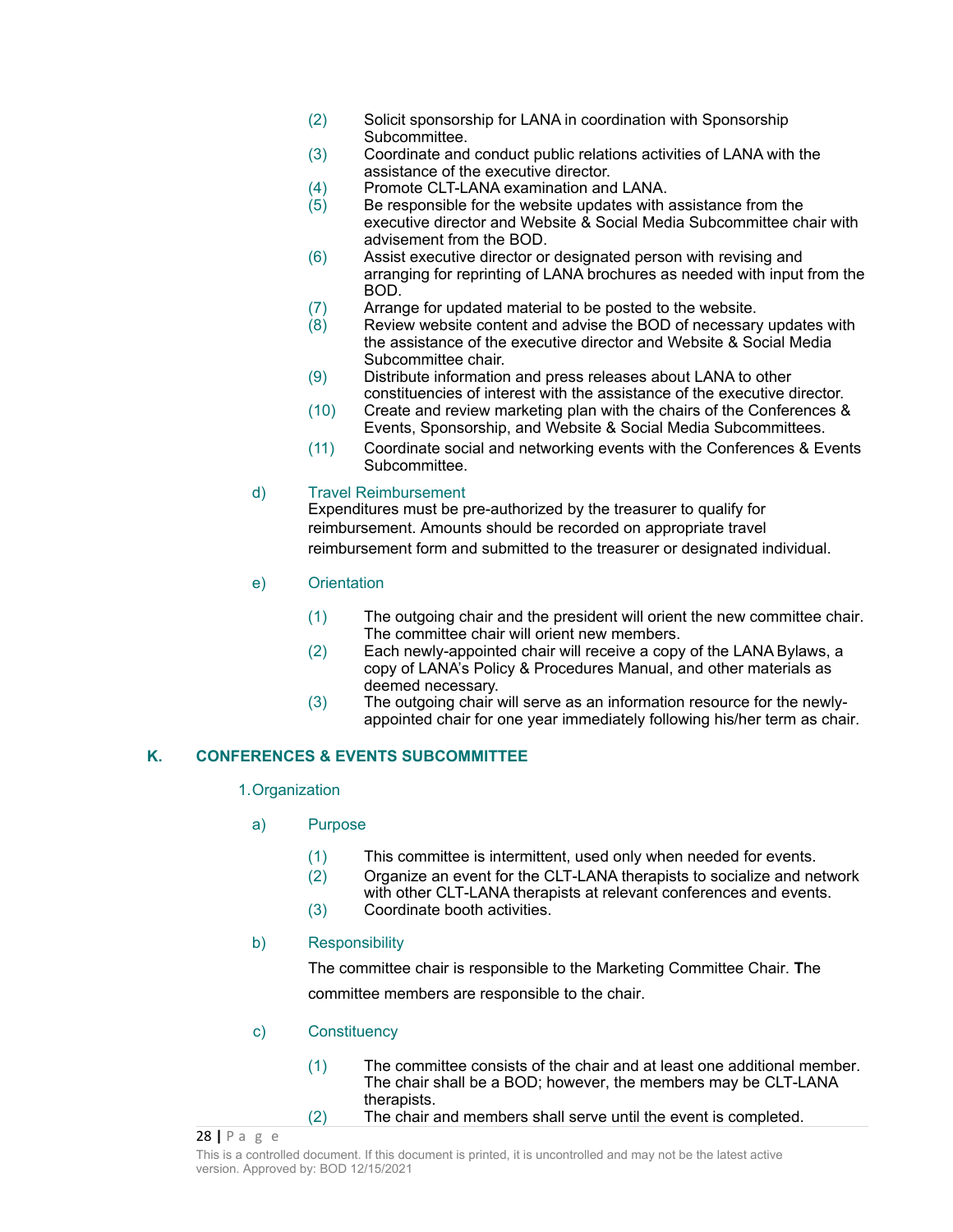(2) Solicit sponsorship for LANA in coordination with Sponsorship Subcommittee.
(3) Coordinate and conduct public relations activities of LANA with the assistance of the executive director.
(4) Promote CLT-LANA examination and LANA.
(5) Be responsible for the website updates with assistance from the executive director and Website & Social Media Subcommittee chair with advisement from the BOD.
(6) Assist executive director or designated person with revising and arranging for reprinting of LANA brochures as needed with input from the BOD.
(7) Arrange for updated material to be posted to the website.
(8) Review website content and advise the BOD of necessary updates with the assistance of the executive director and Website & Social Media Subcommittee chair.
(9) Distribute information and press releases about LANA to other constituencies of interest with the assistance of the executive director.
(10) Create and review marketing plan with the chairs of the Conferences & Events, Sponsorship, and Website & Social Media Subcommittees.
(11) Coordinate social and networking events with the Conferences & Events Subcommittee.

d) Travel Reimbursement

Expenditures must be pre-authorized by the treasurer to qualify for reimbursement. Amounts should be recorded on appropriate travel reimbursement form and submitted to the treasurer or designated individual.

e) Orientation

(1) The outgoing chair and the president will orient the new committee chair. The committee chair will orient new members.
(2) Each newly-appointed chair will receive a copy of the LANA Bylaws, a copy of LANA's Policy & Procedures Manual, and other materials as deemed necessary.
(3) The outgoing chair will serve as an information resource for the newly-appointed chair for one year immediately following his/her term as chair.

## K. CONFERENCES & EVENTS SUBCOMMITTEE

1. Organization

a) Purpose

(1) This committee is intermittent, used only when needed for events.
(2) Organize an event for the CLT-LANA therapists to socialize and network with other CLT-LANA therapists at relevant conferences and events.
(3) Coordinate booth activities.

b) Responsibility

The committee chair is responsible to the Marketing Committee Chair. **T**he committee members are responsible to the chair.

c) Constituency

(1) The committee consists of the chair and at least one additional member. The chair shall be a BOD; however, the members may be CLT-LANA therapists.
(2) The chair and members shall serve until the event is completed.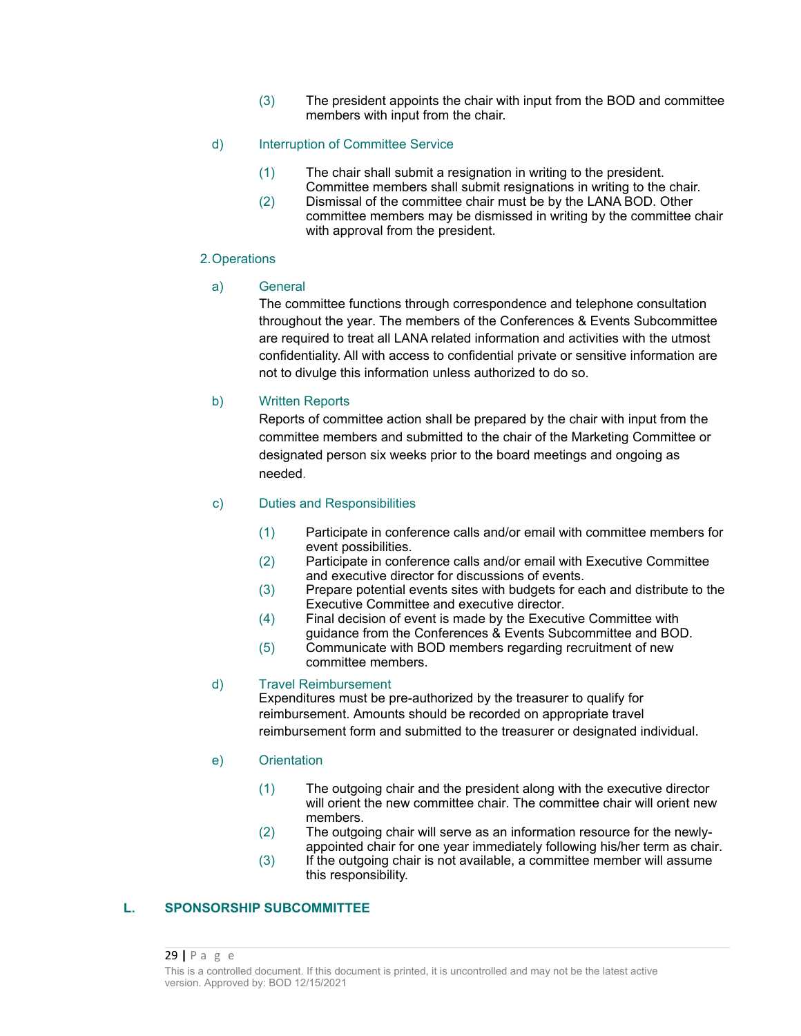(3) The president appoints the chair with input from the BOD and committee members with input from the chair.

d) Interruption of Committee Service

(1) The chair shall submit a resignation in writing to the president. Committee members shall submit resignations in writing to the chair.
(2) Dismissal of the committee chair must be by the LANA BOD. Other committee members may be dismissed in writing by the committee chair with approval from the president.

2. Operations

a) General

The committee functions through correspondence and telephone consultation throughout the year. The members of the Conferences & Events Subcommittee are required to treat all LANA related information and activities with the utmost confidentiality. All with access to confidential private or sensitive information are not to divulge this information unless authorized to do so.

b) Written Reports

Reports of committee action shall be prepared by the chair with input from the committee members and submitted to the chair of the Marketing Committee or designated person six weeks prior to the board meetings and ongoing as needed.

c) Duties and Responsibilities

(1) Participate in conference calls and/or email with committee members for event possibilities.
(2) Participate in conference calls and/or email with Executive Committee and executive director for discussions of events.
(3) Prepare potential events sites with budgets for each and distribute to the Executive Committee and executive director.
(4) Final decision of event is made by the Executive Committee with guidance from the Conferences & Events Subcommittee and BOD.
(5) Communicate with BOD members regarding recruitment of new committee members.

d) Travel Reimbursement

Expenditures must be pre-authorized by the treasurer to qualify for reimbursement. Amounts should be recorded on appropriate travel reimbursement form and submitted to the treasurer or designated individual.

e) Orientation

(1) The outgoing chair and the president along with the executive director will orient the new committee chair. The committee chair will orient new members.
(2) The outgoing chair will serve as an information resource for the newly-appointed chair for one year immediately following his/her term as chair.
(3) If the outgoing chair is not available, a committee member will assume this responsibility.

## L. SPONSORSHIP SUBCOMMITTEE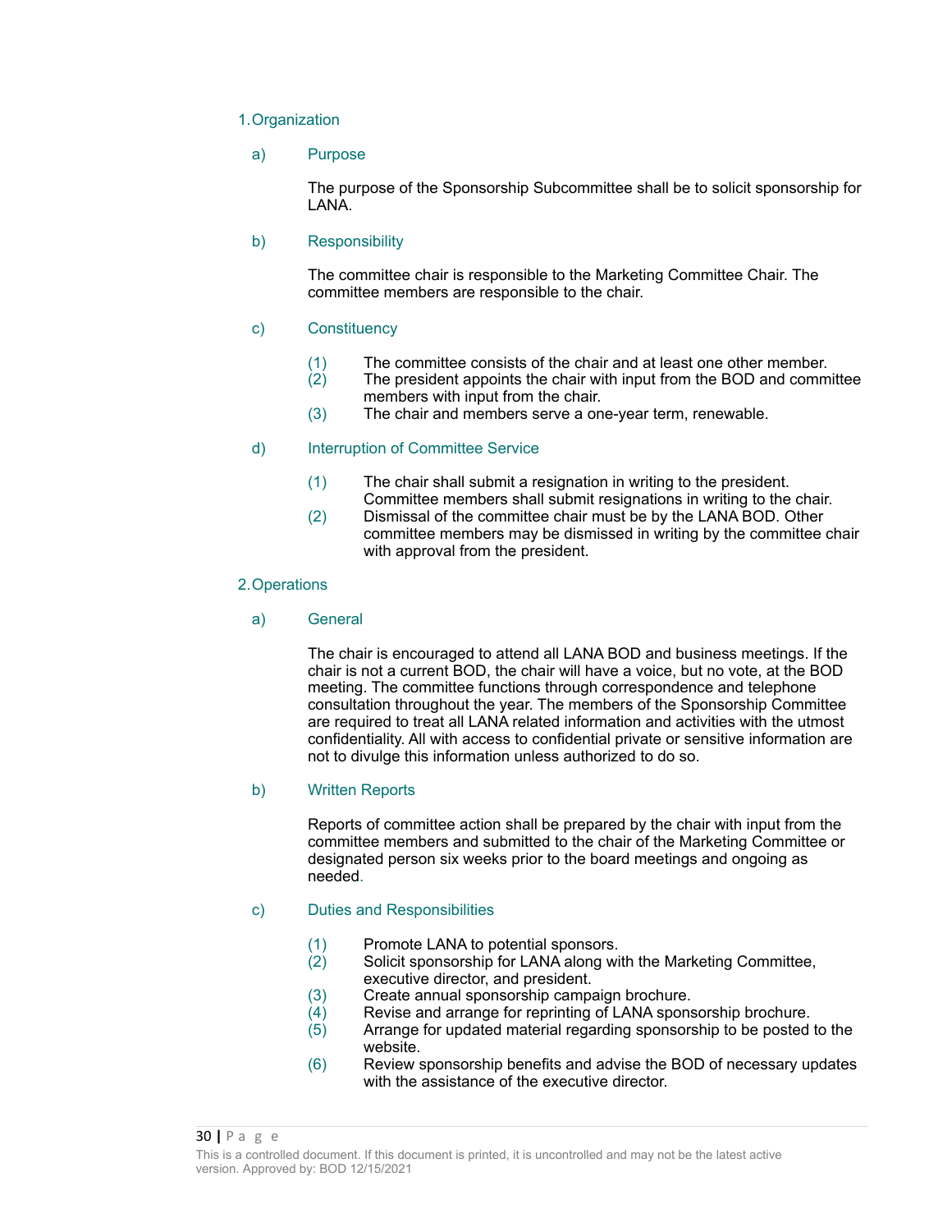## 1. Organization

### a) Purpose

The purpose of the Sponsorship Subcommittee shall be to solicit sponsorship for LANA.

### b) Responsibility

The committee chair is responsible to the Marketing Committee Chair. The committee members are responsible to the chair.

### c) Constituency

(1) The committee consists of the chair and at least one other member.
(2) The president appoints the chair with input from the BOD and committee members with input from the chair.
(3) The chair and members serve a one-year term, renewable.

### d) Interruption of Committee Service

(1) The chair shall submit a resignation in writing to the president. Committee members shall submit resignations in writing to the chair.
(2) Dismissal of the committee chair must be by the LANA BOD. Other committee members may be dismissed in writing by the committee chair with approval from the president.

## 2. Operations

### a) General

The chair is encouraged to attend all LANA BOD and business meetings. If the chair is not a current BOD, the chair will have a voice, but no vote, at the BOD meeting. The committee functions through correspondence and telephone consultation throughout the year. The members of the Sponsorship Committee are required to treat all LANA related information and activities with the utmost confidentiality. All with access to confidential private or sensitive information are not to divulge this information unless authorized to do so.

### b) Written Reports

Reports of committee action shall be prepared by the chair with input from the committee members and submitted to the chair of the Marketing Committee or designated person six weeks prior to the board meetings and ongoing as needed.

### c) Duties and Responsibilities

(1) Promote LANA to potential sponsors.
(2) Solicit sponsorship for LANA along with the Marketing Committee, executive director, and president.
(3) Create annual sponsorship campaign brochure.
(4) Revise and arrange for reprinting of LANA sponsorship brochure.
(5) Arrange for updated material regarding sponsorship to be posted to the website.
(6) Review sponsorship benefits and advise the BOD of necessary updates with the assistance of the executive director.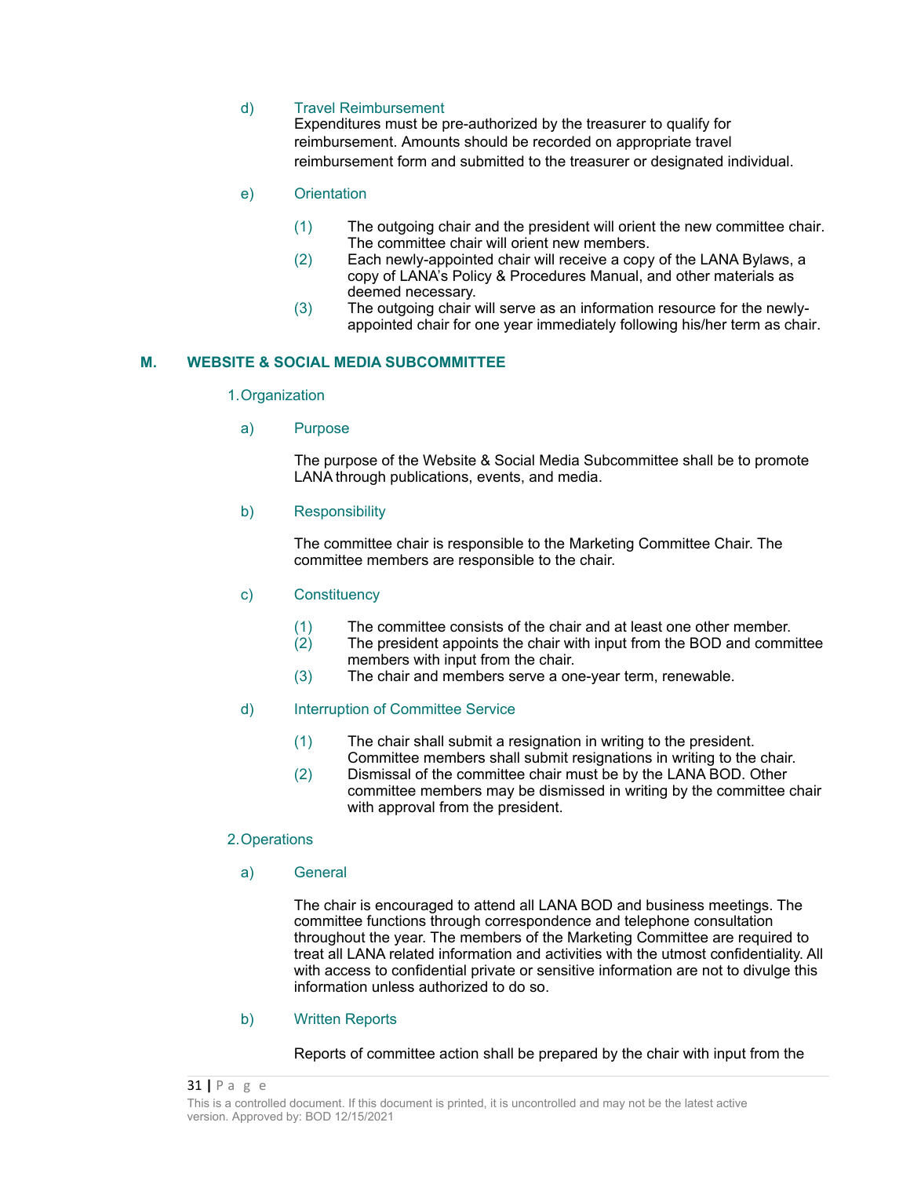d) Travel Reimbursement

Expenditures must be pre-authorized by the treasurer to qualify for reimbursement. Amounts should be recorded on appropriate travel reimbursement form and submitted to the treasurer or designated individual.

e) Orientation

(1) The outgoing chair and the president will orient the new committee chair. The committee chair will orient new members.

(2) Each newly-appointed chair will receive a copy of the LANA Bylaws, a copy of LANA's Policy & Procedures Manual, and other materials as deemed necessary.

(3) The outgoing chair will serve as an information resource for the newly-appointed chair for one year immediately following his/her term as chair.

## M. WEBSITE & SOCIAL MEDIA SUBCOMMITTEE

### 1. Organization

a) Purpose

The purpose of the Website & Social Media Subcommittee shall be to promote LANA through publications, events, and media.

b) Responsibility

The committee chair is responsible to the Marketing Committee Chair. The committee members are responsible to the chair.

c) Constituency

(1) The committee consists of the chair and at least one other member.

(2) The president appoints the chair with input from the BOD and committee members with input from the chair.

(3) The chair and members serve a one-year term, renewable.

d) Interruption of Committee Service

(1) The chair shall submit a resignation in writing to the president. Committee members shall submit resignations in writing to the chair.

(2) Dismissal of the committee chair must be by the LANA BOD. Other committee members may be dismissed in writing by the committee chair with approval from the president.

### 2. Operations

a) General

The chair is encouraged to attend all LANA BOD and business meetings. The committee functions through correspondence and telephone consultation throughout the year. The members of the Marketing Committee are required to treat all LANA related information and activities with the utmost confidentiality. All with access to confidential private or sensitive information are not to divulge this information unless authorized to do so.

b) Written Reports

Reports of committee action shall be prepared by the chair with input from the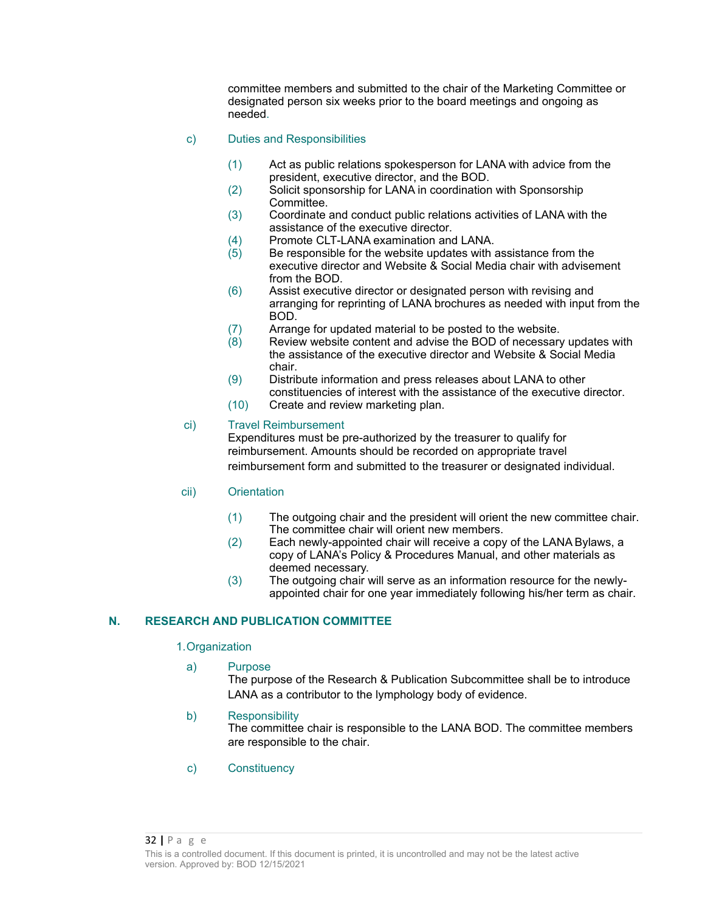committee members and submitted to the chair of the Marketing Committee or designated person six weeks prior to the board meetings and ongoing as needed.

c) Duties and Responsibilities

(1) Act as public relations spokesperson for LANA with advice from the president, executive director, and the BOD.
(2) Solicit sponsorship for LANA in coordination with Sponsorship Committee.
(3) Coordinate and conduct public relations activities of LANA with the assistance of the executive director.
(4) Promote CLT-LANA examination and LANA.
(5) Be responsible for the website updates with assistance from the executive director and Website & Social Media chair with advisement from the BOD.
(6) Assist executive director or designated person with revising and arranging for reprinting of LANA brochures as needed with input from the BOD.
(7) Arrange for updated material to be posted to the website.
(8) Review website content and advise the BOD of necessary updates with the assistance of the executive director and Website & Social Media chair.
(9) Distribute information and press releases about LANA to other constituencies of interest with the assistance of the executive director.
(10) Create and review marketing plan.

ci) Travel Reimbursement

Expenditures must be pre-authorized by the treasurer to qualify for reimbursement. Amounts should be recorded on appropriate travel reimbursement form and submitted to the treasurer or designated individual.

cii) Orientation

(1) The outgoing chair and the president will orient the new committee chair. The committee chair will orient new members.
(2) Each newly-appointed chair will receive a copy of the LANA Bylaws, a copy of LANA's Policy & Procedures Manual, and other materials as deemed necessary.
(3) The outgoing chair will serve as an information resource for the newly-appointed chair for one year immediately following his/her term as chair.

## N. RESEARCH AND PUBLICATION COMMITTEE

1. Organization

a) Purpose

The purpose of the Research & Publication Subcommittee shall be to introduce LANA as a contributor to the lymphology body of evidence.

b) Responsibility

The committee chair is responsible to the LANA BOD. The committee members are responsible to the chair.

c) Constituency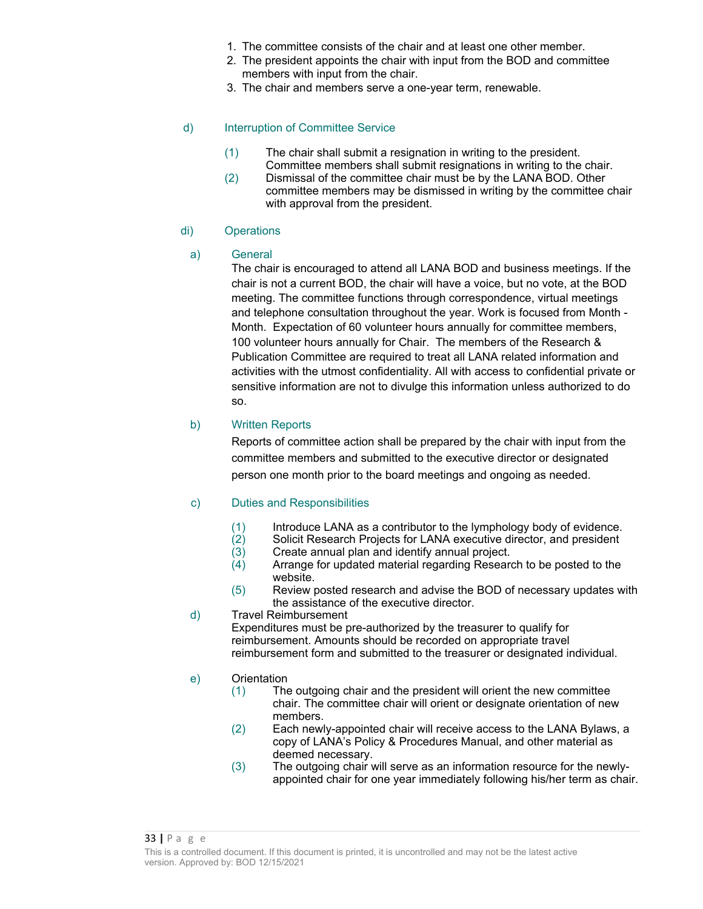1. The committee consists of the chair and at least one other member.
2. The president appoints the chair with input from the BOD and committee members with input from the chair.
3. The chair and members serve a one-year term, renewable.

d) Interruption of Committee Service

(1) The chair shall submit a resignation in writing to the president. Committee members shall submit resignations in writing to the chair.

(2) Dismissal of the committee chair must be by the LANA BOD. Other committee members may be dismissed in writing by the committee chair with approval from the president.

di) Operations

a) General

The chair is encouraged to attend all LANA BOD and business meetings. If the chair is not a current BOD, the chair will have a voice, but no vote, at the BOD meeting. The committee functions through correspondence, virtual meetings and telephone consultation throughout the year. Work is focused from Month - Month. Expectation of 60 volunteer hours annually for committee members, 100 volunteer hours annually for Chair. The members of the Research & Publication Committee are required to treat all LANA related information and activities with the utmost confidentiality. All with access to confidential private or sensitive information are not to divulge this information unless authorized to do so.

b) Written Reports

Reports of committee action shall be prepared by the chair with input from the committee members and submitted to the executive director or designated person one month prior to the board meetings and ongoing as needed.

c) Duties and Responsibilities

(1) Introduce LANA as a contributor to the lymphology body of evidence.
(2) Solicit Research Projects for LANA executive director, and president
(3) Create annual plan and identify annual project.
(4) Arrange for updated material regarding Research to be posted to the website.
(5) Review posted research and advise the BOD of necessary updates with the assistance of the executive director.

d) Travel Reimbursement

Expenditures must be pre-authorized by the treasurer to qualify for reimbursement. Amounts should be recorded on appropriate travel reimbursement form and submitted to the treasurer or designated individual.

e) Orientation

(1) The outgoing chair and the president will orient the new committee chair. The committee chair will orient or designate orientation of new members.
(2) Each newly-appointed chair will receive access to the LANA Bylaws, a copy of LANA's Policy & Procedures Manual, and other material as deemed necessary.
(3) The outgoing chair will serve as an information resource for the newly-appointed chair for one year immediately following his/her term as chair.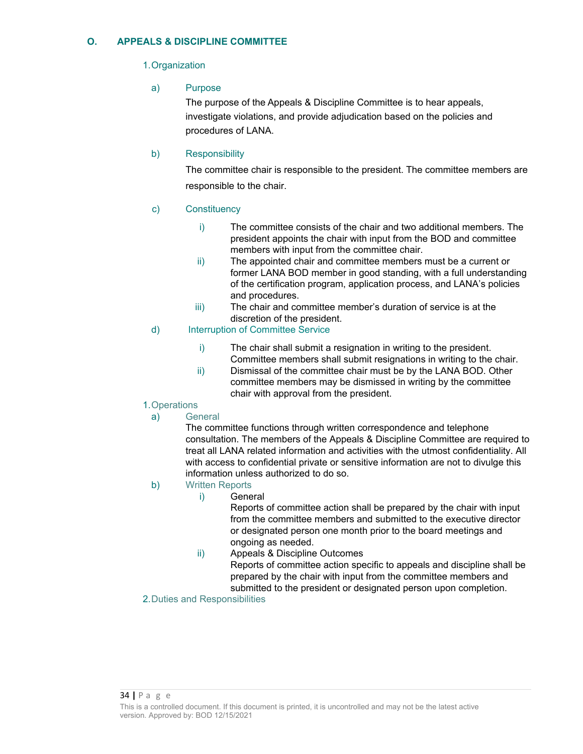## O. APPEALS & DISCIPLINE COMMITTEE

### 1. Organization

#### a) Purpose

The purpose of the Appeals & Discipline Committee is to hear appeals, investigate violations, and provide adjudication based on the policies and procedures of LANA.

#### b) Responsibility

The committee chair is responsible to the president. The committee members are responsible to the chair.

#### c) Constituency

- i) The committee consists of the chair and two additional members. The president appoints the chair with input from the BOD and committee members with input from the committee chair.
- ii) The appointed chair and committee members must be a current or former LANA BOD member in good standing, with a full understanding of the certification program, application process, and LANA's policies and procedures.
- iii) The chair and committee member's duration of service is at the discretion of the president.

#### d) Interruption of Committee Service

- i) The chair shall submit a resignation in writing to the president. Committee members shall submit resignations in writing to the chair.
- ii) Dismissal of the committee chair must be by the LANA BOD. Other committee members may be dismissed in writing by the committee chair with approval from the president.

### 1. Operations

#### a) General

The committee functions through written correspondence and telephone consultation. The members of the Appeals & Discipline Committee are required to treat all LANA related information and activities with the utmost confidentiality. All with access to confidential private or sensitive information are not to divulge this information unless authorized to do so.

#### b) Written Reports

- i) General

  Reports of committee action shall be prepared by the chair with input from the committee members and submitted to the executive director or designated person one month prior to the board meetings and ongoing as needed.
- ii) Appeals & Discipline Outcomes

  Reports of committee action specific to appeals and discipline shall be prepared by the chair with input from the committee members and submitted to the president or designated person upon completion.

### 2. Duties and Responsibilities

This is a controlled document. If this document is printed, it is uncontrolled and may not be the latest active version. Approved by: BOD 12/15/2021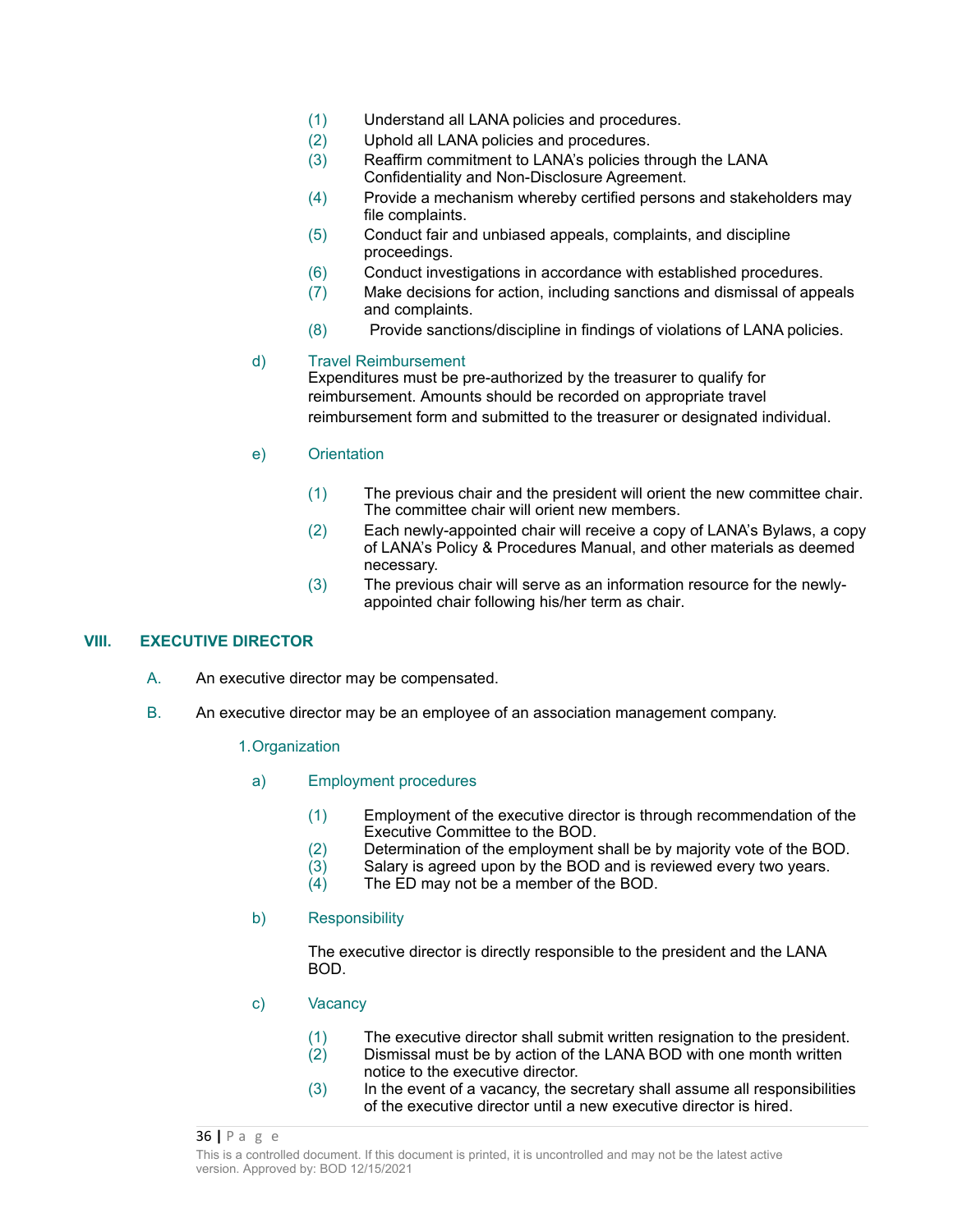(1) Understand all LANA policies and procedures.
(2) Uphold all LANA policies and procedures.
(3) Reaffirm commitment to LANA's policies through the LANA Confidentiality and Non-Disclosure Agreement.
(4) Provide a mechanism whereby certified persons and stakeholders may file complaints.
(5) Conduct fair and unbiased appeals, complaints, and discipline proceedings.
(6) Conduct investigations in accordance with established procedures.
(7) Make decisions for action, including sanctions and dismissal of appeals and complaints.
(8) Provide sanctions/discipline in findings of violations of LANA policies.

d) Travel Reimbursement

Expenditures must be pre-authorized by the treasurer to qualify for reimbursement. Amounts should be recorded on appropriate travel reimbursement form and submitted to the treasurer or designated individual.

e) Orientation

(1) The previous chair and the president will orient the new committee chair. The committee chair will orient new members.
(2) Each newly-appointed chair will receive a copy of LANA's Bylaws, a copy of LANA's Policy & Procedures Manual, and other materials as deemed necessary.
(3) The previous chair will serve as an information resource for the newly-appointed chair following his/her term as chair.

## VIII. EXECUTIVE DIRECTOR

A. An executive director may be compensated.

B. An executive director may be an employee of an association management company.

1. Organization

a) Employment procedures

(1) Employment of the executive director is through recommendation of the Executive Committee to the BOD.
(2) Determination of the employment shall be by majority vote of the BOD.
(3) Salary is agreed upon by the BOD and is reviewed every two years.
(4) The ED may not be a member of the BOD.

b) Responsibility

The executive director is directly responsible to the president and the LANA BOD.

c) Vacancy

(1) The executive director shall submit written resignation to the president.
(2) Dismissal must be by action of the LANA BOD with one month written notice to the executive director.
(3) In the event of a vacancy, the secretary shall assume all responsibilities of the executive director until a new executive director is hired.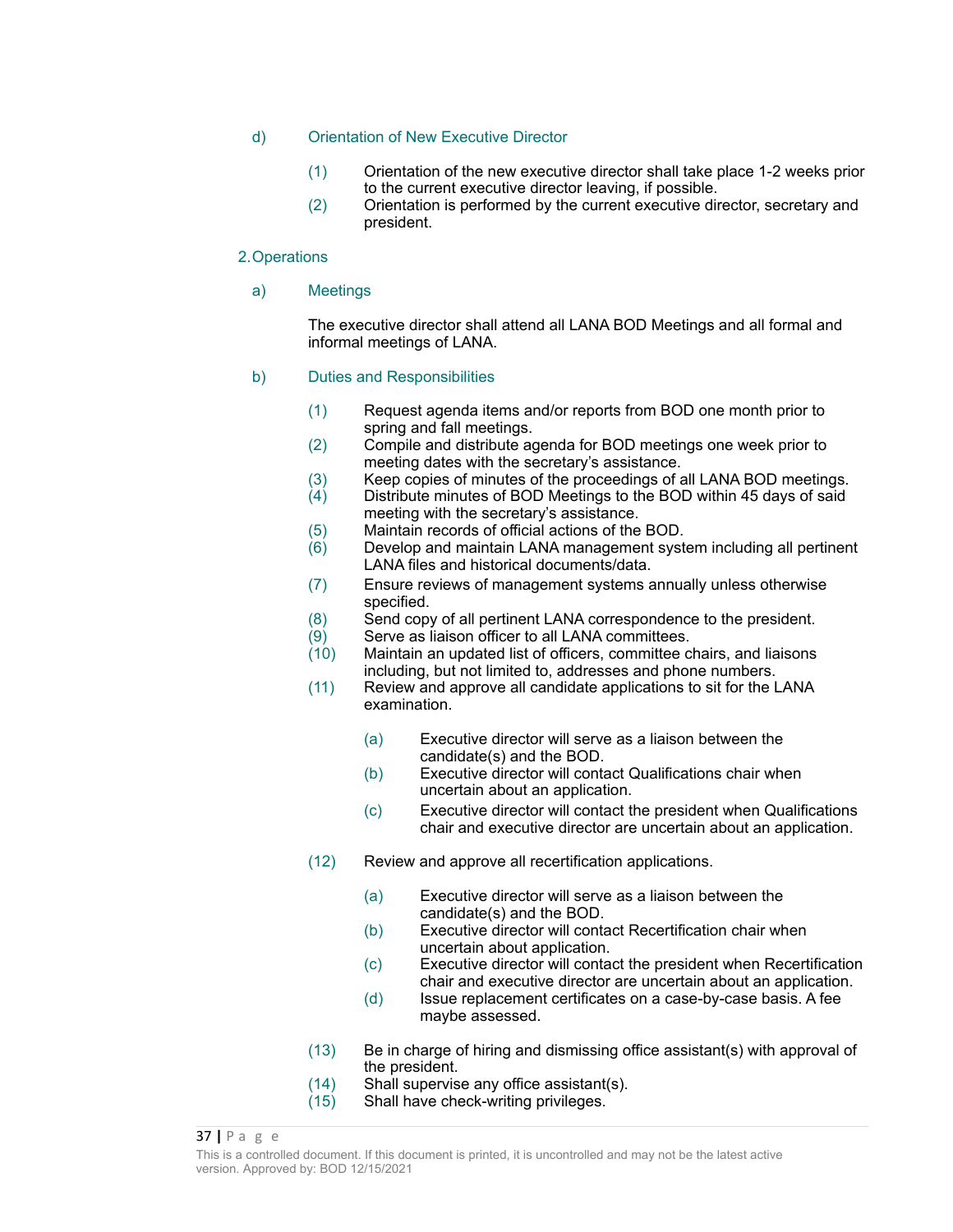d) Orientation of New Executive Director

(1) Orientation of the new executive director shall take place 1-2 weeks prior to the current executive director leaving, if possible.
(2) Orientation is performed by the current executive director, secretary and president.

## 2. Operations

a) Meetings

The executive director shall attend all LANA BOD Meetings and all formal and informal meetings of LANA.

b) Duties and Responsibilities

(1) Request agenda items and/or reports from BOD one month prior to spring and fall meetings.
(2) Compile and distribute agenda for BOD meetings one week prior to meeting dates with the secretary's assistance.
(3) Keep copies of minutes of the proceedings of all LANA BOD meetings.
(4) Distribute minutes of BOD Meetings to the BOD within 45 days of said meeting with the secretary's assistance.
(5) Maintain records of official actions of the BOD.
(6) Develop and maintain LANA management system including all pertinent LANA files and historical documents/data.
(7) Ensure reviews of management systems annually unless otherwise specified.
(8) Send copy of all pertinent LANA correspondence to the president.
(9) Serve as liaison officer to all LANA committees.
(10) Maintain an updated list of officers, committee chairs, and liaisons including, but not limited to, addresses and phone numbers.
(11) Review and approve all candidate applications to sit for the LANA examination.

  (a) Executive director will serve as a liaison between the candidate(s) and the BOD.
  (b) Executive director will contact Qualifications chair when uncertain about an application.
  (c) Executive director will contact the president when Qualifications chair and executive director are uncertain about an application.

(12) Review and approve all recertification applications.

  (a) Executive director will serve as a liaison between the candidate(s) and the BOD.
  (b) Executive director will contact Recertification chair when uncertain about application.
  (c) Executive director will contact the president when Recertification chair and executive director are uncertain about an application.
  (d) Issue replacement certificates on a case-by-case basis. A fee maybe assessed.

(13) Be in charge of hiring and dismissing office assistant(s) with approval of the president.
(14) Shall supervise any office assistant(s).
(15) Shall have check-writing privileges.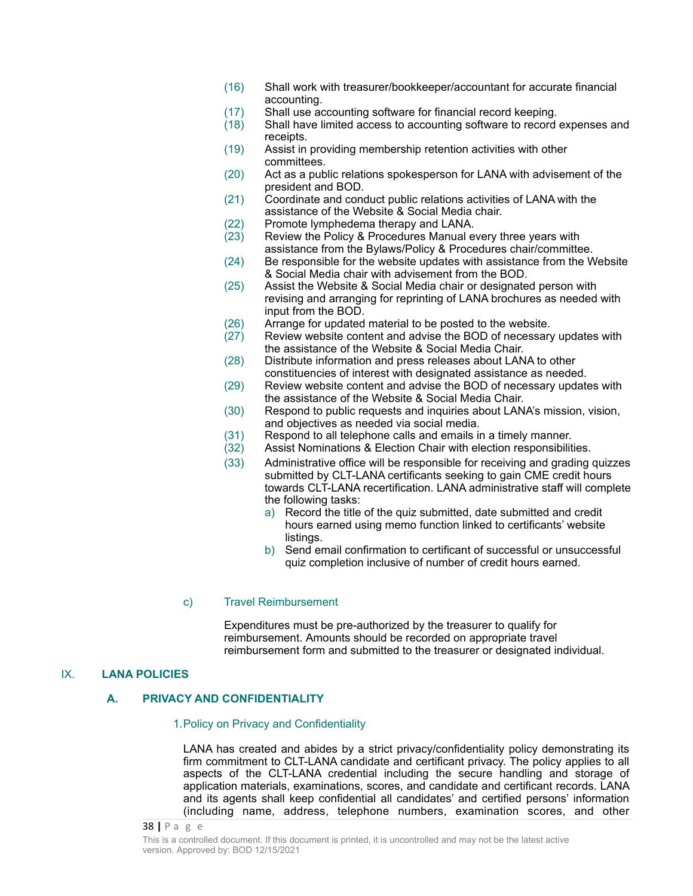(16) Shall work with treasurer/bookkeeper/accountant for accurate financial accounting.
(17) Shall use accounting software for financial record keeping.
(18) Shall have limited access to accounting software to record expenses and receipts.
(19) Assist in providing membership retention activities with other committees.
(20) Act as a public relations spokesperson for LANA with advisement of the president and BOD.
(21) Coordinate and conduct public relations activities of LANA with the assistance of the Website & Social Media chair.
(22) Promote lymphedema therapy and LANA.
(23) Review the Policy & Procedures Manual every three years with assistance from the Bylaws/Policy & Procedures chair/committee.
(24) Be responsible for the website updates with assistance from the Website & Social Media chair with advisement from the BOD.
(25) Assist the Website & Social Media chair or designated person with revising and arranging for reprinting of LANA brochures as needed with input from the BOD.
(26) Arrange for updated material to be posted to the website.
(27) Review website content and advise the BOD of necessary updates with the assistance of the Website & Social Media Chair.
(28) Distribute information and press releases about LANA to other constituencies of interest with designated assistance as needed.
(29) Review website content and advise the BOD of necessary updates with the assistance of the Website & Social Media Chair.
(30) Respond to public requests and inquiries about LANA's mission, vision, and objectives as needed via social media.
(31) Respond to all telephone calls and emails in a timely manner.
(32) Assist Nominations & Election Chair with election responsibilities.
(33) Administrative office will be responsible for receiving and grading quizzes submitted by CLT-LANA certificants seeking to gain CME credit hours towards CLT-LANA recertification. LANA administrative staff will complete the following tasks:
   a) Record the title of the quiz submitted, date submitted and credit hours earned using memo function linked to certificants' website listings.
   b) Send email confirmation to certificant of successful or unsuccessful quiz completion inclusive of number of credit hours earned.

c) Travel Reimbursement

Expenditures must be pre-authorized by the treasurer to qualify for reimbursement. Amounts should be recorded on appropriate travel reimbursement form and submitted to the treasurer or designated individual.

## IX. LANA POLICIES

### A. PRIVACY AND CONFIDENTIALITY

1. Policy on Privacy and Confidentiality

LANA has created and abides by a strict privacy/confidentiality policy demonstrating its firm commitment to CLT-LANA candidate and certificant privacy. The policy applies to all aspects of the CLT-LANA credential including the secure handling and storage of application materials, examinations, scores, and candidate and certificant records. LANA and its agents shall keep confidential all candidates' and certified persons' information (including name, address, telephone numbers, examination scores, and other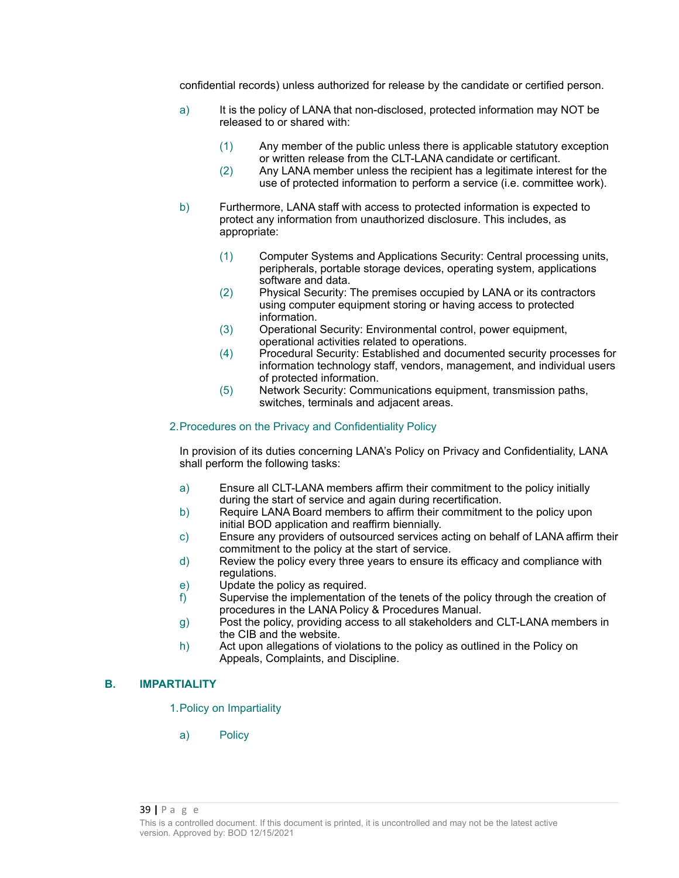confidential records) unless authorized for release by the candidate or certified person.

a) It is the policy of LANA that non-disclosed, protected information may NOT be released to or shared with:

   (1) Any member of the public unless there is applicable statutory exception or written release from the CLT-LANA candidate or certificant.
   (2) Any LANA member unless the recipient has a legitimate interest for the use of protected information to perform a service (i.e. committee work).

b) Furthermore, LANA staff with access to protected information is expected to protect any information from unauthorized disclosure. This includes, as appropriate:

   (1) Computer Systems and Applications Security: Central processing units, peripherals, portable storage devices, operating system, applications software and data.
   (2) Physical Security: The premises occupied by LANA or its contractors using computer equipment storing or having access to protected information.
   (3) Operational Security: Environmental control, power equipment, operational activities related to operations.
   (4) Procedural Security: Established and documented security processes for information technology staff, vendors, management, and individual users of protected information.
   (5) Network Security: Communications equipment, transmission paths, switches, terminals and adjacent areas.

#### 2. Procedures on the Privacy and Confidentiality Policy

In provision of its duties concerning LANA's Policy on Privacy and Confidentiality, LANA shall perform the following tasks:

a) Ensure all CLT-LANA members affirm their commitment to the policy initially during the start of service and again during recertification.
b) Require LANA Board members to affirm their commitment to the policy upon initial BOD application and reaffirm biennially.
c) Ensure any providers of outsourced services acting on behalf of LANA affirm their commitment to the policy at the start of service.
d) Review the policy every three years to ensure its efficacy and compliance with regulations.
e) Update the policy as required.
f) Supervise the implementation of the tenets of the policy through the creation of procedures in the LANA Policy & Procedures Manual.
g) Post the policy, providing access to all stakeholders and CLT-LANA members in the CIB and the website.
h) Act upon allegations of violations to the policy as outlined in the Policy on Appeals, Complaints, and Discipline.

### B. IMPARTIALITY

#### 1. Policy on Impartiality

a) Policy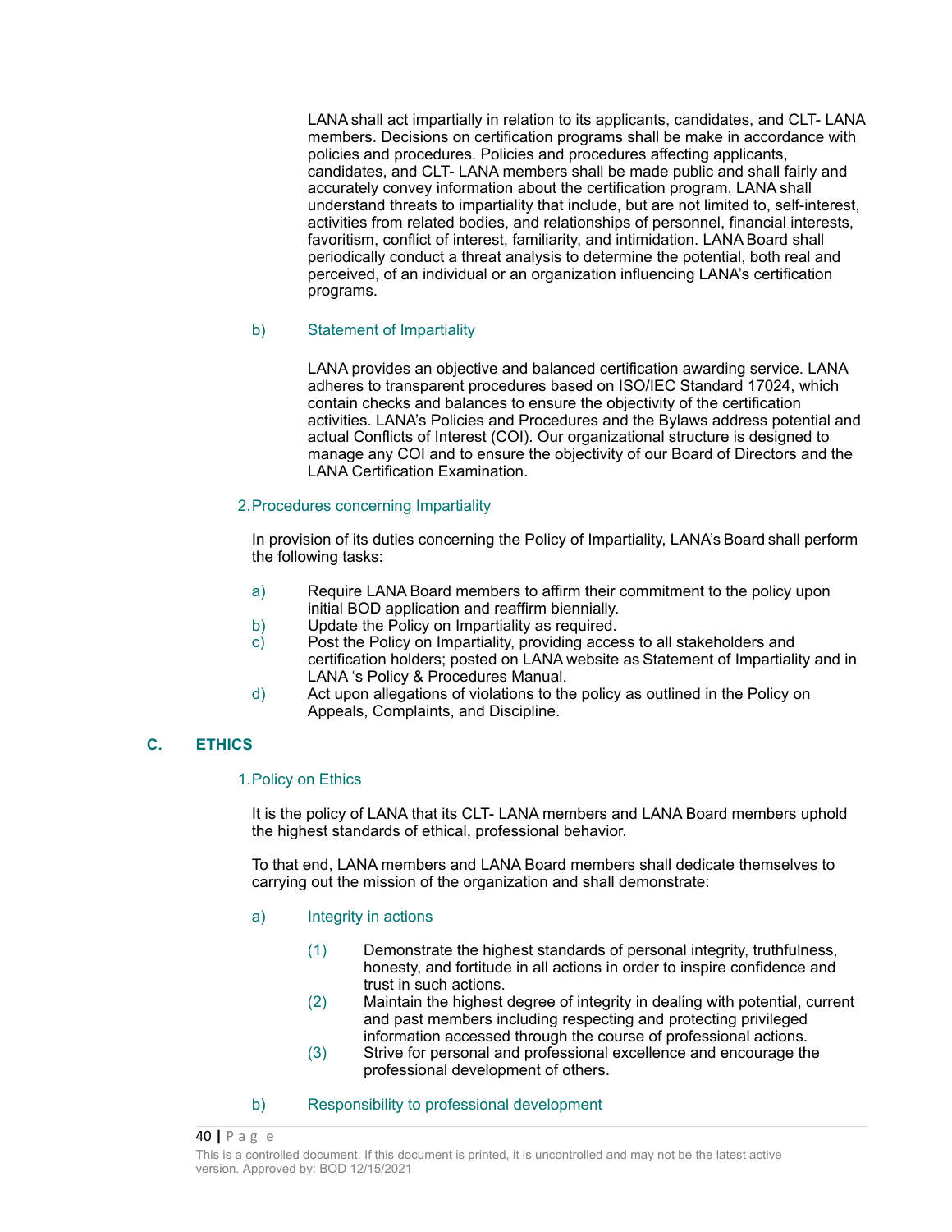LANA shall act impartially in relation to its applicants, candidates, and CLT- LANA members. Decisions on certification programs shall be make in accordance with policies and procedures. Policies and procedures affecting applicants, candidates, and CLT- LANA members shall be made public and shall fairly and accurately convey information about the certification program. LANA shall understand threats to impartiality that include, but are not limited to, self-interest, activities from related bodies, and relationships of personnel, financial interests, favoritism, conflict of interest, familiarity, and intimidation. LANA Board shall periodically conduct a threat analysis to determine the potential, both real and perceived, of an individual or an organization influencing LANA's certification programs.

b) Statement of Impartiality

LANA provides an objective and balanced certification awarding service. LANA adheres to transparent procedures based on ISO/IEC Standard 17024, which contain checks and balances to ensure the objectivity of the certification activities. LANA's Policies and Procedures and the Bylaws address potential and actual Conflicts of Interest (COI). Our organizational structure is designed to manage any COI and to ensure the objectivity of our Board of Directors and the LANA Certification Examination.

2. Procedures concerning Impartiality

In provision of its duties concerning the Policy of Impartiality, LANA's Board shall perform the following tasks:

a) Require LANA Board members to affirm their commitment to the policy upon initial BOD application and reaffirm biennially.
b) Update the Policy on Impartiality as required.
c) Post the Policy on Impartiality, providing access to all stakeholders and certification holders; posted on LANA website as Statement of Impartiality and in LANA 's Policy & Procedures Manual.
d) Act upon allegations of violations to the policy as outlined in the Policy on Appeals, Complaints, and Discipline.

## C. ETHICS

1. Policy on Ethics

It is the policy of LANA that its CLT- LANA members and LANA Board members uphold the highest standards of ethical, professional behavior.

To that end, LANA members and LANA Board members shall dedicate themselves to carrying out the mission of the organization and shall demonstrate:

a) Integrity in actions

(1) Demonstrate the highest standards of personal integrity, truthfulness, honesty, and fortitude in all actions in order to inspire confidence and trust in such actions.
(2) Maintain the highest degree of integrity in dealing with potential, current and past members including respecting and protecting privileged information accessed through the course of professional actions.
(3) Strive for personal and professional excellence and encourage the professional development of others.

b) Responsibility to professional development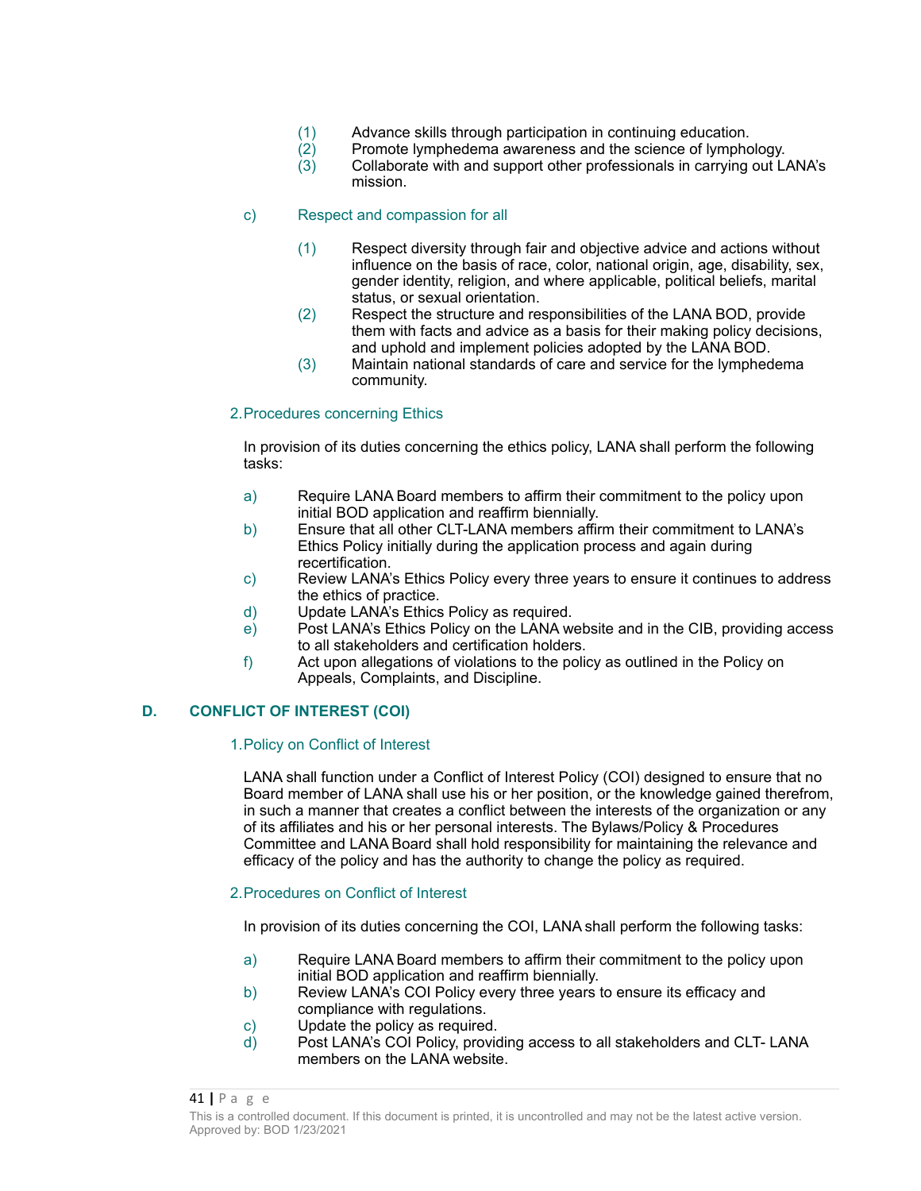(1) Advance skills through participation in continuing education.
(2) Promote lymphedema awareness and the science of lymphology.
(3) Collaborate with and support other professionals in carrying out LANA's mission.

c) Respect and compassion for all

(1) Respect diversity through fair and objective advice and actions without influence on the basis of race, color, national origin, age, disability, sex, gender identity, religion, and where applicable, political beliefs, marital status, or sexual orientation.
(2) Respect the structure and responsibilities of the LANA BOD, provide them with facts and advice as a basis for their making policy decisions, and uphold and implement policies adopted by the LANA BOD.
(3) Maintain national standards of care and service for the lymphedema community.

2. Procedures concerning Ethics

In provision of its duties concerning the ethics policy, LANA shall perform the following tasks:

a) Require LANA Board members to affirm their commitment to the policy upon initial BOD application and reaffirm biennially.
b) Ensure that all other CLT-LANA members affirm their commitment to LANA's Ethics Policy initially during the application process and again during recertification.
c) Review LANA's Ethics Policy every three years to ensure it continues to address the ethics of practice.
d) Update LANA's Ethics Policy as required.
e) Post LANA's Ethics Policy on the LANA website and in the CIB, providing access to all stakeholders and certification holders.
f) Act upon allegations of violations to the policy as outlined in the Policy on Appeals, Complaints, and Discipline.

## D. CONFLICT OF INTEREST (COI)

1. Policy on Conflict of Interest

LANA shall function under a Conflict of Interest Policy (COI) designed to ensure that no Board member of LANA shall use his or her position, or the knowledge gained therefrom, in such a manner that creates a conflict between the interests of the organization or any of its affiliates and his or her personal interests. The Bylaws/Policy & Procedures Committee and LANA Board shall hold responsibility for maintaining the relevance and efficacy of the policy and has the authority to change the policy as required.

2. Procedures on Conflict of Interest

In provision of its duties concerning the COI, LANA shall perform the following tasks:

a) Require LANA Board members to affirm their commitment to the policy upon initial BOD application and reaffirm biennially.
b) Review LANA's COI Policy every three years to ensure its efficacy and compliance with regulations.
c) Update the policy as required.
d) Post LANA's COI Policy, providing access to all stakeholders and CLT- LANA members on the LANA website.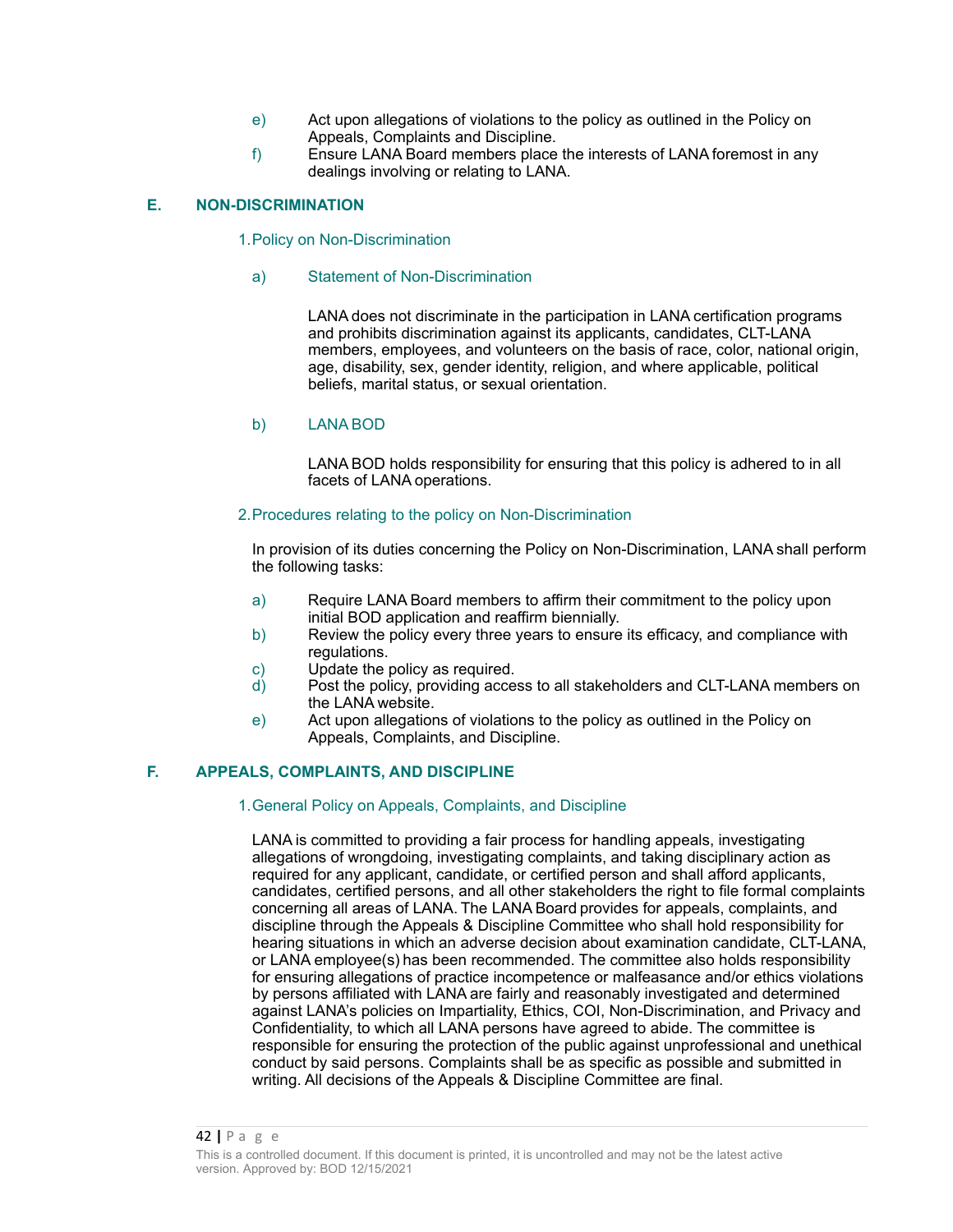e) Act upon allegations of violations to the policy as outlined in the Policy on Appeals, Complaints and Discipline.

f) Ensure LANA Board members place the interests of LANA foremost in any dealings involving or relating to LANA.

## E. NON-DISCRIMINATION

### 1. Policy on Non-Discrimination

#### a) Statement of Non-Discrimination

LANA does not discriminate in the participation in LANA certification programs and prohibits discrimination against its applicants, candidates, CLT-LANA members, employees, and volunteers on the basis of race, color, national origin, age, disability, sex, gender identity, religion, and where applicable, political beliefs, marital status, or sexual orientation.

#### b) LANA BOD

LANA BOD holds responsibility for ensuring that this policy is adhered to in all facets of LANA operations.

### 2. Procedures relating to the policy on Non-Discrimination

In provision of its duties concerning the Policy on Non-Discrimination, LANA shall perform the following tasks:

a) Require LANA Board members to affirm their commitment to the policy upon initial BOD application and reaffirm biennially.

b) Review the policy every three years to ensure its efficacy, and compliance with regulations.

c) Update the policy as required.

d) Post the policy, providing access to all stakeholders and CLT-LANA members on the LANA website.

e) Act upon allegations of violations to the policy as outlined in the Policy on Appeals, Complaints, and Discipline.

## F. APPEALS, COMPLAINTS, AND DISCIPLINE

### 1. General Policy on Appeals, Complaints, and Discipline

LANA is committed to providing a fair process for handling appeals, investigating allegations of wrongdoing, investigating complaints, and taking disciplinary action as required for any applicant, candidate, or certified person and shall afford applicants, candidates, certified persons, and all other stakeholders the right to file formal complaints concerning all areas of LANA. The LANA Board provides for appeals, complaints, and discipline through the Appeals & Discipline Committee who shall hold responsibility for hearing situations in which an adverse decision about examination candidate, CLT-LANA, or LANA employee(s) has been recommended. The committee also holds responsibility for ensuring allegations of practice incompetence or malfeasance and/or ethics violations by persons affiliated with LANA are fairly and reasonably investigated and determined against LANA's policies on Impartiality, Ethics, COI, Non-Discrimination, and Privacy and Confidentiality, to which all LANA persons have agreed to abide. The committee is responsible for ensuring the protection of the public against unprofessional and unethical conduct by said persons. Complaints shall be as specific as possible and submitted in writing. All decisions of the Appeals & Discipline Committee are final.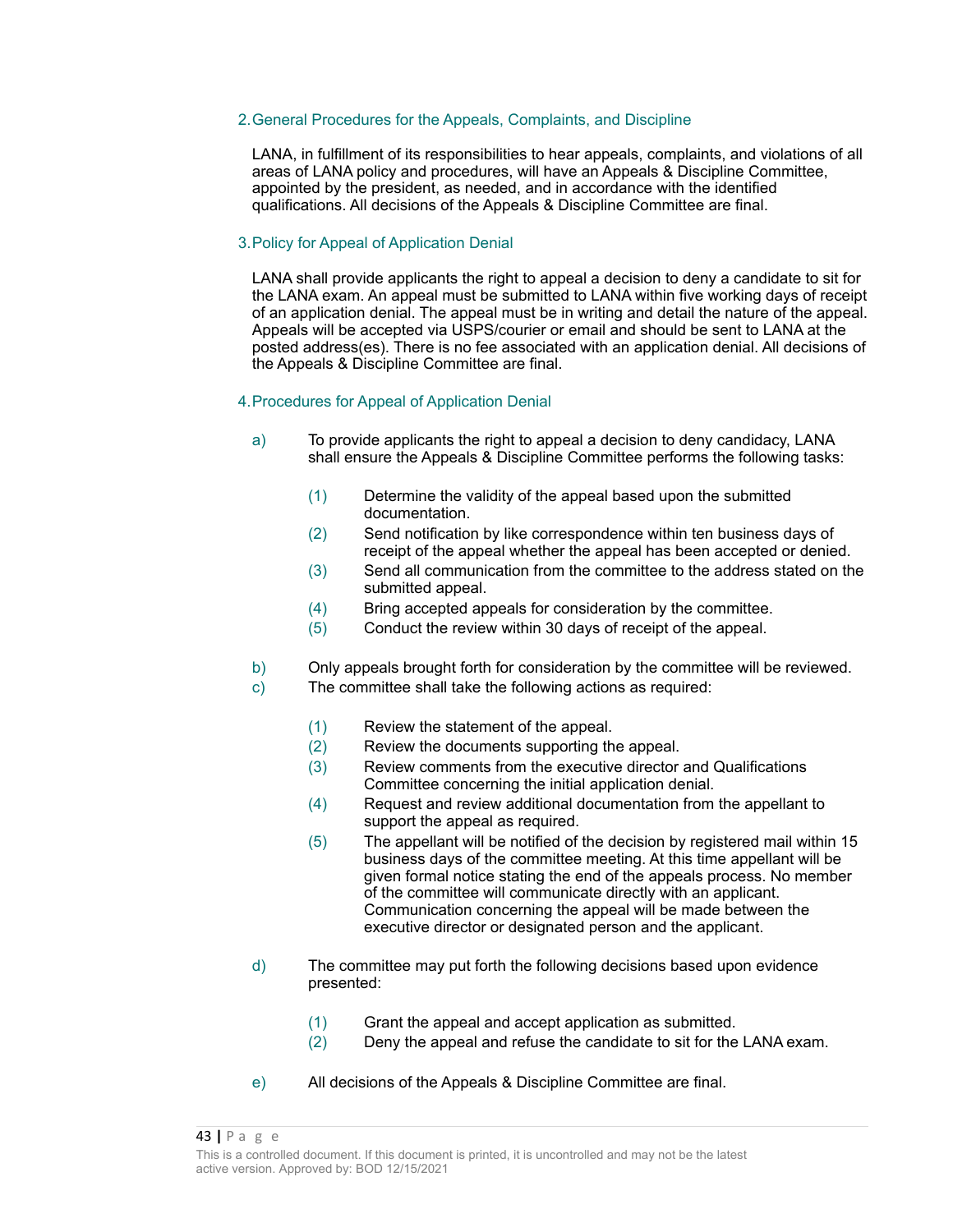## 2. General Procedures for the Appeals, Complaints, and Discipline

LANA, in fulfillment of its responsibilities to hear appeals, complaints, and violations of all areas of LANA policy and procedures, will have an Appeals & Discipline Committee, appointed by the president, as needed, and in accordance with the identified qualifications. All decisions of the Appeals & Discipline Committee are final.

## 3. Policy for Appeal of Application Denial

LANA shall provide applicants the right to appeal a decision to deny a candidate to sit for the LANA exam. An appeal must be submitted to LANA within five working days of receipt of an application denial. The appeal must be in writing and detail the nature of the appeal. Appeals will be accepted via USPS/courier or email and should be sent to LANA at the posted address(es). There is no fee associated with an application denial. All decisions of the Appeals & Discipline Committee are final.

## 4. Procedures for Appeal of Application Denial

a) To provide applicants the right to appeal a decision to deny candidacy, LANA shall ensure the Appeals & Discipline Committee performs the following tasks:

   (1) Determine the validity of the appeal based upon the submitted documentation.
   (2) Send notification by like correspondence within ten business days of receipt of the appeal whether the appeal has been accepted or denied.
   (3) Send all communication from the committee to the address stated on the submitted appeal.
   (4) Bring accepted appeals for consideration by the committee.
   (5) Conduct the review within 30 days of receipt of the appeal.

b) Only appeals brought forth for consideration by the committee will be reviewed.

c) The committee shall take the following actions as required:

   (1) Review the statement of the appeal.
   (2) Review the documents supporting the appeal.
   (3) Review comments from the executive director and Qualifications Committee concerning the initial application denial.
   (4) Request and review additional documentation from the appellant to support the appeal as required.
   (5) The appellant will be notified of the decision by registered mail within 15 business days of the committee meeting. At this time appellant will be given formal notice stating the end of the appeals process. No member of the committee will communicate directly with an applicant. Communication concerning the appeal will be made between the executive director or designated person and the applicant.

d) The committee may put forth the following decisions based upon evidence presented:

   (1) Grant the appeal and accept application as submitted.
   (2) Deny the appeal and refuse the candidate to sit for the LANA exam.

e) All decisions of the Appeals & Discipline Committee are final.

This is a controlled document. If this document is printed, it is uncontrolled and may not be the latest active version. Approved by: BOD 12/15/2021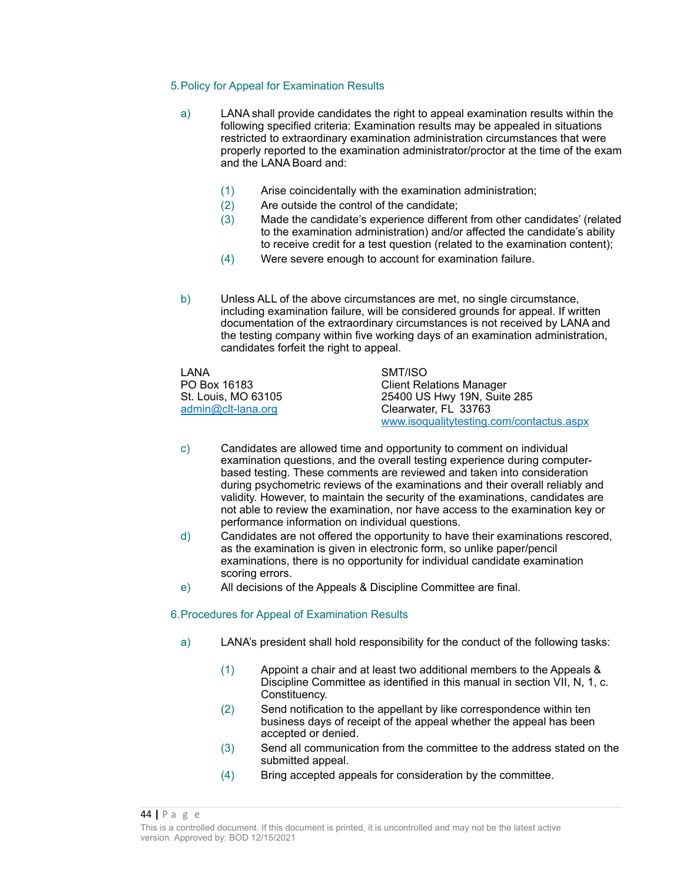## 5. Policy for Appeal for Examination Results

a) LANA shall provide candidates the right to appeal examination results within the following specified criteria: Examination results may be appealed in situations restricted to extraordinary examination administration circumstances that were properly reported to the examination administrator/proctor at the time of the exam and the LANA Board and:

   (1) Arise coincidentally with the examination administration;
   (2) Are outside the control of the candidate;
   (3) Made the candidate's experience different from other candidates' (related to the examination administration) and/or affected the candidate's ability to receive credit for a test question (related to the examination content);
   (4) Were severe enough to account for examination failure.

b) Unless ALL of the above circumstances are met, no single circumstance, including examination failure, will be considered grounds for appeal. If written documentation of the extraordinary circumstances is not received by LANA and the testing company within five working days of an examination administration, candidates forfeit the right to appeal.

LANA
PO Box 16183
St. Louis, MO 63105
admin@clt-lana.org

SMT/ISO
Client Relations Manager
25400 US Hwy 19N, Suite 285
Clearwater, FL 33763
www.isoqualitytesting.com/contactus.aspx

c) Candidates are allowed time and opportunity to comment on individual examination questions, and the overall testing experience during computer-based testing. These comments are reviewed and taken into consideration during psychometric reviews of the examinations and their overall reliably and validity. However, to maintain the security of the examinations, candidates are not able to review the examination, nor have access to the examination key or performance information on individual questions.

d) Candidates are not offered the opportunity to have their examinations rescored, as the examination is given in electronic form, so unlike paper/pencil examinations, there is no opportunity for individual candidate examination scoring errors.

e) All decisions of the Appeals & Discipline Committee are final.

## 6. Procedures for Appeal of Examination Results

a) LANA's president shall hold responsibility for the conduct of the following tasks:

   (1) Appoint a chair and at least two additional members to the Appeals & Discipline Committee as identified in this manual in section VII, N, 1, c. Constituency.
   (2) Send notification to the appellant by like correspondence within ten business days of receipt of the appeal whether the appeal has been accepted or denied.
   (3) Send all communication from the committee to the address stated on the submitted appeal.
   (4) Bring accepted appeals for consideration by the committee.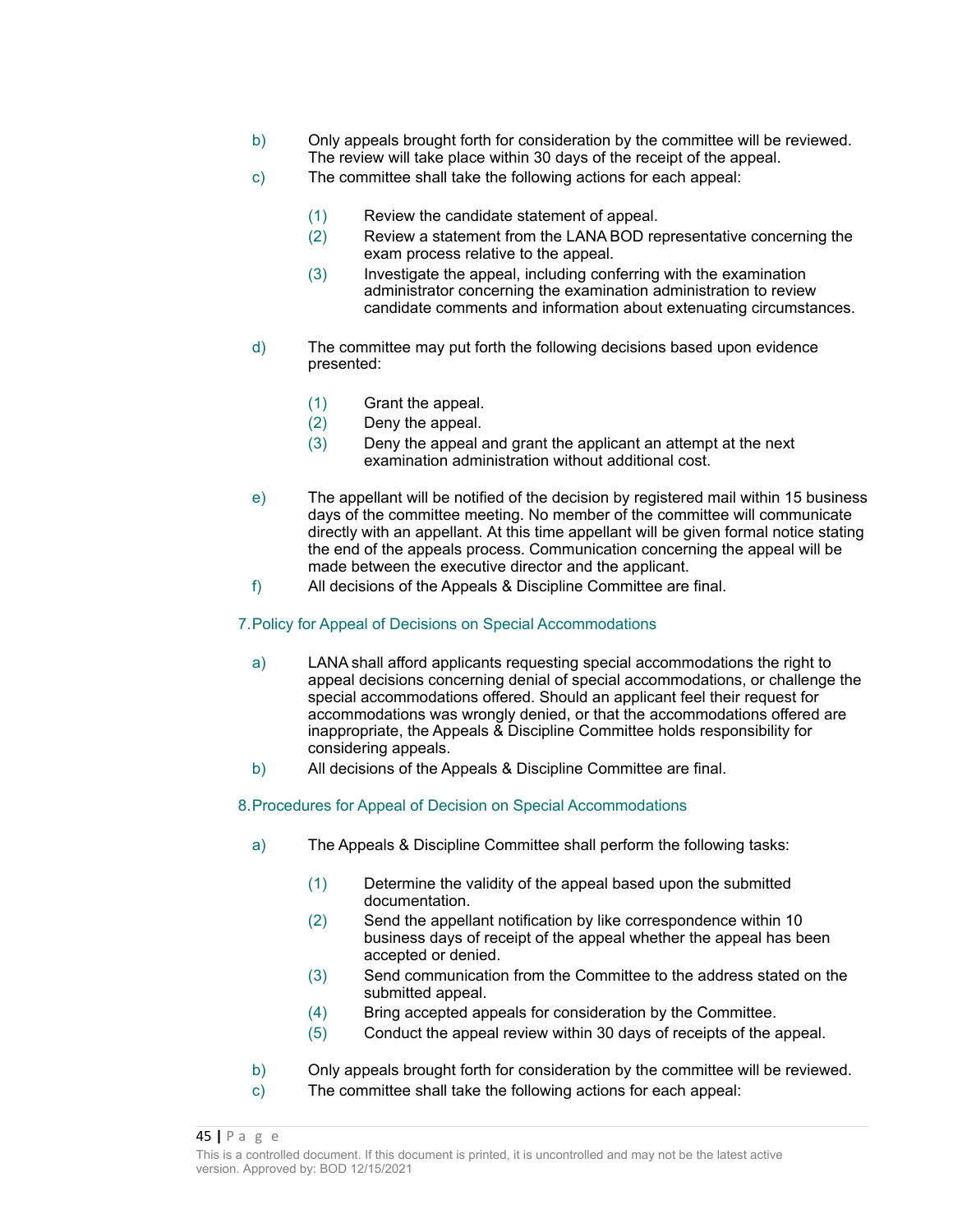b) Only appeals brought forth for consideration by the committee will be reviewed. The review will take place within 30 days of the receipt of the appeal.

c) The committee shall take the following actions for each appeal:

   (1) Review the candidate statement of appeal.
   (2) Review a statement from the LANA BOD representative concerning the exam process relative to the appeal.
   (3) Investigate the appeal, including conferring with the examination administrator concerning the examination administration to review candidate comments and information about extenuating circumstances.

d) The committee may put forth the following decisions based upon evidence presented:

   (1) Grant the appeal.
   (2) Deny the appeal.
   (3) Deny the appeal and grant the applicant an attempt at the next examination administration without additional cost.

e) The appellant will be notified of the decision by registered mail within 15 business days of the committee meeting. No member of the committee will communicate directly with an appellant. At this time appellant will be given formal notice stating the end of the appeals process. Communication concerning the appeal will be made between the executive director and the applicant.

f) All decisions of the Appeals & Discipline Committee are final.

### 7. Policy for Appeal of Decisions on Special Accommodations

a) LANA shall afford applicants requesting special accommodations the right to appeal decisions concerning denial of special accommodations, or challenge the special accommodations offered. Should an applicant feel their request for accommodations was wrongly denied, or that the accommodations offered are inappropriate, the Appeals & Discipline Committee holds responsibility for considering appeals.

b) All decisions of the Appeals & Discipline Committee are final.

### 8. Procedures for Appeal of Decision on Special Accommodations

a) The Appeals & Discipline Committee shall perform the following tasks:

   (1) Determine the validity of the appeal based upon the submitted documentation.
   (2) Send the appellant notification by like correspondence within 10 business days of receipt of the appeal whether the appeal has been accepted or denied.
   (3) Send communication from the Committee to the address stated on the submitted appeal.
   (4) Bring accepted appeals for consideration by the Committee.
   (5) Conduct the appeal review within 30 days of receipts of the appeal.

b) Only appeals brought forth for consideration by the committee will be reviewed.

c) The committee shall take the following actions for each appeal: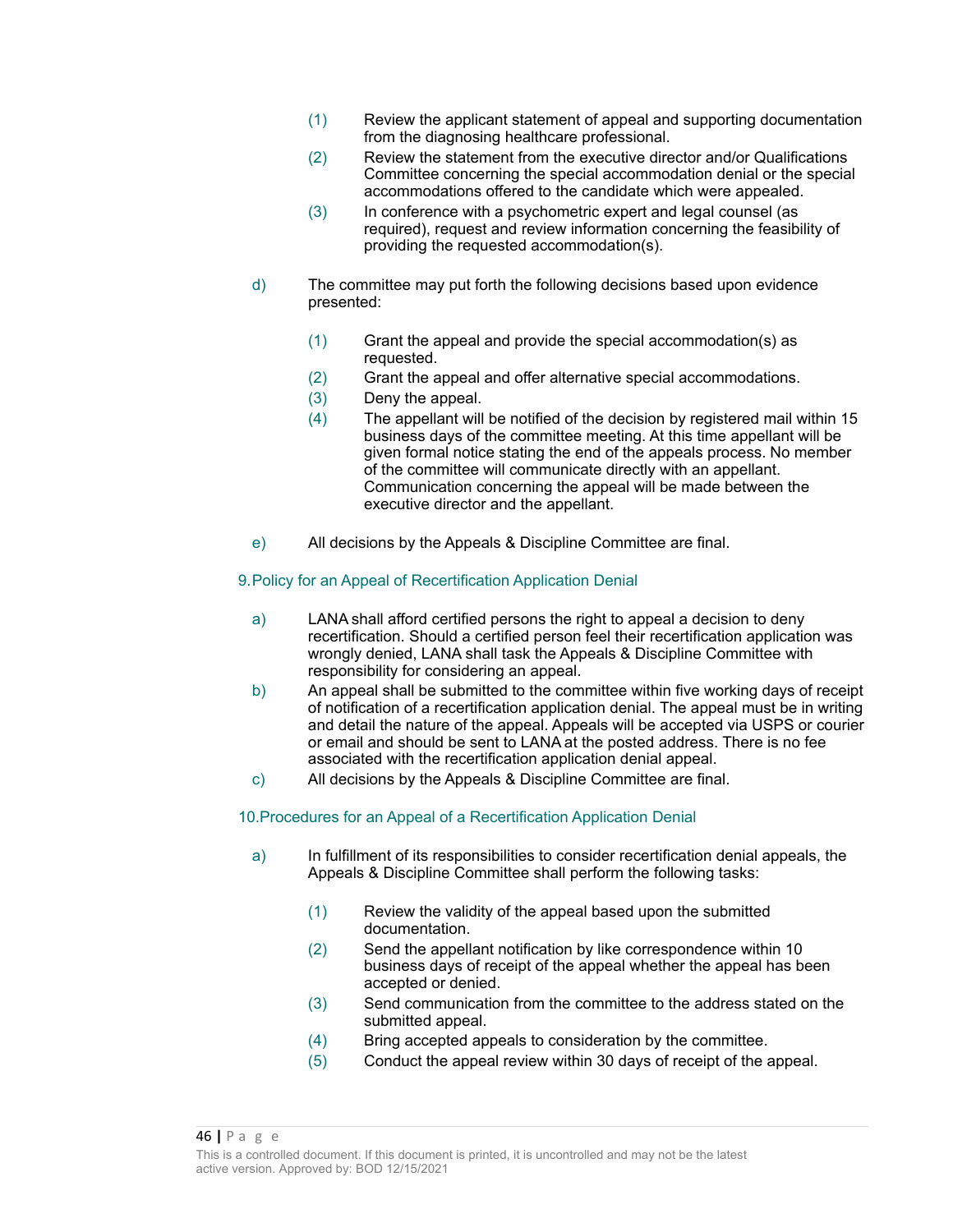(1) Review the applicant statement of appeal and supporting documentation from the diagnosing healthcare professional.

(2) Review the statement from the executive director and/or Qualifications Committee concerning the special accommodation denial or the special accommodations offered to the candidate which were appealed.

(3) In conference with a psychometric expert and legal counsel (as required), request and review information concerning the feasibility of providing the requested accommodation(s).

d) The committee may put forth the following decisions based upon evidence presented:

(1) Grant the appeal and provide the special accommodation(s) as requested.

(2) Grant the appeal and offer alternative special accommodations.

(3) Deny the appeal.

(4) The appellant will be notified of the decision by registered mail within 15 business days of the committee meeting. At this time appellant will be given formal notice stating the end of the appeals process. No member of the committee will communicate directly with an appellant. Communication concerning the appeal will be made between the executive director and the appellant.

e) All decisions by the Appeals & Discipline Committee are final.

## 9. Policy for an Appeal of Recertification Application Denial

a) LANA shall afford certified persons the right to appeal a decision to deny recertification. Should a certified person feel their recertification application was wrongly denied, LANA shall task the Appeals & Discipline Committee with responsibility for considering an appeal.

b) An appeal shall be submitted to the committee within five working days of receipt of notification of a recertification application denial. The appeal must be in writing and detail the nature of the appeal. Appeals will be accepted via USPS or courier or email and should be sent to LANA at the posted address. There is no fee associated with the recertification application denial appeal.

c) All decisions by the Appeals & Discipline Committee are final.

## 10. Procedures for an Appeal of a Recertification Application Denial

a) In fulfillment of its responsibilities to consider recertification denial appeals, the Appeals & Discipline Committee shall perform the following tasks:

(1) Review the validity of the appeal based upon the submitted documentation.

(2) Send the appellant notification by like correspondence within 10 business days of receipt of the appeal whether the appeal has been accepted or denied.

(3) Send communication from the committee to the address stated on the submitted appeal.

(4) Bring accepted appeals to consideration by the committee.

(5) Conduct the appeal review within 30 days of receipt of the appeal.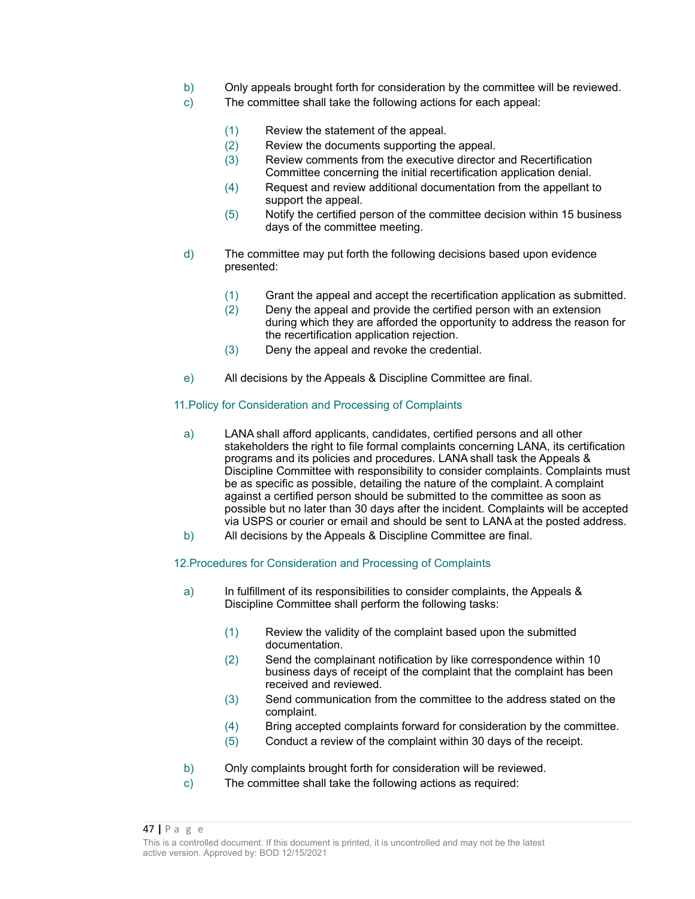b) Only appeals brought forth for consideration by the committee will be reviewed.

c) The committee shall take the following actions for each appeal:

   (1) Review the statement of the appeal.
   (2) Review the documents supporting the appeal.
   (3) Review comments from the executive director and Recertification Committee concerning the initial recertification application denial.
   (4) Request and review additional documentation from the appellant to support the appeal.
   (5) Notify the certified person of the committee decision within 15 business days of the committee meeting.

d) The committee may put forth the following decisions based upon evidence presented:

   (1) Grant the appeal and accept the recertification application as submitted.
   (2) Deny the appeal and provide the certified person with an extension during which they are afforded the opportunity to address the reason for the recertification application rejection.
   (3) Deny the appeal and revoke the credential.

e) All decisions by the Appeals & Discipline Committee are final.

## 11. Policy for Consideration and Processing of Complaints

a) LANA shall afford applicants, candidates, certified persons and all other stakeholders the right to file formal complaints concerning LANA, its certification programs and its policies and procedures. LANA shall task the Appeals & Discipline Committee with responsibility to consider complaints. Complaints must be as specific as possible, detailing the nature of the complaint. A complaint against a certified person should be submitted to the committee as soon as possible but no later than 30 days after the incident. Complaints will be accepted via USPS or courier or email and should be sent to LANA at the posted address.

b) All decisions by the Appeals & Discipline Committee are final.

## 12. Procedures for Consideration and Processing of Complaints

a) In fulfillment of its responsibilities to consider complaints, the Appeals & Discipline Committee shall perform the following tasks:

   (1) Review the validity of the complaint based upon the submitted documentation.
   (2) Send the complainant notification by like correspondence within 10 business days of receipt of the complaint that the complaint has been received and reviewed.
   (3) Send communication from the committee to the address stated on the complaint.
   (4) Bring accepted complaints forward for consideration by the committee.
   (5) Conduct a review of the complaint within 30 days of the receipt.

b) Only complaints brought forth for consideration will be reviewed.

c) The committee shall take the following actions as required: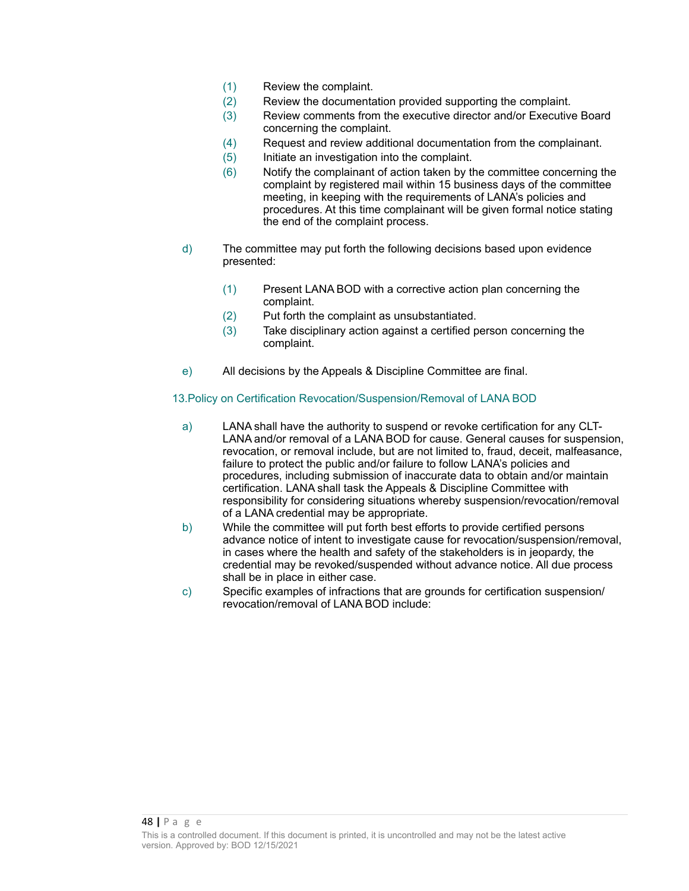(1) Review the complaint.
(2) Review the documentation provided supporting the complaint.
(3) Review comments from the executive director and/or Executive Board concerning the complaint.
(4) Request and review additional documentation from the complainant.
(5) Initiate an investigation into the complaint.
(6) Notify the complainant of action taken by the committee concerning the complaint by registered mail within 15 business days of the committee meeting, in keeping with the requirements of LANA's policies and procedures. At this time complainant will be given formal notice stating the end of the complaint process.

d) The committee may put forth the following decisions based upon evidence presented:

(1) Present LANA BOD with a corrective action plan concerning the complaint.
(2) Put forth the complaint as unsubstantiated.
(3) Take disciplinary action against a certified person concerning the complaint.

e) All decisions by the Appeals & Discipline Committee are final.

## 13. Policy on Certification Revocation/Suspension/Removal of LANA BOD

a) LANA shall have the authority to suspend or revoke certification for any CLT-LANA and/or removal of a LANA BOD for cause. General causes for suspension, revocation, or removal include, but are not limited to, fraud, deceit, malfeasance, failure to protect the public and/or failure to follow LANA's policies and procedures, including submission of inaccurate data to obtain and/or maintain certification. LANA shall task the Appeals & Discipline Committee with responsibility for considering situations whereby suspension/revocation/removal of a LANA credential may be appropriate.

b) While the committee will put forth best efforts to provide certified persons advance notice of intent to investigate cause for revocation/suspension/removal, in cases where the health and safety of the stakeholders is in jeopardy, the credential may be revoked/suspended without advance notice. All due process shall be in place in either case.

c) Specific examples of infractions that are grounds for certification suspension/revocation/removal of LANA BOD include: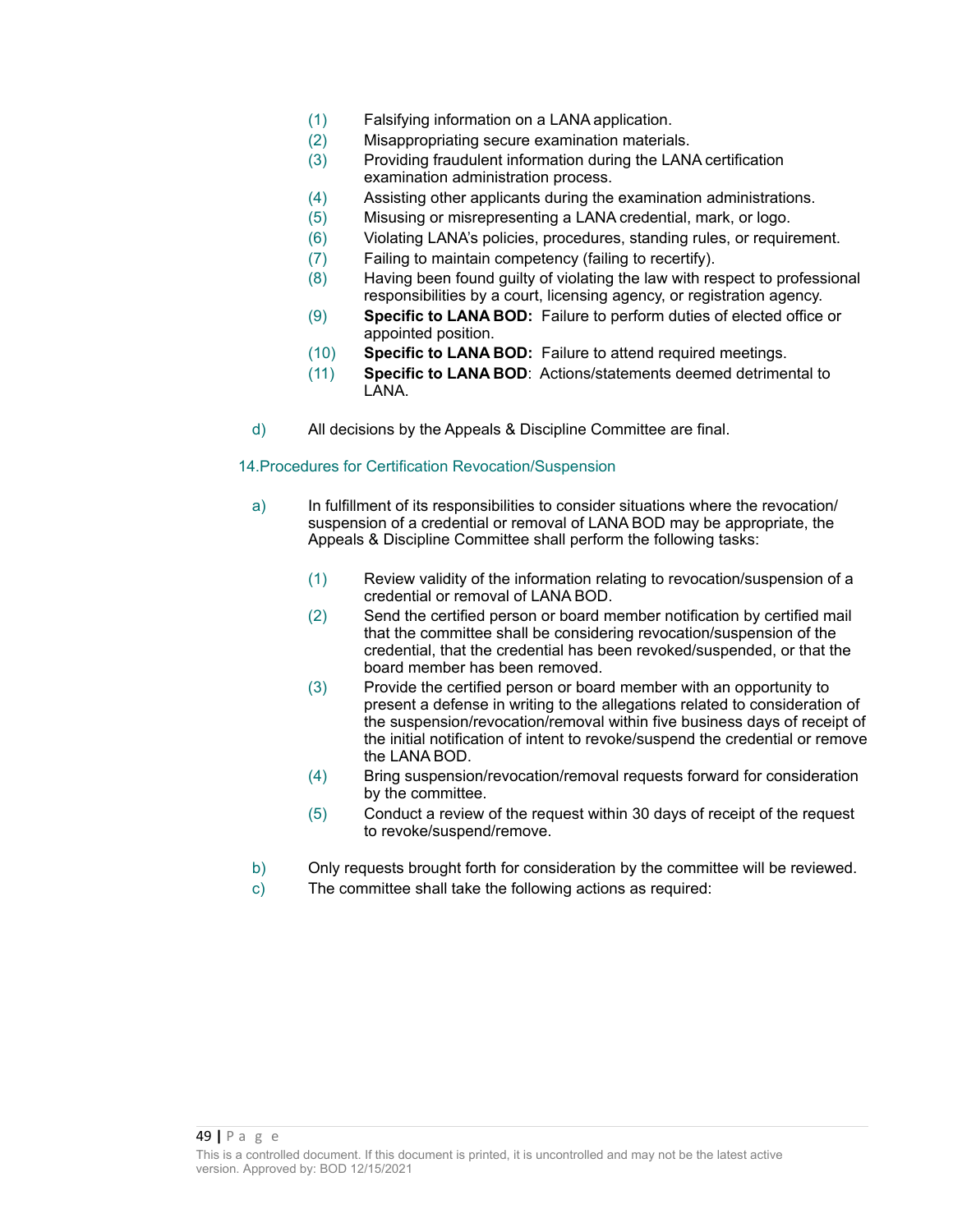(1) Falsifying information on a LANA application.
(2) Misappropriating secure examination materials.
(3) Providing fraudulent information during the LANA certification examination administration process.
(4) Assisting other applicants during the examination administrations.
(5) Misusing or misrepresenting a LANA credential, mark, or logo.
(6) Violating LANA's policies, procedures, standing rules, or requirement.
(7) Failing to maintain competency (failing to recertify).
(8) Having been found guilty of violating the law with respect to professional responsibilities by a court, licensing agency, or registration agency.
(9) **Specific to LANA BOD:** Failure to perform duties of elected office or appointed position.
(10) **Specific to LANA BOD:** Failure to attend required meetings.
(11) **Specific to LANA BOD**: Actions/statements deemed detrimental to LANA.

d) All decisions by the Appeals & Discipline Committee are final.

## 14. Procedures for Certification Revocation/Suspension

a) In fulfillment of its responsibilities to consider situations where the revocation/ suspension of a credential or removal of LANA BOD may be appropriate, the Appeals & Discipline Committee shall perform the following tasks:

(1) Review validity of the information relating to revocation/suspension of a credential or removal of LANA BOD.
(2) Send the certified person or board member notification by certified mail that the committee shall be considering revocation/suspension of the credential, that the credential has been revoked/suspended, or that the board member has been removed.
(3) Provide the certified person or board member with an opportunity to present a defense in writing to the allegations related to consideration of the suspension/revocation/removal within five business days of receipt of the initial notification of intent to revoke/suspend the credential or remove the LANA BOD.
(4) Bring suspension/revocation/removal requests forward for consideration by the committee.
(5) Conduct a review of the request within 30 days of receipt of the request to revoke/suspend/remove.

b) Only requests brought forth for consideration by the committee will be reviewed.

c) The committee shall take the following actions as required: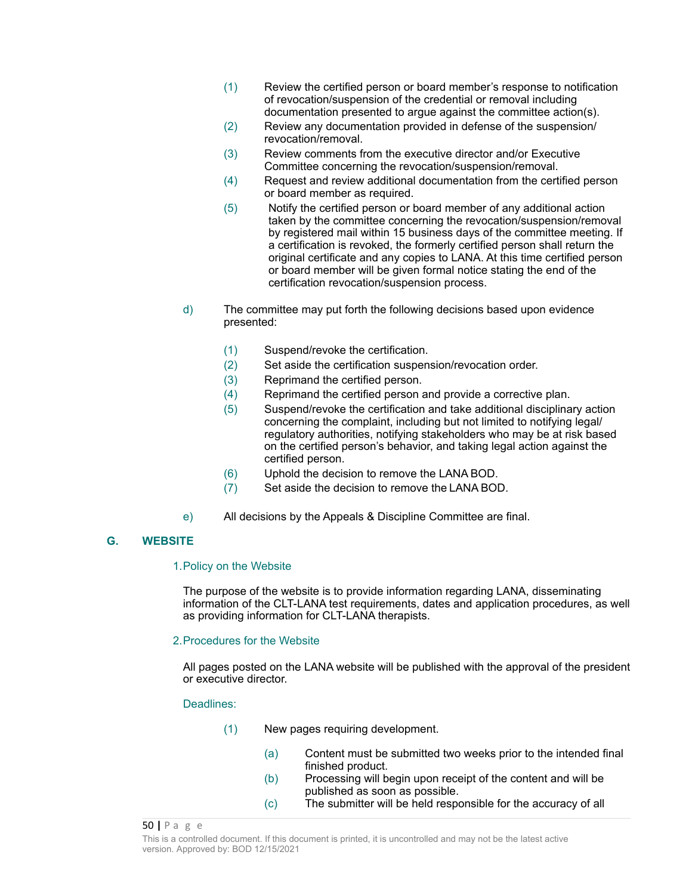(1) Review the certified person or board member's response to notification of revocation/suspension of the credential or removal including documentation presented to argue against the committee action(s).

(2) Review any documentation provided in defense of the suspension/revocation/removal.

(3) Review comments from the executive director and/or Executive Committee concerning the revocation/suspension/removal.

(4) Request and review additional documentation from the certified person or board member as required.

(5) Notify the certified person or board member of any additional action taken by the committee concerning the revocation/suspension/removal by registered mail within 15 business days of the committee meeting. If a certification is revoked, the formerly certified person shall return the original certificate and any copies to LANA. At this time certified person or board member will be given formal notice stating the end of the certification revocation/suspension process.

d) The committee may put forth the following decisions based upon evidence presented:

(1) Suspend/revoke the certification.

(2) Set aside the certification suspension/revocation order.

(3) Reprimand the certified person.

(4) Reprimand the certified person and provide a corrective plan.

(5) Suspend/revoke the certification and take additional disciplinary action concerning the complaint, including but not limited to notifying legal/regulatory authorities, notifying stakeholders who may be at risk based on the certified person's behavior, and taking legal action against the certified person.

(6) Uphold the decision to remove the LANA BOD.

(7) Set aside the decision to remove the LANA BOD.

e) All decisions by the Appeals & Discipline Committee are final.

## G. WEBSITE

### 1. Policy on the Website

The purpose of the website is to provide information regarding LANA, disseminating information of the CLT-LANA test requirements, dates and application procedures, as well as providing information for CLT-LANA therapists.

### 2. Procedures for the Website

All pages posted on the LANA website will be published with the approval of the president or executive director.

Deadlines:

(1) New pages requiring development.

(a) Content must be submitted two weeks prior to the intended final finished product.

(b) Processing will begin upon receipt of the content and will be published as soon as possible.

(c) The submitter will be held responsible for the accuracy of all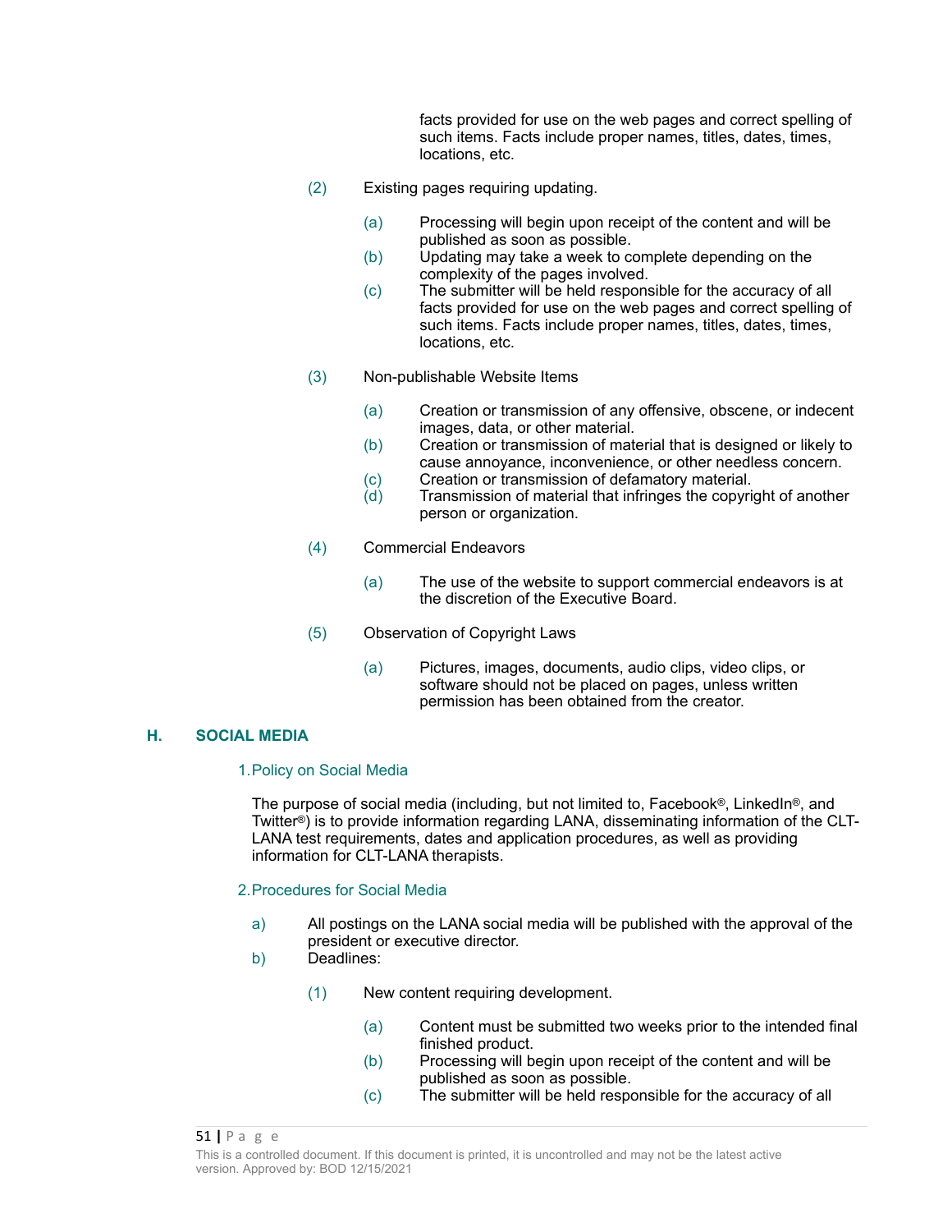facts provided for use on the web pages and correct spelling of such items. Facts include proper names, titles, dates, times, locations, etc.

(2) Existing pages requiring updating.

(a) Processing will begin upon receipt of the content and will be published as soon as possible.
(b) Updating may take a week to complete depending on the complexity of the pages involved.
(c) The submitter will be held responsible for the accuracy of all facts provided for use on the web pages and correct spelling of such items. Facts include proper names, titles, dates, times, locations, etc.

(3) Non-publishable Website Items

(a) Creation or transmission of any offensive, obscene, or indecent images, data, or other material.
(b) Creation or transmission of material that is designed or likely to cause annoyance, inconvenience, or other needless concern.
(c) Creation or transmission of defamatory material.
(d) Transmission of material that infringes the copyright of another person or organization.

(4) Commercial Endeavors

(a) The use of the website to support commercial endeavors is at the discretion of the Executive Board.

(5) Observation of Copyright Laws

(a) Pictures, images, documents, audio clips, video clips, or software should not be placed on pages, unless written permission has been obtained from the creator.

## H. SOCIAL MEDIA

### 1. Policy on Social Media

The purpose of social media (including, but not limited to, Facebook®, LinkedIn®, and Twitter®) is to provide information regarding LANA, disseminating information of the CLT-LANA test requirements, dates and application procedures, as well as providing information for CLT-LANA therapists.

### 2. Procedures for Social Media

a) All postings on the LANA social media will be published with the approval of the president or executive director.
b) Deadlines:

(1) New content requiring development.

(a) Content must be submitted two weeks prior to the intended final finished product.
(b) Processing will begin upon receipt of the content and will be published as soon as possible.
(c) The submitter will be held responsible for the accuracy of all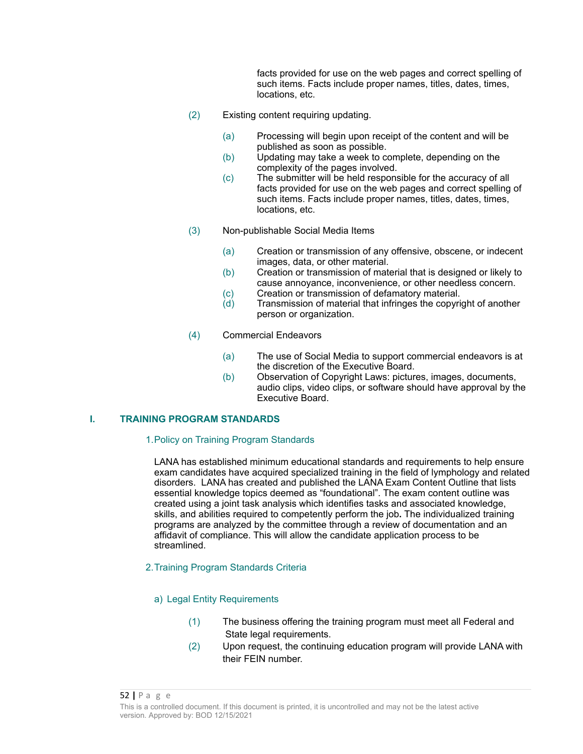facts provided for use on the web pages and correct spelling of such items. Facts include proper names, titles, dates, times, locations, etc.

(2) Existing content requiring updating.

(a) Processing will begin upon receipt of the content and will be published as soon as possible.
(b) Updating may take a week to complete, depending on the complexity of the pages involved.
(c) The submitter will be held responsible for the accuracy of all facts provided for use on the web pages and correct spelling of such items. Facts include proper names, titles, dates, times, locations, etc.

(3) Non-publishable Social Media Items

(a) Creation or transmission of any offensive, obscene, or indecent images, data, or other material.
(b) Creation or transmission of material that is designed or likely to cause annoyance, inconvenience, or other needless concern.
(c) Creation or transmission of defamatory material.
(d) Transmission of material that infringes the copyright of another person or organization.

(4) Commercial Endeavors

(a) The use of Social Media to support commercial endeavors is at the discretion of the Executive Board.
(b) Observation of Copyright Laws: pictures, images, documents, audio clips, video clips, or software should have approval by the Executive Board.

## I. TRAINING PROGRAM STANDARDS

### 1. Policy on Training Program Standards

LANA has established minimum educational standards and requirements to help ensure exam candidates have acquired specialized training in the field of lymphology and related disorders. LANA has created and published the LANA Exam Content Outline that lists essential knowledge topics deemed as "foundational". The exam content outline was created using a joint task analysis which identifies tasks and associated knowledge, skills, and abilities required to competently perform the job**.** The individualized training programs are analyzed by the committee through a review of documentation and an affidavit of compliance. This will allow the candidate application process to be streamlined.

### 2. Training Program Standards Criteria

#### a) Legal Entity Requirements

(1) The business offering the training program must meet all Federal and State legal requirements.
(2) Upon request, the continuing education program will provide LANA with their FEIN number.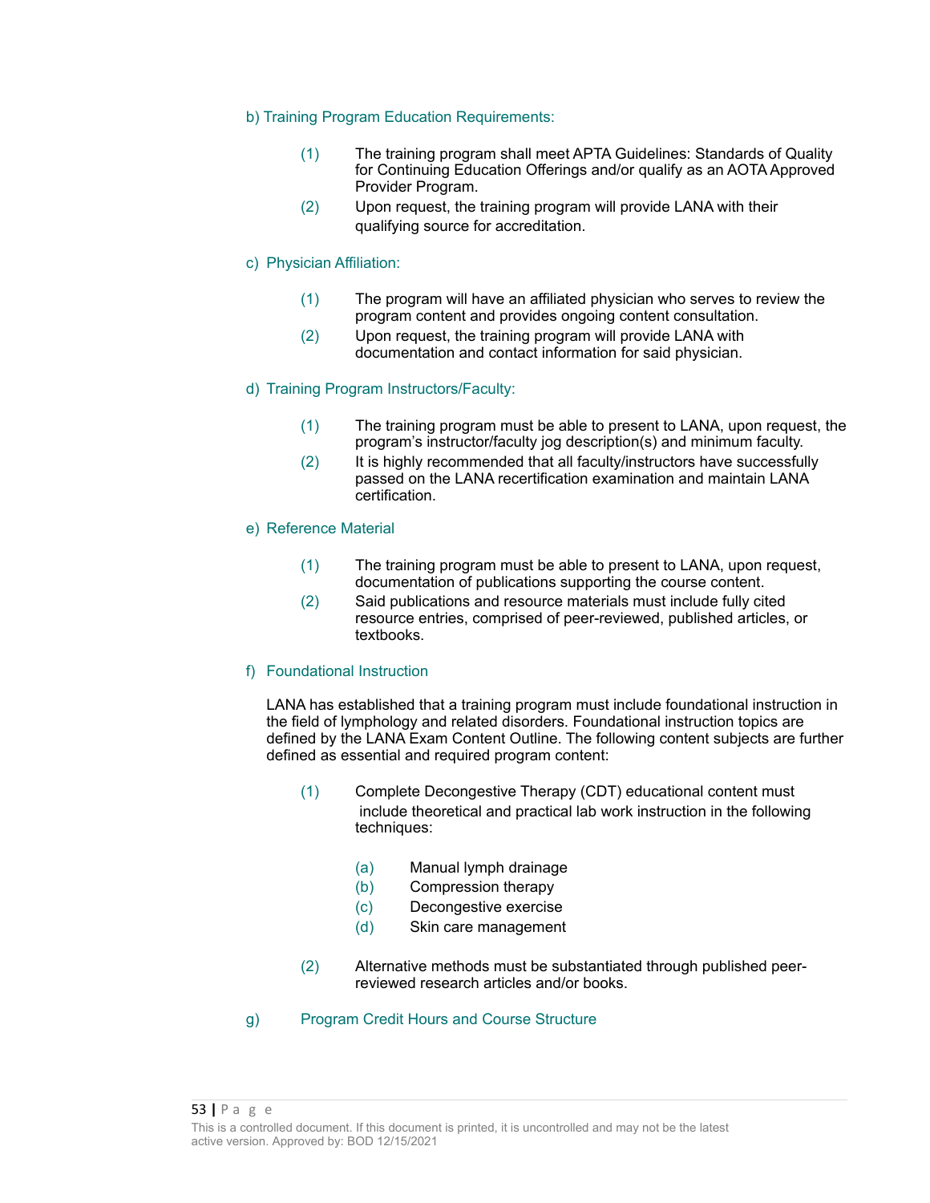b) Training Program Education Requirements:

(1) The training program shall meet APTA Guidelines: Standards of Quality for Continuing Education Offerings and/or qualify as an AOTA Approved Provider Program.

(2) Upon request, the training program will provide LANA with their qualifying source for accreditation.

c) Physician Affiliation:

(1) The program will have an affiliated physician who serves to review the program content and provides ongoing content consultation.

(2) Upon request, the training program will provide LANA with documentation and contact information for said physician.

d) Training Program Instructors/Faculty:

(1) The training program must be able to present to LANA, upon request, the program's instructor/faculty jog description(s) and minimum faculty.

(2) It is highly recommended that all faculty/instructors have successfully passed on the LANA recertification examination and maintain LANA certification.

e) Reference Material

(1) The training program must be able to present to LANA, upon request, documentation of publications supporting the course content.

(2) Said publications and resource materials must include fully cited resource entries, comprised of peer-reviewed, published articles, or textbooks.

f) Foundational Instruction

LANA has established that a training program must include foundational instruction in the field of lymphology and related disorders. Foundational instruction topics are defined by the LANA Exam Content Outline. The following content subjects are further defined as essential and required program content:

(1) Complete Decongestive Therapy (CDT) educational content must include theoretical and practical lab work instruction in the following techniques:

  (a) Manual lymph drainage
  (b) Compression therapy
  (c) Decongestive exercise
  (d) Skin care management

(2) Alternative methods must be substantiated through published peer-reviewed research articles and/or books.

g) Program Credit Hours and Course Structure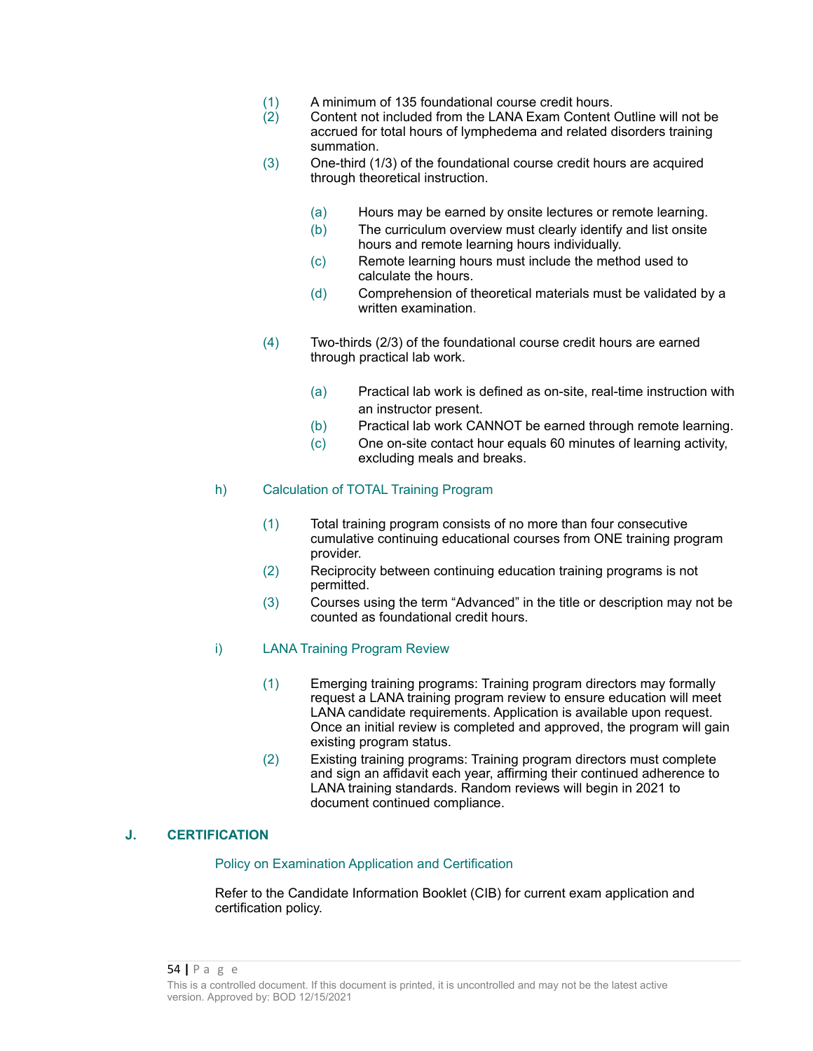(1) A minimum of 135 foundational course credit hours.

(2) Content not included from the LANA Exam Content Outline will not be accrued for total hours of lymphedema and related disorders training summation.

(3) One-third (1/3) of the foundational course credit hours are acquired through theoretical instruction.

   (a) Hours may be earned by onsite lectures or remote learning.
   
   (b) The curriculum overview must clearly identify and list onsite hours and remote learning hours individually.
   
   (c) Remote learning hours must include the method used to calculate the hours.
   
   (d) Comprehension of theoretical materials must be validated by a written examination.

(4) Two-thirds (2/3) of the foundational course credit hours are earned through practical lab work.

   (a) Practical lab work is defined as on-site, real-time instruction with an instructor present.
   
   (b) Practical lab work CANNOT be earned through remote learning.
   
   (c) One on-site contact hour equals 60 minutes of learning activity, excluding meals and breaks.

h) Calculation of TOTAL Training Program

(1) Total training program consists of no more than four consecutive cumulative continuing educational courses from ONE training program provider.

(2) Reciprocity between continuing education training programs is not permitted.

(3) Courses using the term “Advanced” in the title or description may not be counted as foundational credit hours.

i) LANA Training Program Review

(1) Emerging training programs: Training program directors may formally request a LANA training program review to ensure education will meet LANA candidate requirements. Application is available upon request. Once an initial review is completed and approved, the program will gain existing program status.

(2) Existing training programs: Training program directors must complete and sign an affidavit each year, affirming their continued adherence to LANA training standards. Random reviews will begin in 2021 to document continued compliance.

## J. CERTIFICATION

Policy on Examination Application and Certification

Refer to the Candidate Information Booklet (CIB) for current exam application and certification policy.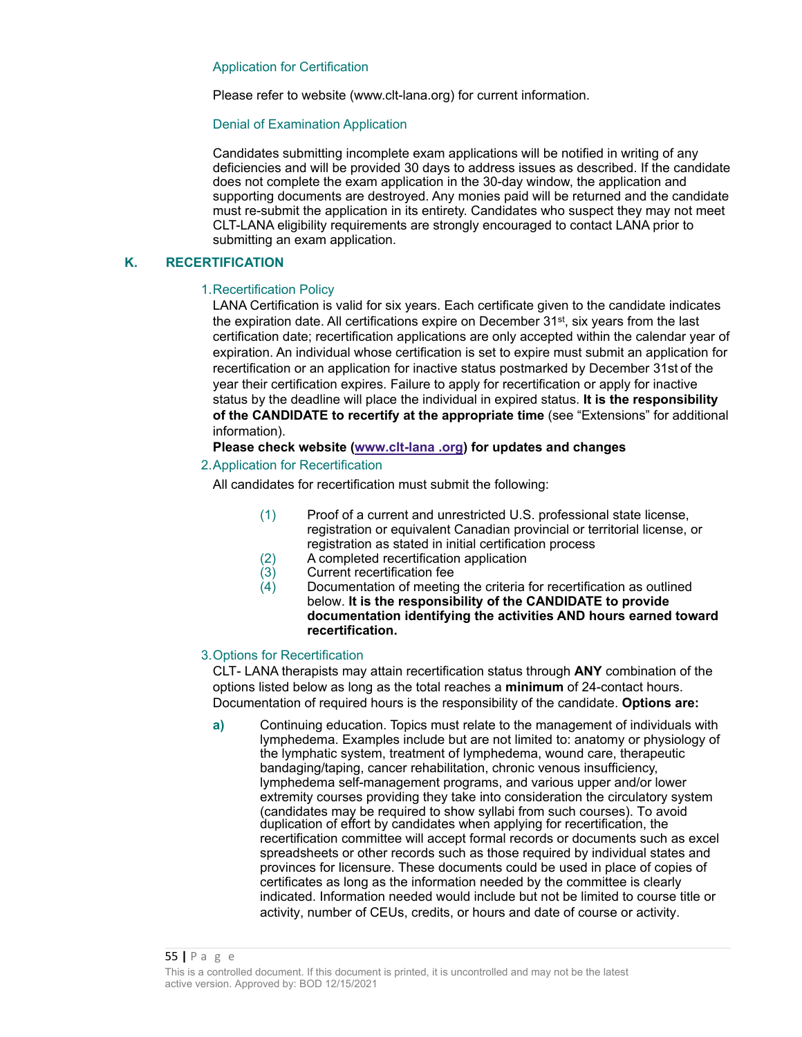#### Application for Certification

Please refer to website (www.clt-lana.org) for current information.

#### Denial of Examination Application

Candidates submitting incomplete exam applications will be notified in writing of any deficiencies and will be provided 30 days to address issues as described. If the candidate does not complete the exam application in the 30-day window, the application and supporting documents are destroyed. Any monies paid will be returned and the candidate must re-submit the application in its entirety. Candidates who suspect they may not meet CLT-LANA eligibility requirements are strongly encouraged to contact LANA prior to submitting an exam application.

## K. RECERTIFICATION

### 1. Recertification Policy

LANA Certification is valid for six years. Each certificate given to the candidate indicates the expiration date. All certifications expire on December 31st, six years from the last certification date; recertification applications are only accepted within the calendar year of expiration. An individual whose certification is set to expire must submit an application for recertification or an application for inactive status postmarked by December 31st of the year their certification expires. Failure to apply for recertification or apply for inactive status by the deadline will place the individual in expired status. **It is the responsibility of the CANDIDATE to recertify at the appropriate time** (see "Extensions" for additional information).

**Please check website (www.clt-lana .org) for updates and changes**

### 2. Application for Recertification

All candidates for recertification must submit the following:

(1) Proof of a current and unrestricted U.S. professional state license, registration or equivalent Canadian provincial or territorial license, or registration as stated in initial certification process

(2) A completed recertification application

(3) Current recertification fee

(4) Documentation of meeting the criteria for recertification as outlined below. **It is the responsibility of the CANDIDATE to provide documentation identifying the activities AND hours earned toward recertification.**

### 3. Options for Recertification

CLT- LANA therapists may attain recertification status through **ANY** combination of the options listed below as long as the total reaches a **minimum** of 24-contact hours. Documentation of required hours is the responsibility of the candidate. **Options are:**

**a)** Continuing education. Topics must relate to the management of individuals with lymphedema. Examples include but are not limited to: anatomy or physiology of the lymphatic system, treatment of lymphedema, wound care, therapeutic bandaging/taping, cancer rehabilitation, chronic venous insufficiency, lymphedema self-management programs, and various upper and/or lower extremity courses providing they take into consideration the circulatory system (candidates may be required to show syllabi from such courses). To avoid duplication of effort by candidates when applying for recertification, the recertification committee will accept formal records or documents such as excel spreadsheets or other records such as those required by individual states and provinces for licensure. These documents could be used in place of copies of certificates as long as the information needed by the committee is clearly indicated. Information needed would include but not be limited to course title or activity, number of CEUs, credits, or hours and date of course or activity.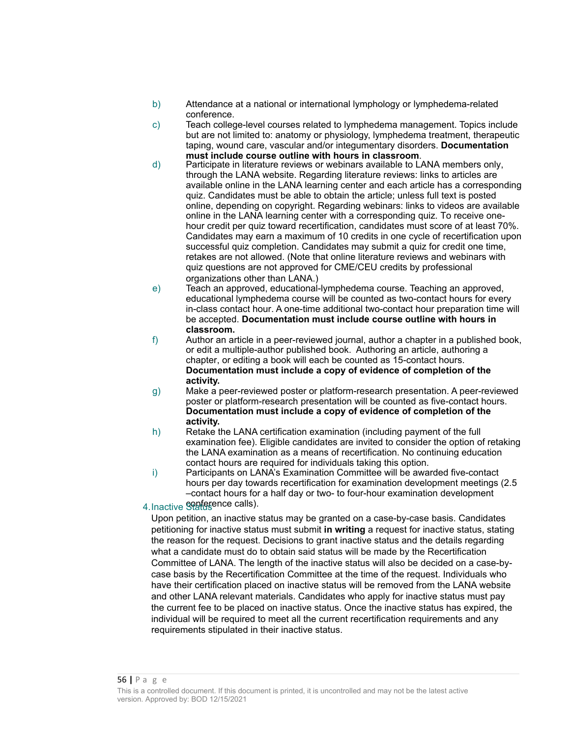b) Attendance at a national or international lymphology or lymphedema-related conference.

c) Teach college-level courses related to lymphedema management. Topics include but are not limited to: anatomy or physiology, lymphedema treatment, therapeutic taping, wound care, vascular and/or integumentary disorders. **Documentation must include course outline with hours in classroom**.

d) Participate in literature reviews or webinars available to LANA members only, through the LANA website. Regarding literature reviews: links to articles are available online in the LANA learning center and each article has a corresponding quiz. Candidates must be able to obtain the article; unless full text is posted online, depending on copyright. Regarding webinars: links to videos are available online in the LANA learning center with a corresponding quiz. To receive one-hour credit per quiz toward recertification, candidates must score of at least 70%. Candidates may earn a maximum of 10 credits in one cycle of recertification upon successful quiz completion. Candidates may submit a quiz for credit one time, retakes are not allowed. (Note that online literature reviews and webinars with quiz questions are not approved for CME/CEU credits by professional organizations other than LANA.)

e) Teach an approved, educational-lymphedema course. Teaching an approved, educational lymphedema course will be counted as two-contact hours for every in-class contact hour. A one-time additional two-contact hour preparation time will be accepted. **Documentation must include course outline with hours in classroom.**

f) Author an article in a peer-reviewed journal, author a chapter in a published book, or edit a multiple-author published book. Authoring an article, authoring a chapter, or editing a book will each be counted as 15-contact hours. **Documentation must include a copy of evidence of completion of the activity.**

g) Make a peer-reviewed poster or platform-research presentation. A peer-reviewed poster or platform-research presentation will be counted as five-contact hours. **Documentation must include a copy of evidence of completion of the activity.**

h) Retake the LANA certification examination (including payment of the full examination fee). Eligible candidates are invited to consider the option of retaking the LANA examination as a means of recertification. No continuing education contact hours are required for individuals taking this option.

i) Participants on LANA's Examination Committee will be awarded five-contact hours per day towards recertification for examination development meetings (2.5 –contact hours for a half day or two- to four-hour examination development conference calls).

4. Inactive Status

Upon petition, an inactive status may be granted on a case-by-case basis. Candidates petitioning for inactive status must submit **in writing** a request for inactive status, stating the reason for the request. Decisions to grant inactive status and the details regarding what a candidate must do to obtain said status will be made by the Recertification Committee of LANA. The length of the inactive status will also be decided on a case-by-case basis by the Recertification Committee at the time of the request. Individuals who have their certification placed on inactive status will be removed from the LANA website and other LANA relevant materials. Candidates who apply for inactive status must pay the current fee to be placed on inactive status. Once the inactive status has expired, the individual will be required to meet all the current recertification requirements and any requirements stipulated in their inactive status.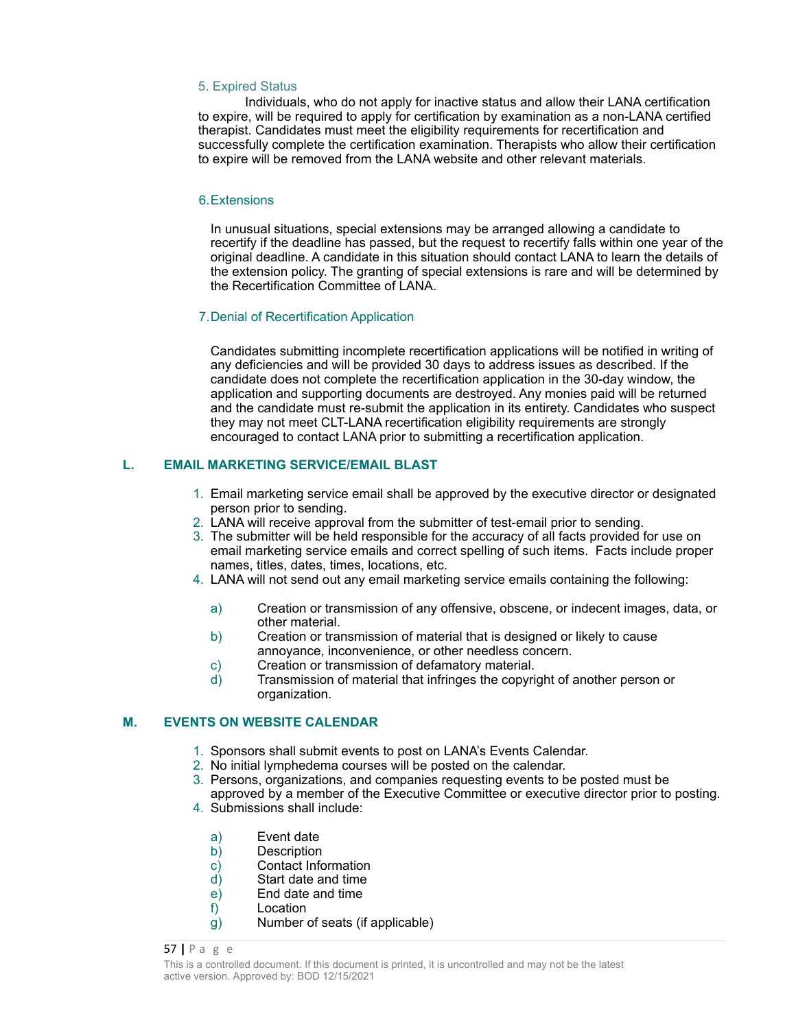5. Expired Status

Individuals, who do not apply for inactive status and allow their LANA certification to expire, will be required to apply for certification by examination as a non-LANA certified therapist. Candidates must meet the eligibility requirements for recertification and successfully complete the certification examination. Therapists who allow their certification to expire will be removed from the LANA website and other relevant materials.

6. Extensions

In unusual situations, special extensions may be arranged allowing a candidate to recertify if the deadline has passed, but the request to recertify falls within one year of the original deadline. A candidate in this situation should contact LANA to learn the details of the extension policy. The granting of special extensions is rare and will be determined by the Recertification Committee of LANA.

7. Denial of Recertification Application

Candidates submitting incomplete recertification applications will be notified in writing of any deficiencies and will be provided 30 days to address issues as described. If the candidate does not complete the recertification application in the 30-day window, the application and supporting documents are destroyed. Any monies paid will be returned and the candidate must re-submit the application in its entirety. Candidates who suspect they may not meet CLT-LANA recertification eligibility requirements are strongly encouraged to contact LANA prior to submitting a recertification application.

## L. EMAIL MARKETING SERVICE/EMAIL BLAST

1. Email marketing service email shall be approved by the executive director or designated person prior to sending.
2. LANA will receive approval from the submitter of test-email prior to sending.
3. The submitter will be held responsible for the accuracy of all facts provided for use on email marketing service emails and correct spelling of such items. Facts include proper names, titles, dates, times, locations, etc.
4. LANA will not send out any email marketing service emails containing the following:
   a) Creation or transmission of any offensive, obscene, or indecent images, data, or other material.
   b) Creation or transmission of material that is designed or likely to cause annoyance, inconvenience, or other needless concern.
   c) Creation or transmission of defamatory material.
   d) Transmission of material that infringes the copyright of another person or organization.

## M. EVENTS ON WEBSITE CALENDAR

1. Sponsors shall submit events to post on LANA's Events Calendar.
2. No initial lymphedema courses will be posted on the calendar.
3. Persons, organizations, and companies requesting events to be posted must be approved by a member of the Executive Committee or executive director prior to posting.
4. Submissions shall include:
   a) Event date
   b) Description
   c) Contact Information
   d) Start date and time
   e) End date and time
   f) Location
   g) Number of seats (if applicable)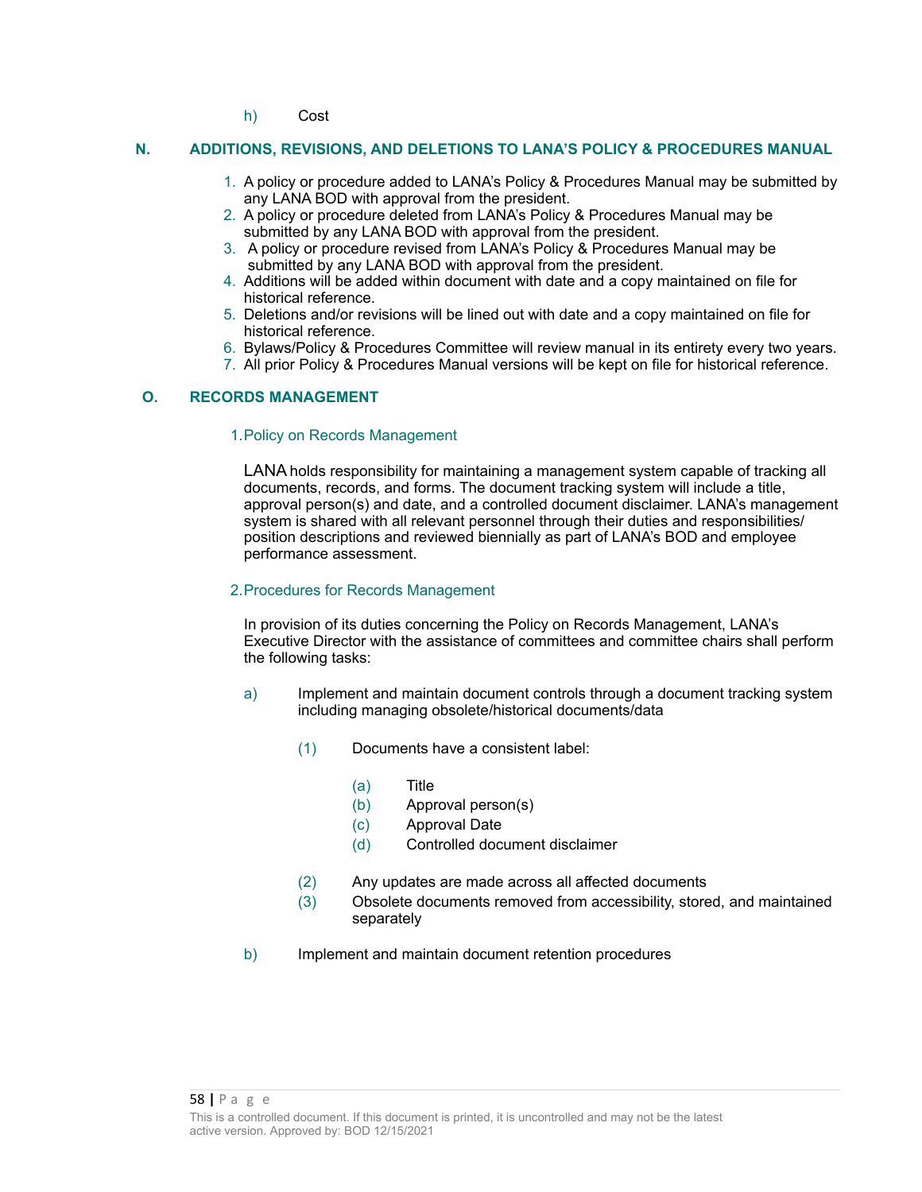h) Cost

## N. ADDITIONS, REVISIONS, AND DELETIONS TO LANA'S POLICY & PROCEDURES MANUAL

1. A policy or procedure added to LANA's Policy & Procedures Manual may be submitted by any LANA BOD with approval from the president.
2. A policy or procedure deleted from LANA's Policy & Procedures Manual may be submitted by any LANA BOD with approval from the president.
3. A policy or procedure revised from LANA's Policy & Procedures Manual may be submitted by any LANA BOD with approval from the president.
4. Additions will be added within document with date and a copy maintained on file for historical reference.
5. Deletions and/or revisions will be lined out with date and a copy maintained on file for historical reference.
6. Bylaws/Policy & Procedures Committee will review manual in its entirety every two years.
7. All prior Policy & Procedures Manual versions will be kept on file for historical reference.

## O. RECORDS MANAGEMENT

### 1. Policy on Records Management

LANA holds responsibility for maintaining a management system capable of tracking all documents, records, and forms. The document tracking system will include a title, approval person(s) and date, and a controlled document disclaimer. LANA's management system is shared with all relevant personnel through their duties and responsibilities/ position descriptions and reviewed biennially as part of LANA's BOD and employee performance assessment.

### 2. Procedures for Records Management

In provision of its duties concerning the Policy on Records Management, LANA's Executive Director with the assistance of committees and committee chairs shall perform the following tasks:

a) Implement and maintain document controls through a document tracking system including managing obsolete/historical documents/data

   (1) Documents have a consistent label:

      (a) Title
      (b) Approval person(s)
      (c) Approval Date
      (d) Controlled document disclaimer

   (2) Any updates are made across all affected documents
   (3) Obsolete documents removed from accessibility, stored, and maintained separately

b) Implement and maintain document retention procedures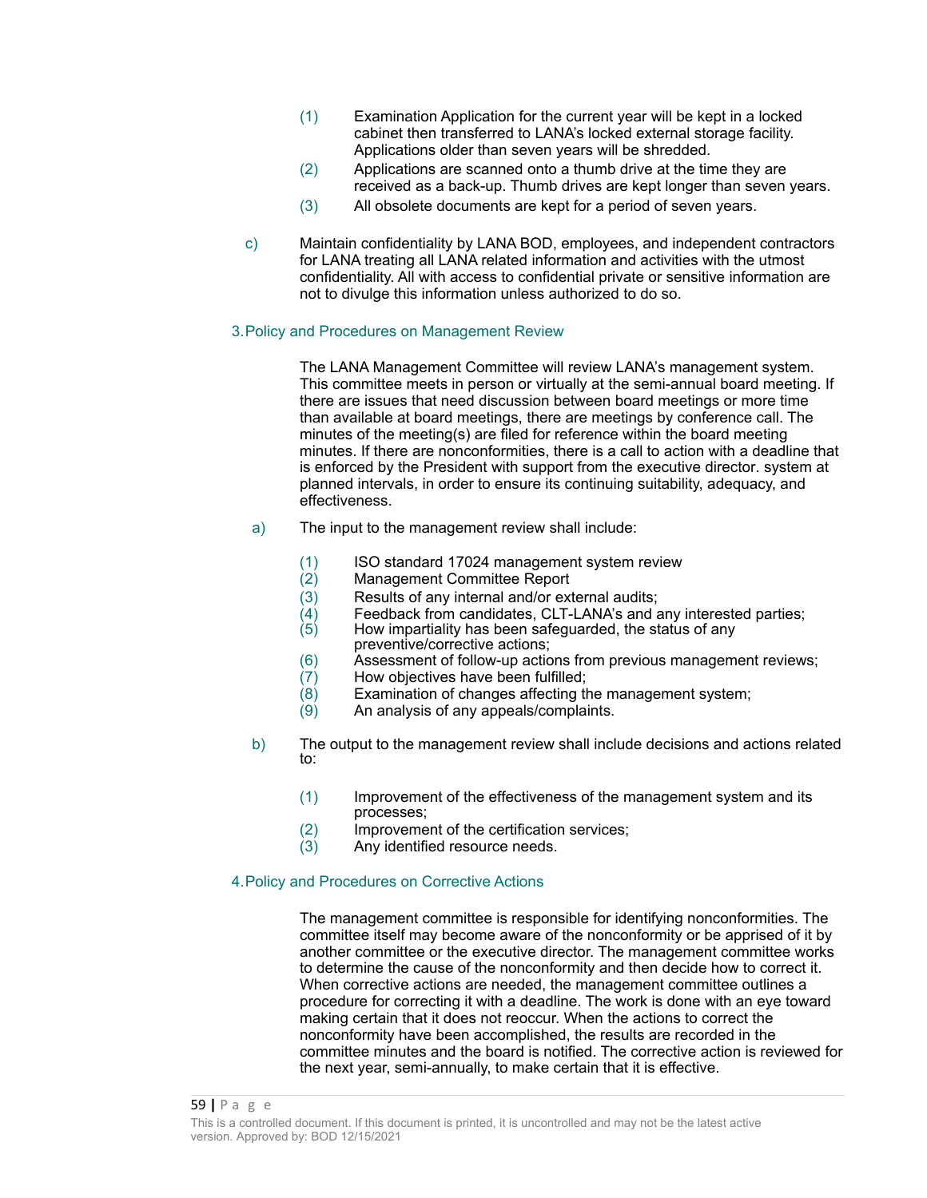(1) Examination Application for the current year will be kept in a locked cabinet then transferred to LANA's locked external storage facility. Applications older than seven years will be shredded.

(2) Applications are scanned onto a thumb drive at the time they are received as a back-up. Thumb drives are kept longer than seven years.

(3) All obsolete documents are kept for a period of seven years.

c) Maintain confidentiality by LANA BOD, employees, and independent contractors for LANA treating all LANA related information and activities with the utmost confidentiality. All with access to confidential private or sensitive information are not to divulge this information unless authorized to do so.

## 3. Policy and Procedures on Management Review

The LANA Management Committee will review LANA's management system. This committee meets in person or virtually at the semi-annual board meeting. If there are issues that need discussion between board meetings or more time than available at board meetings, there are meetings by conference call. The minutes of the meeting(s) are filed for reference within the board meeting minutes. If there are nonconformities, there is a call to action with a deadline that is enforced by the President with support from the executive director. system at planned intervals, in order to ensure its continuing suitability, adequacy, and effectiveness.

a) The input to the management review shall include:

(1) ISO standard 17024 management system review
(2) Management Committee Report
(3) Results of any internal and/or external audits;
(4) Feedback from candidates, CLT-LANA's and any interested parties;
(5) How impartiality has been safeguarded, the status of any preventive/corrective actions;
(6) Assessment of follow-up actions from previous management reviews;
(7) How objectives have been fulfilled;
(8) Examination of changes affecting the management system;
(9) An analysis of any appeals/complaints.

b) The output to the management review shall include decisions and actions related to:

(1) Improvement of the effectiveness of the management system and its processes;
(2) Improvement of the certification services;
(3) Any identified resource needs.

## 4. Policy and Procedures on Corrective Actions

The management committee is responsible for identifying nonconformities. The committee itself may become aware of the nonconformity or be apprised of it by another committee or the executive director. The management committee works to determine the cause of the nonconformity and then decide how to correct it. When corrective actions are needed, the management committee outlines a procedure for correcting it with a deadline. The work is done with an eye toward making certain that it does not reoccur. When the actions to correct the nonconformity have been accomplished, the results are recorded in the committee minutes and the board is notified. The corrective action is reviewed for the next year, semi-annually, to make certain that it is effective.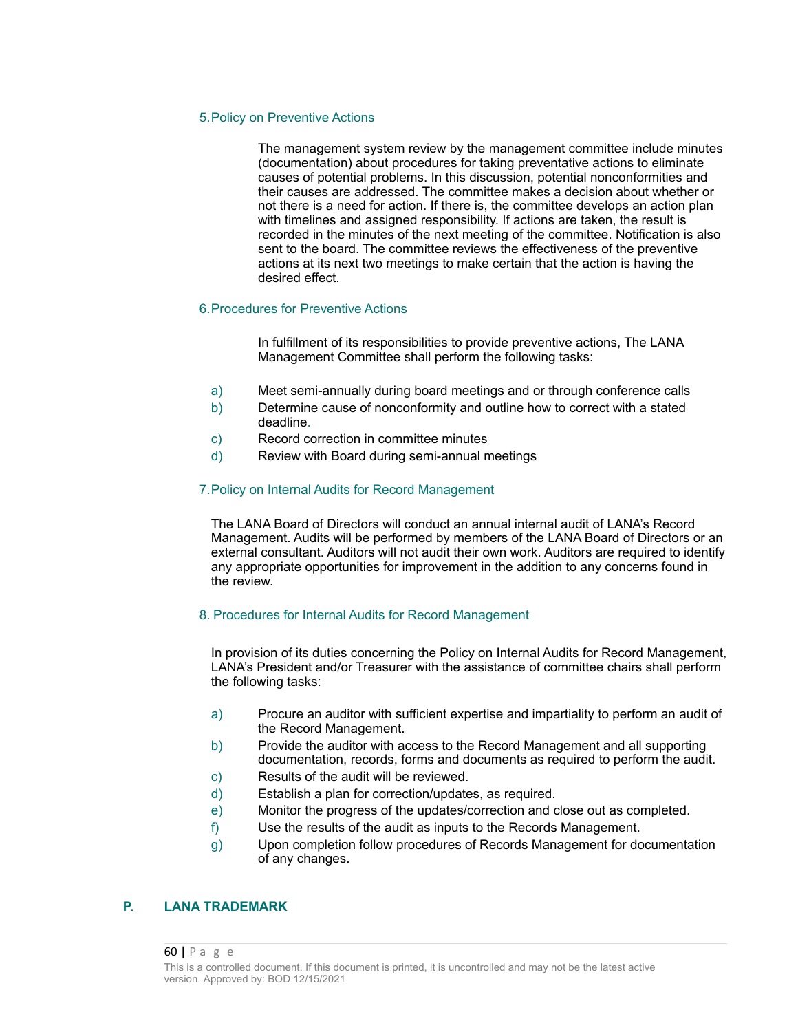### 5. Policy on Preventive Actions

The management system review by the management committee include minutes (documentation) about procedures for taking preventative actions to eliminate causes of potential problems. In this discussion, potential nonconformities and their causes are addressed. The committee makes a decision about whether or not there is a need for action. If there is, the committee develops an action plan with timelines and assigned responsibility. If actions are taken, the result is recorded in the minutes of the next meeting of the committee. Notification is also sent to the board. The committee reviews the effectiveness of the preventive actions at its next two meetings to make certain that the action is having the desired effect.

### 6. Procedures for Preventive Actions

In fulfillment of its responsibilities to provide preventive actions, The LANA Management Committee shall perform the following tasks:

a) Meet semi-annually during board meetings and or through conference calls
b) Determine cause of nonconformity and outline how to correct with a stated deadline.
c) Record correction in committee minutes
d) Review with Board during semi-annual meetings

### 7. Policy on Internal Audits for Record Management

The LANA Board of Directors will conduct an annual internal audit of LANA's Record Management. Audits will be performed by members of the LANA Board of Directors or an external consultant. Auditors will not audit their own work. Auditors are required to identify any appropriate opportunities for improvement in the addition to any concerns found in the review.

### 8. Procedures for Internal Audits for Record Management

In provision of its duties concerning the Policy on Internal Audits for Record Management, LANA's President and/or Treasurer with the assistance of committee chairs shall perform the following tasks:

a) Procure an auditor with sufficient expertise and impartiality to perform an audit of the Record Management.
b) Provide the auditor with access to the Record Management and all supporting documentation, records, forms and documents as required to perform the audit.
c) Results of the audit will be reviewed.
d) Establish a plan for correction/updates, as required.
e) Monitor the progress of the updates/correction and close out as completed.
f) Use the results of the audit as inputs to the Records Management.
g) Upon completion follow procedures of Records Management for documentation of any changes.

## P. LANA TRADEMARK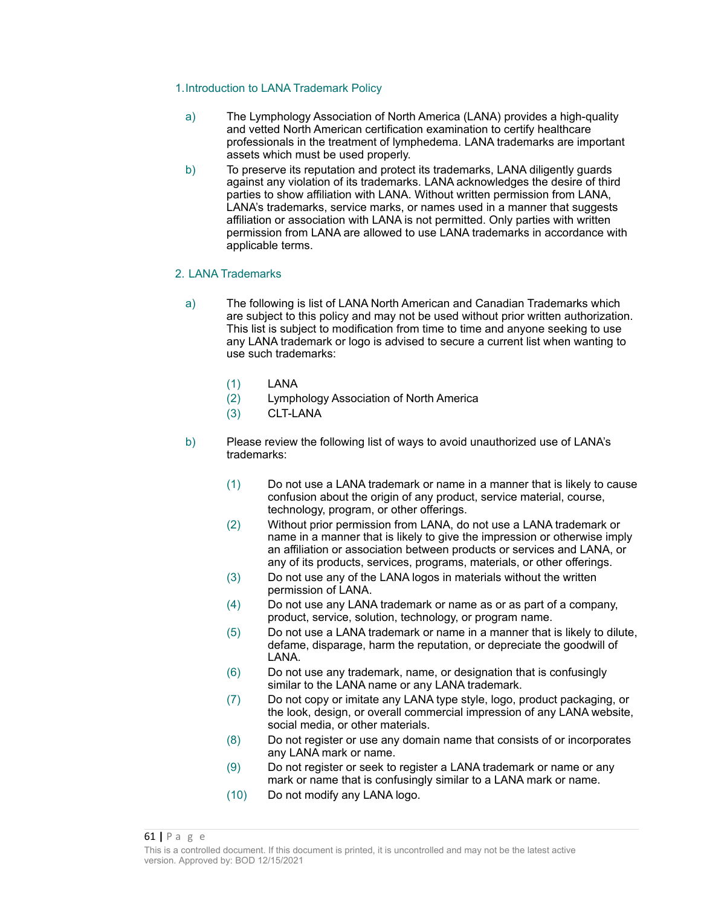## 1. Introduction to LANA Trademark Policy

a) The Lymphology Association of North America (LANA) provides a high-quality and vetted North American certification examination to certify healthcare professionals in the treatment of lymphedema. LANA trademarks are important assets which must be used properly.

b) To preserve its reputation and protect its trademarks, LANA diligently guards against any violation of its trademarks. LANA acknowledges the desire of third parties to show affiliation with LANA. Without written permission from LANA, LANA's trademarks, service marks, or names used in a manner that suggests affiliation or association with LANA is not permitted. Only parties with written permission from LANA are allowed to use LANA trademarks in accordance with applicable terms.

## 2. LANA Trademarks

a) The following is list of LANA North American and Canadian Trademarks which are subject to this policy and may not be used without prior written authorization. This list is subject to modification from time to time and anyone seeking to use any LANA trademark or logo is advised to secure a current list when wanting to use such trademarks:

   (1) LANA
   (2) Lymphology Association of North America
   (3) CLT-LANA

b) Please review the following list of ways to avoid unauthorized use of LANA's trademarks:

   (1) Do not use a LANA trademark or name in a manner that is likely to cause confusion about the origin of any product, service material, course, technology, program, or other offerings.
   (2) Without prior permission from LANA, do not use a LANA trademark or name in a manner that is likely to give the impression or otherwise imply an affiliation or association between products or services and LANA, or any of its products, services, programs, materials, or other offerings.
   (3) Do not use any of the LANA logos in materials without the written permission of LANA.
   (4) Do not use any LANA trademark or name as or as part of a company, product, service, solution, technology, or program name.
   (5) Do not use a LANA trademark or name in a manner that is likely to dilute, defame, disparage, harm the reputation, or depreciate the goodwill of LANA.
   (6) Do not use any trademark, name, or designation that is confusingly similar to the LANA name or any LANA trademark.
   (7) Do not copy or imitate any LANA type style, logo, product packaging, or the look, design, or overall commercial impression of any LANA website, social media, or other materials.
   (8) Do not register or use any domain name that consists of or incorporates any LANA mark or name.
   (9) Do not register or seek to register a LANA trademark or name or any mark or name that is confusingly similar to a LANA mark or name.
   (10) Do not modify any LANA logo.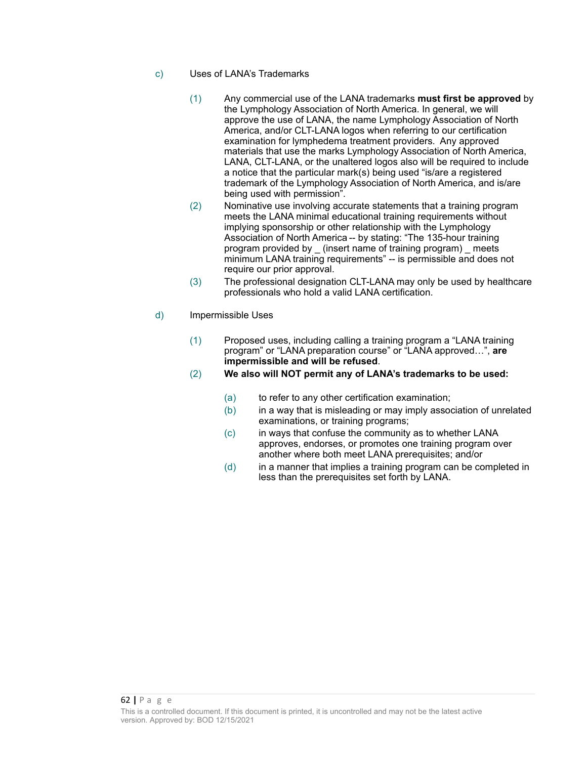c) Uses of LANA's Trademarks

(1) Any commercial use of the LANA trademarks **must first be approved** by the Lymphology Association of North America. In general, we will approve the use of LANA, the name Lymphology Association of North America, and/or CLT-LANA logos when referring to our certification examination for lymphedema treatment providers. Any approved materials that use the marks Lymphology Association of North America, LANA, CLT-LANA, or the unaltered logos also will be required to include a notice that the particular mark(s) being used "is/are a registered trademark of the Lymphology Association of North America, and is/are being used with permission".

(2) Nominative use involving accurate statements that a training program meets the LANA minimal educational training requirements without implying sponsorship or other relationship with the Lymphology Association of North America -- by stating: "The 135-hour training program provided by _ (insert name of training program) _ meets minimum LANA training requirements" -- is permissible and does not require our prior approval.

(3) The professional designation CLT-LANA may only be used by healthcare professionals who hold a valid LANA certification.

d) Impermissible Uses

(1) Proposed uses, including calling a training program a "LANA training program" or "LANA preparation course" or "LANA approved…", **are impermissible and will be refused**.

(2) **We also will NOT permit any of LANA's trademarks to be used:**

(a) to refer to any other certification examination;

(b) in a way that is misleading or may imply association of unrelated examinations, or training programs;

(c) in ways that confuse the community as to whether LANA approves, endorses, or promotes one training program over another where both meet LANA prerequisites; and/or

(d) in a manner that implies a training program can be completed in less than the prerequisites set forth by LANA.

This is a controlled document. If this document is printed, it is uncontrolled and may not be the latest active version. Approved by: BOD 12/15/2021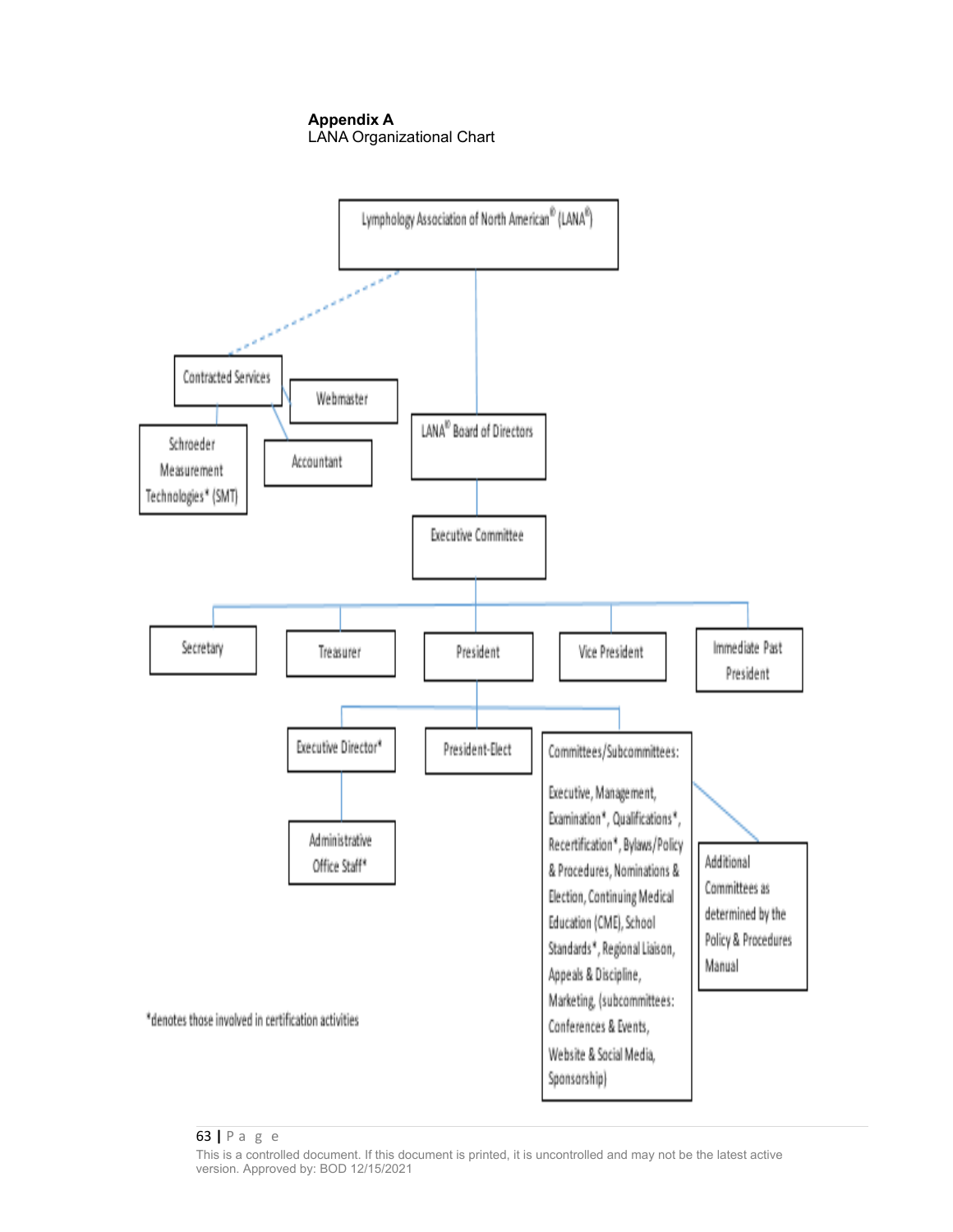**Appendix A**
LANA Organizational Chart

Lymphology Association of North American® (LANA®)

Contracted Services

Webmaster

Schroeder Measurement Technologies* (SMT)

Accountant

LANA® Board of Directors

Executive Committee

Secretary

Treasurer

President

Vice President

Immediate Past President

Executive Director*

President-Elect

Committees/Subcommittees:

Executive, Management, Examination*, Qualifications*, Recertification*, Bylaws/Policy & Procedures, Nominations & Election, Continuing Medical Education (CME), School Standards*, Regional Liaison, Appeals & Discipline, Marketing, (subcommittees: Conferences & Events, Website & Social Media, Sponsorship)

Administrative Office Staff*

Additional Committees as determined by the Policy & Procedures Manual

*denotes those involved in certification activities

This is a controlled document. If this document is printed, it is uncontrolled and may not be the latest active version. Approved by: BOD 12/15/2021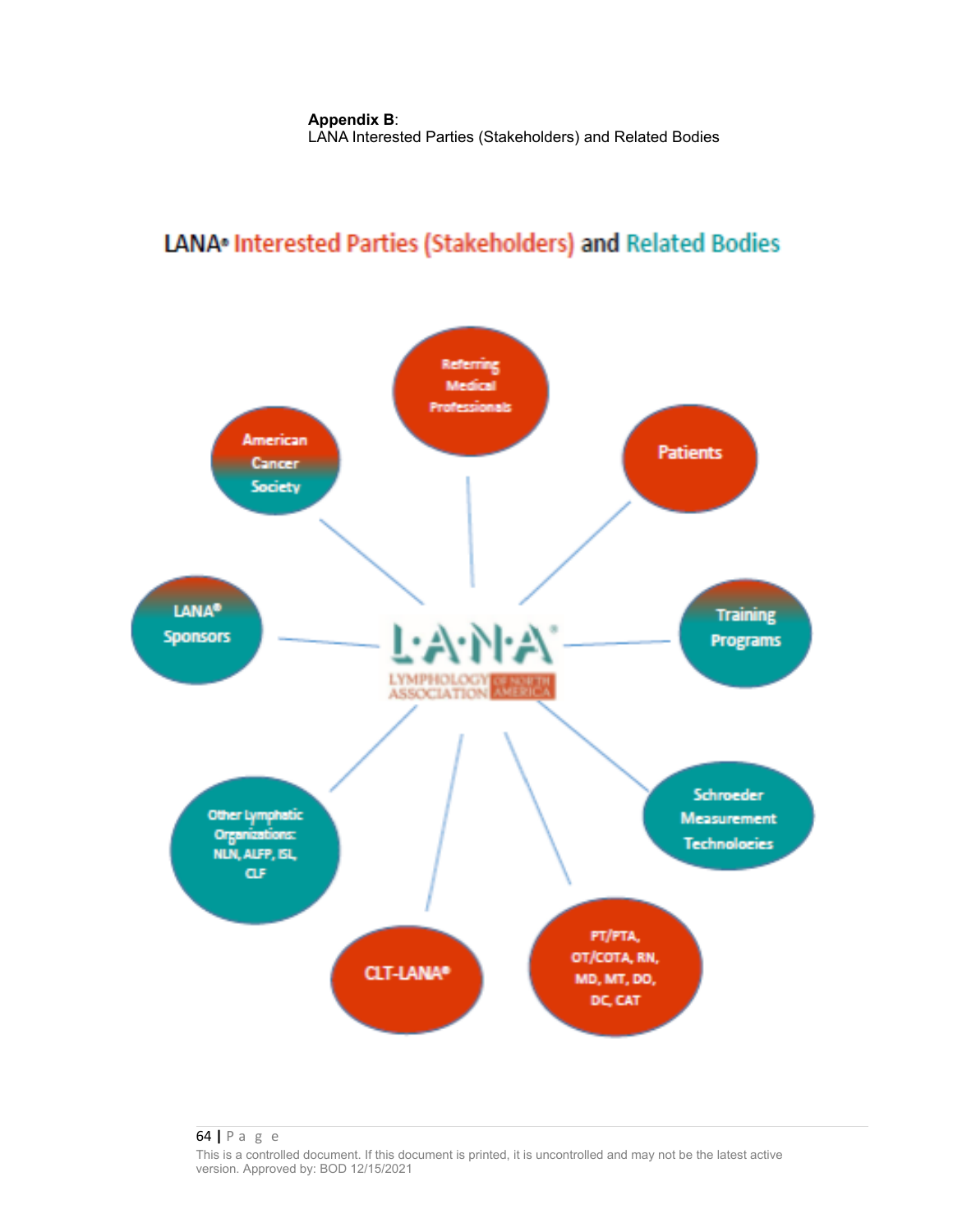**Appendix B**:
LANA Interested Parties (Stakeholders) and Related Bodies

## LANA® Interested Parties (Stakeholders) and Related Bodies

- Referring Medical Professionals
- Patients
- Training Programs
- Schroeder Measurement Technologies
- PT/PTA, OT/COTA, RN, MD, MT, DO, DC, CAT
- CLT-LANA®
- Other Lymphatic Organizations: NLN, ALFP, ISL, CLF
- LANA® Sponsors
- American Cancer Society

L·A·N·A®
LYMPHOLOGY ASSOCIATION OF NORTH AMERICA

This is a controlled document. If this document is printed, it is uncontrolled and may not be the latest active version. Approved by: BOD 12/15/2021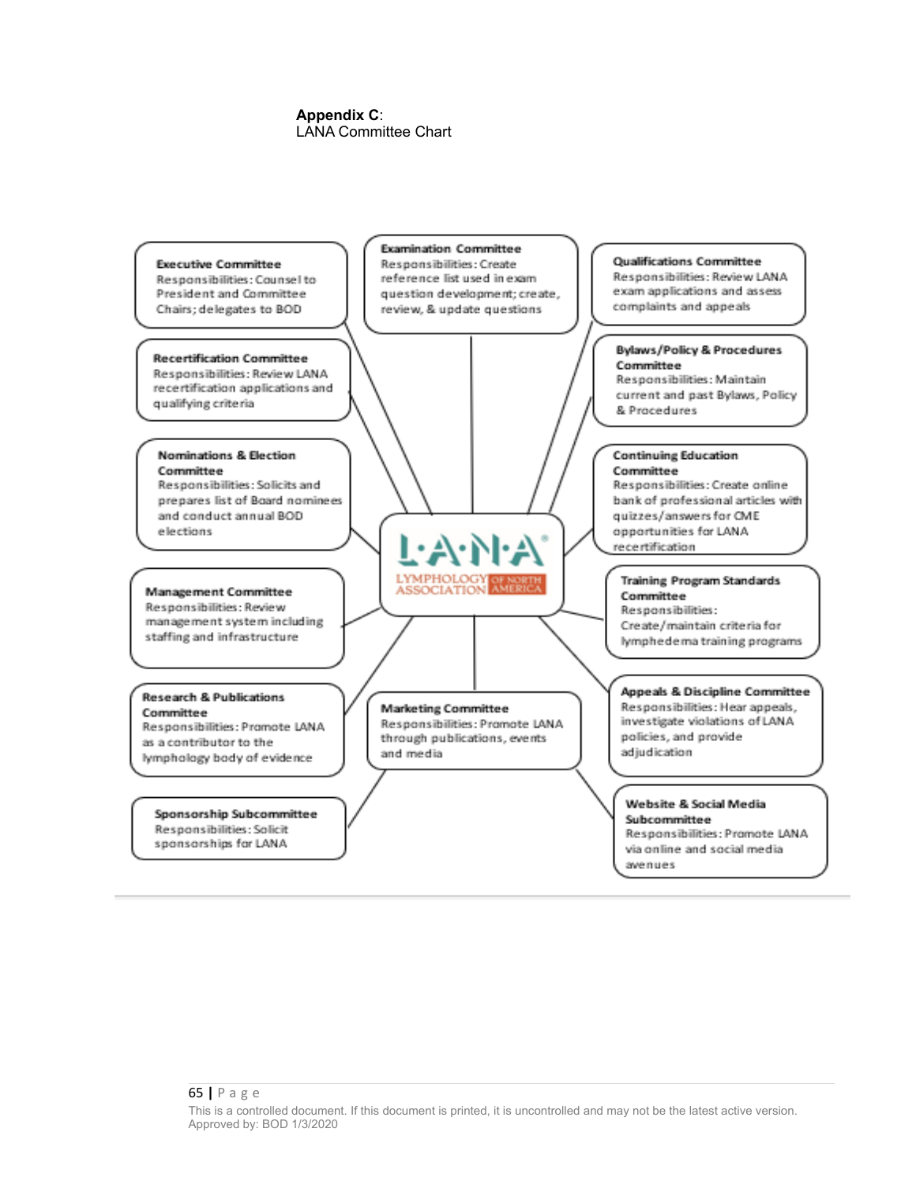**Appendix C**:
LANA Committee Chart

**Executive Committee**
Responsibilities: Counsel to President and Committee Chairs; delegates to BOD

**Examination Committee**
Responsibilities: Create reference list used in exam question development; create, review, & update questions

**Qualifications Committee**
Responsibilities: Review LANA exam applications and assess complaints and appeals

**Recertification Committee**
Responsibilities: Review LANA recertification applications and qualifying criteria

**Bylaws/Policy & Procedures Committee**
Responsibilities: Maintain current and past Bylaws, Policy & Procedures

**Nominations & Election Committee**
Responsibilities: Solicits and prepares list of Board nominees and conduct annual BOD elections

**Continuing Education Committee**
Responsibilities: Create online bank of professional articles with quizzes/answers for CME opportunities for LANA recertification

L·A·N·A®
LYMPHOLOGY ASSOCIATION OF NORTH AMERICA

**Management Committee**
Responsibilities: Review management system including staffing and infrastructure

**Training Program Standards Committee**
Responsibilities: Create/maintain criteria for lymphedema training programs

**Research & Publications Committee**
Responsibilities: Promote LANA as a contributor to the lymphology body of evidence

**Marketing Committee**
Responsibilities: Promote LANA through publications, events and media

**Appeals & Discipline Committee**
Responsibilities: Hear appeals, investigate violations of LANA policies, and provide adjudication

**Sponsorship Subcommittee**
Responsibilities: Solicit sponsorships for LANA

**Website & Social Media Subcommittee**
Responsibilities: Promote LANA via online and social media avenues

This is a controlled document. If this document is printed, it is uncontrolled and may not be the latest active version.
Approved by: BOD 1/3/2020